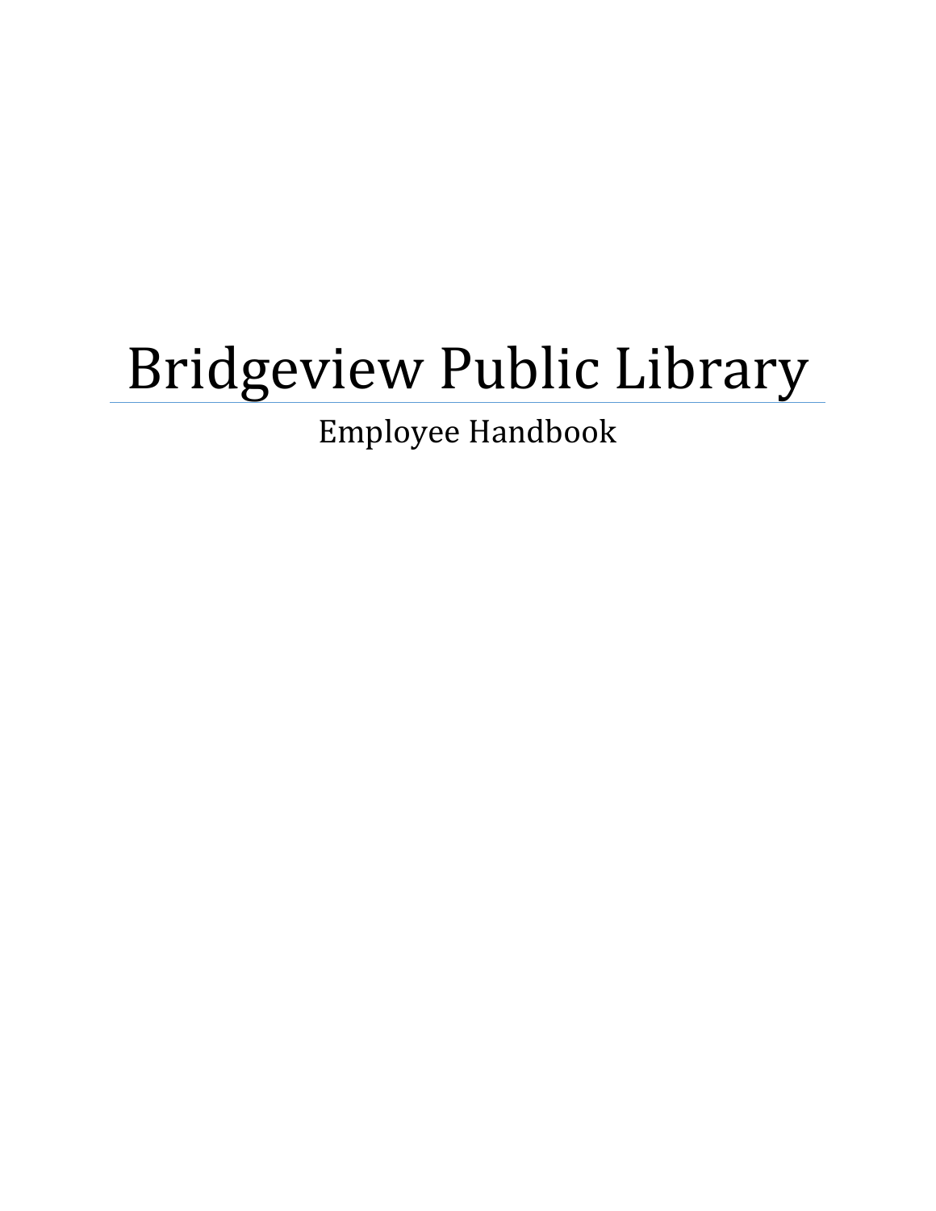# Bridgeview Public Library

Employee Handbook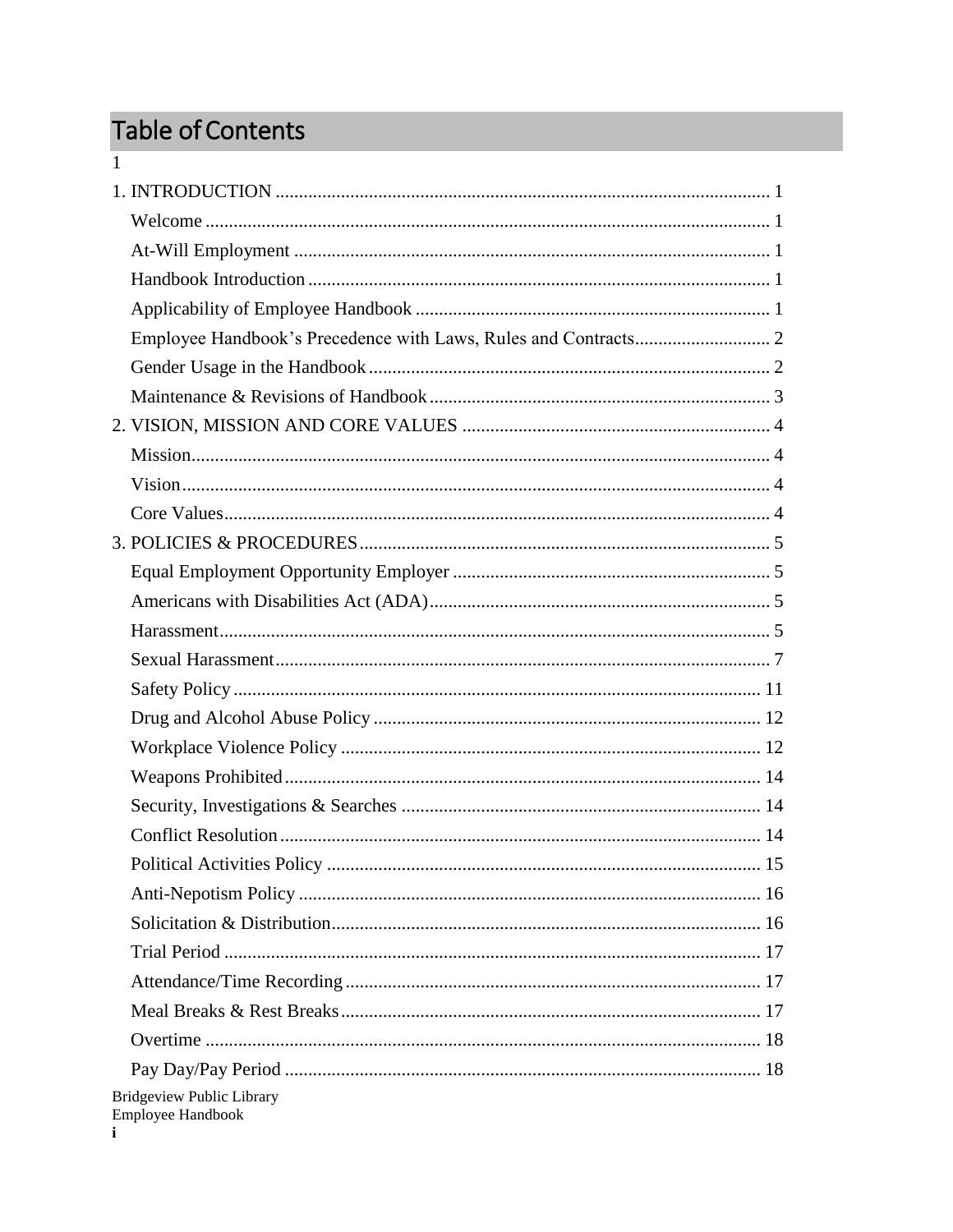# Table of Contents

1

1. INTRODUCTION ..... 1
   - Welcome ..... 1
   - At-Will Employment ..... 1
   - Handbook Introduction ..... 1
   - Applicability of Employee Handbook ..... 1
   - Employee Handbook's Precedence with Laws, Rules and Contracts ..... 2
   - Gender Usage in the Handbook ..... 2
   - Maintenance & Revisions of Handbook ..... 3
2. VISION, MISSION AND CORE VALUES ..... 4
   - Mission ..... 4
   - Vision ..... 4
   - Core Values ..... 4
3. POLICIES & PROCEDURES ..... 5
   - Equal Employment Opportunity Employer ..... 5
   - Americans with Disabilities Act (ADA) ..... 5
   - Harassment ..... 5
   - Sexual Harassment ..... 7
   - Safety Policy ..... 11
   - Drug and Alcohol Abuse Policy ..... 12
   - Workplace Violence Policy ..... 12
   - Weapons Prohibited ..... 14
   - Security, Investigations & Searches ..... 14
   - Conflict Resolution ..... 14
   - Political Activities Policy ..... 15
   - Anti-Nepotism Policy ..... 16
   - Solicitation & Distribution ..... 16
   - Trial Period ..... 17
   - Attendance/Time Recording ..... 17
   - Meal Breaks & Rest Breaks ..... 17
   - Overtime ..... 18
   - Pay Day/Pay Period ..... 18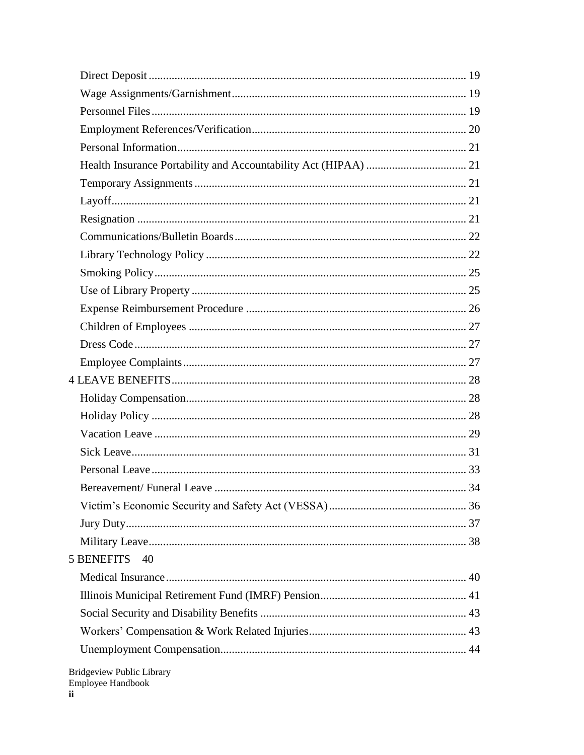Direct Deposit ........................................................................................................ 19
Wage Assignments/Garnishment .................................................................................. 19
Personnel Files ....................................................................................................... 19
Employment References/Verification .......................................................................... 20
Personal Information ................................................................................................ 21
Health Insurance Portability and Accountability Act (HIPAA) .................................... 21
Temporary Assignments ........................................................................................... 21
Layoff ..................................................................................................................... 21
Resignation ............................................................................................................. 21
Communications/Bulletin Boards ............................................................................... 22
Library Technology Policy ........................................................................................ 22
Smoking Policy ........................................................................................................ 25
Use of Library Property ............................................................................................ 25
Expense Reimbursement Procedure ........................................................................... 26
Children of Employees ............................................................................................. 27
Dress Code .............................................................................................................. 27
Employee Complaints ............................................................................................... 27

4 LEAVE BENEFITS ................................................................................................. 28

Holiday Compensation .............................................................................................. 28
Holiday Policy ......................................................................................................... 28
Vacation Leave ........................................................................................................ 29
Sick Leave ............................................................................................................... 31
Personal Leave ......................................................................................................... 33
Bereavement/ Funeral Leave ..................................................................................... 34
Victim's Economic Security and Safety Act (VESSA) ................................................. 36
Jury Duty ................................................................................................................. 37
Military Leave .......................................................................................................... 38

5 BENEFITS 40

Medical Insurance .................................................................................................... 40
Illinois Municipal Retirement Fund (IMRF) Pension ................................................... 41
Social Security and Disability Benefits ...................................................................... 43
Workers' Compensation & Work Related Injuries ....................................................... 43
Unemployment Compensation ................................................................................... 44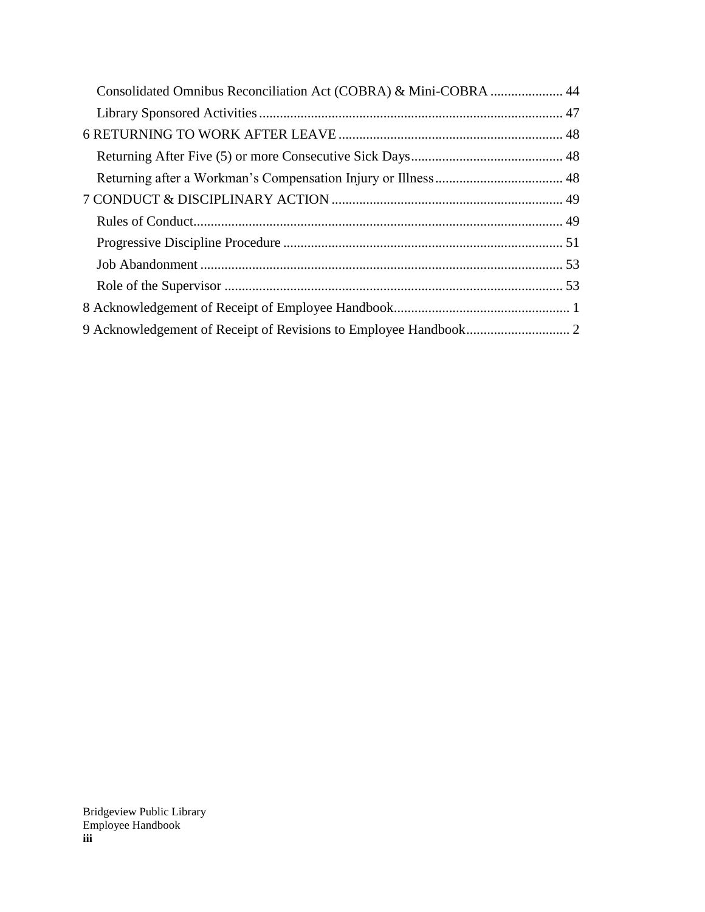- Consolidated Omnibus Reconciliation Act (COBRA) & Mini-COBRA ..................... 44
- Library Sponsored Activities ....................................................................................... 47

6 RETURNING TO WORK AFTER LEAVE ................................................................ 48

- Returning After Five (5) or more Consecutive Sick Days ............................................ 48
- Returning after a Workman's Compensation Injury or Illness ..................................... 48

7 CONDUCT & DISCIPLINARY ACTION .................................................................. 49

- Rules of Conduct .......................................................................................................... 49
- Progressive Discipline Procedure ................................................................................ 51
- Job Abandonment ........................................................................................................ 53
- Role of the Supervisor ................................................................................................. 53

8 Acknowledgement of Receipt of Employee Handbook ................................................... 1

9 Acknowledgement of Receipt of Revisions to Employee Handbook .............................. 2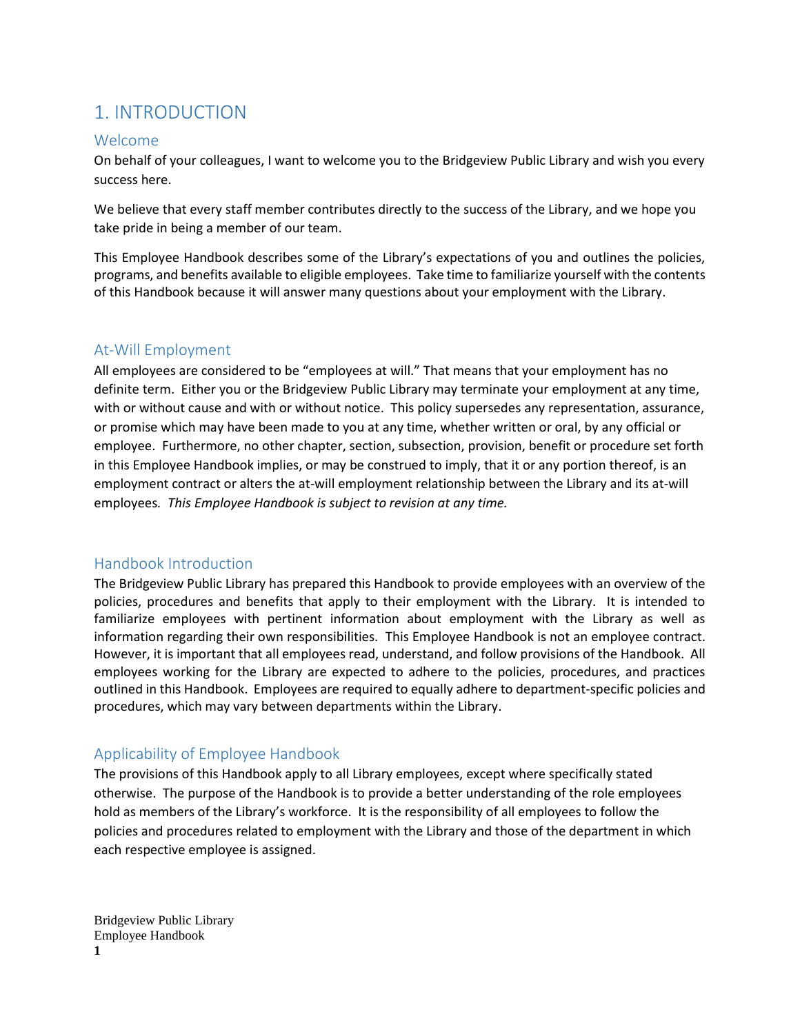# 1. INTRODUCTION

## Welcome

On behalf of your colleagues, I want to welcome you to the Bridgeview Public Library and wish you every success here.

We believe that every staff member contributes directly to the success of the Library, and we hope you take pride in being a member of our team.

This Employee Handbook describes some of the Library's expectations of you and outlines the policies, programs, and benefits available to eligible employees. Take time to familiarize yourself with the contents of this Handbook because it will answer many questions about your employment with the Library.

## At-Will Employment

All employees are considered to be "employees at will." That means that your employment has no definite term. Either you or the Bridgeview Public Library may terminate your employment at any time, with or without cause and with or without notice. This policy supersedes any representation, assurance, or promise which may have been made to you at any time, whether written or oral, by any official or employee. Furthermore, no other chapter, section, subsection, provision, benefit or procedure set forth in this Employee Handbook implies, or may be construed to imply, that it or any portion thereof, is an employment contract or alters the at-will employment relationship between the Library and its at-will employees*. This Employee Handbook is subject to revision at any time.*

## Handbook Introduction

The Bridgeview Public Library has prepared this Handbook to provide employees with an overview of the policies, procedures and benefits that apply to their employment with the Library. It is intended to familiarize employees with pertinent information about employment with the Library as well as information regarding their own responsibilities. This Employee Handbook is not an employee contract. However, it is important that all employees read, understand, and follow provisions of the Handbook. All employees working for the Library are expected to adhere to the policies, procedures, and practices outlined in this Handbook. Employees are required to equally adhere to department-specific policies and procedures, which may vary between departments within the Library.

## Applicability of Employee Handbook

The provisions of this Handbook apply to all Library employees, except where specifically stated otherwise. The purpose of the Handbook is to provide a better understanding of the role employees hold as members of the Library's workforce. It is the responsibility of all employees to follow the policies and procedures related to employment with the Library and those of the department in which each respective employee is assigned.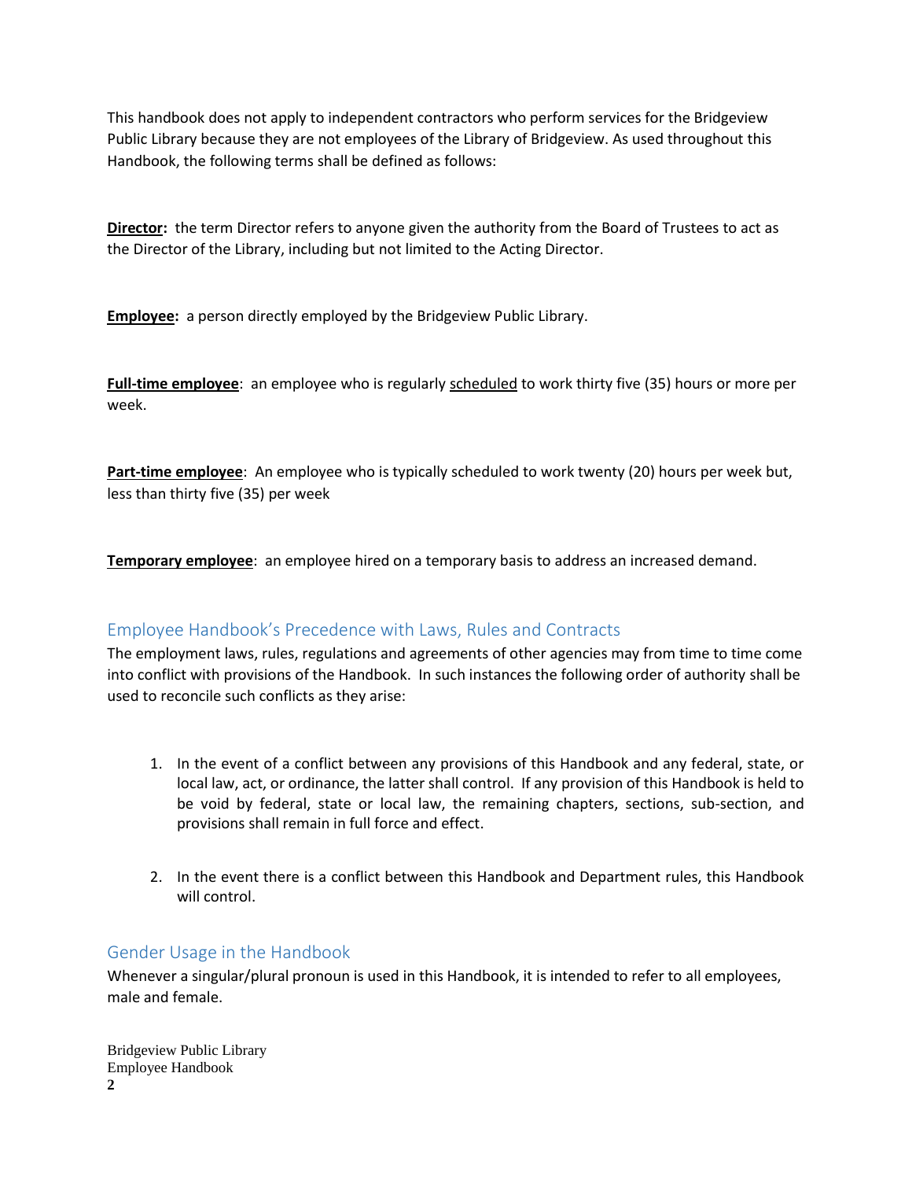This handbook does not apply to independent contractors who perform services for the Bridgeview Public Library because they are not employees of the Library of Bridgeview. As used throughout this Handbook, the following terms shall be defined as follows:

**Director:** the term Director refers to anyone given the authority from the Board of Trustees to act as the Director of the Library, including but not limited to the Acting Director.

**Employee:** a person directly employed by the Bridgeview Public Library.

**Full-time employee**: an employee who is regularly scheduled to work thirty five (35) hours or more per week.

**Part-time employee**: An employee who is typically scheduled to work twenty (20) hours per week but, less than thirty five (35) per week

**Temporary employee**: an employee hired on a temporary basis to address an increased demand.

## Employee Handbook's Precedence with Laws, Rules and Contracts

The employment laws, rules, regulations and agreements of other agencies may from time to time come into conflict with provisions of the Handbook. In such instances the following order of authority shall be used to reconcile such conflicts as they arise:

1. In the event of a conflict between any provisions of this Handbook and any federal, state, or local law, act, or ordinance, the latter shall control. If any provision of this Handbook is held to be void by federal, state or local law, the remaining chapters, sections, sub-section, and provisions shall remain in full force and effect.

2. In the event there is a conflict between this Handbook and Department rules, this Handbook will control.

## Gender Usage in the Handbook

Whenever a singular/plural pronoun is used in this Handbook, it is intended to refer to all employees, male and female.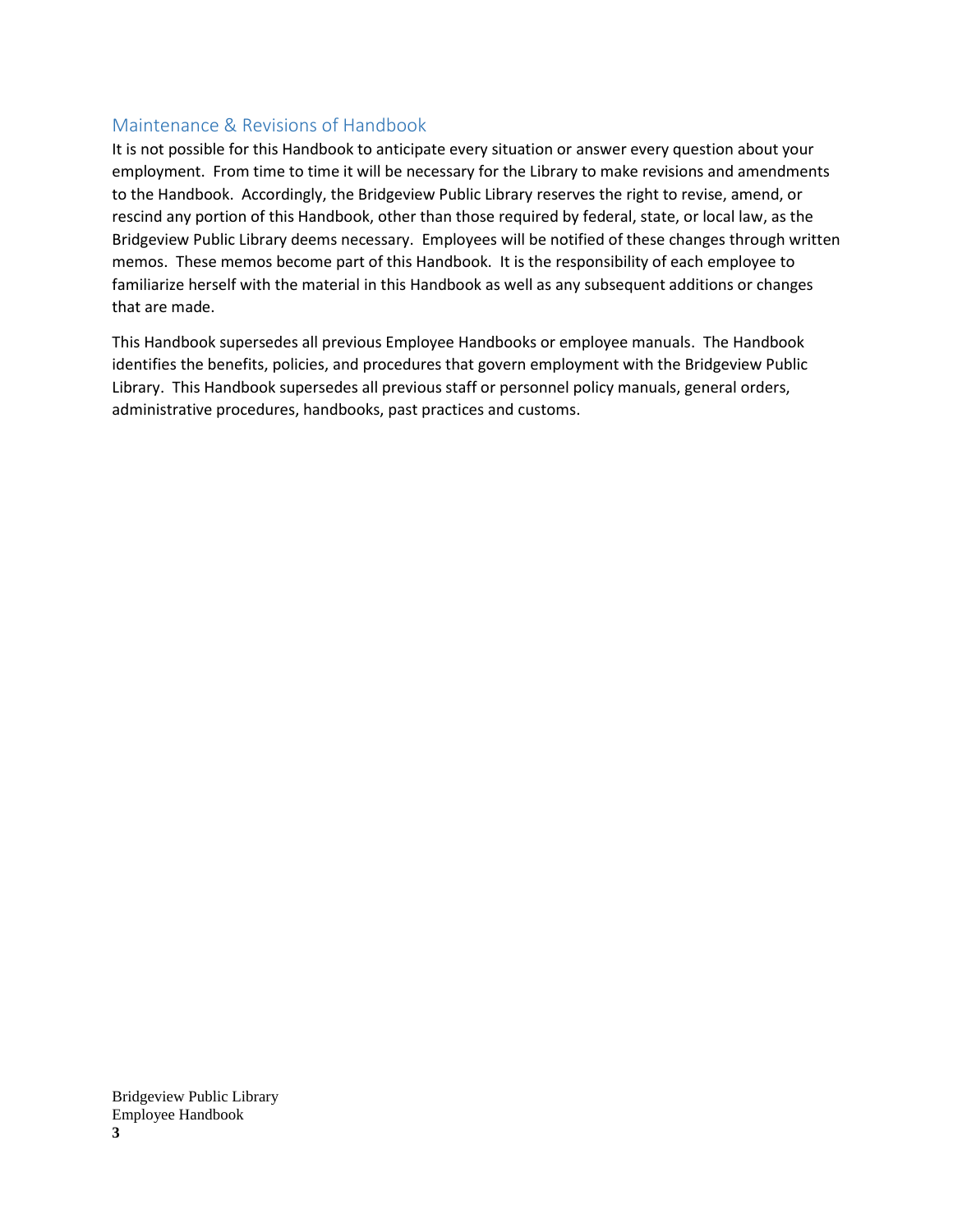## Maintenance & Revisions of Handbook

It is not possible for this Handbook to anticipate every situation or answer every question about your employment. From time to time it will be necessary for the Library to make revisions and amendments to the Handbook. Accordingly, the Bridgeview Public Library reserves the right to revise, amend, or rescind any portion of this Handbook, other than those required by federal, state, or local law, as the Bridgeview Public Library deems necessary. Employees will be notified of these changes through written memos. These memos become part of this Handbook. It is the responsibility of each employee to familiarize herself with the material in this Handbook as well as any subsequent additions or changes that are made.

This Handbook supersedes all previous Employee Handbooks or employee manuals. The Handbook identifies the benefits, policies, and procedures that govern employment with the Bridgeview Public Library. This Handbook supersedes all previous staff or personnel policy manuals, general orders, administrative procedures, handbooks, past practices and customs.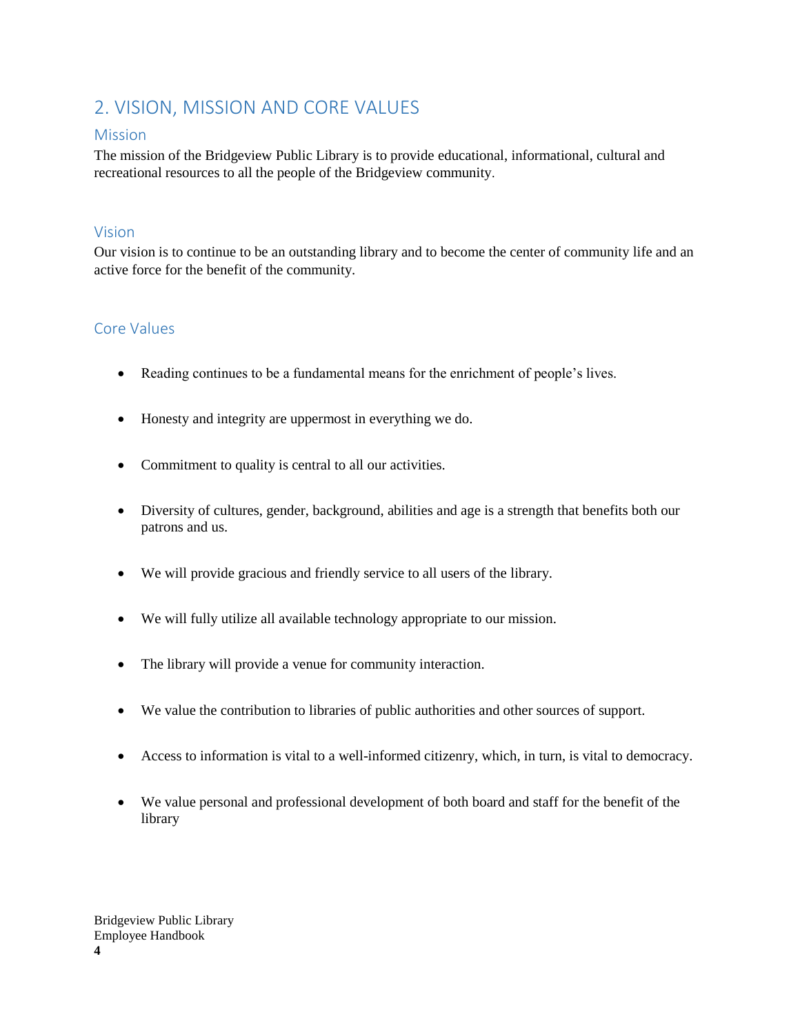## 2. VISION, MISSION AND CORE VALUES

### Mission

The mission of the Bridgeview Public Library is to provide educational, informational, cultural and recreational resources to all the people of the Bridgeview community.

### Vision

Our vision is to continue to be an outstanding library and to become the center of community life and an active force for the benefit of the community.

### Core Values

- Reading continues to be a fundamental means for the enrichment of people's lives.
- Honesty and integrity are uppermost in everything we do.
- Commitment to quality is central to all our activities.
- Diversity of cultures, gender, background, abilities and age is a strength that benefits both our patrons and us.
- We will provide gracious and friendly service to all users of the library.
- We will fully utilize all available technology appropriate to our mission.
- The library will provide a venue for community interaction.
- We value the contribution to libraries of public authorities and other sources of support.
- Access to information is vital to a well-informed citizenry, which, in turn, is vital to democracy.
- We value personal and professional development of both board and staff for the benefit of the library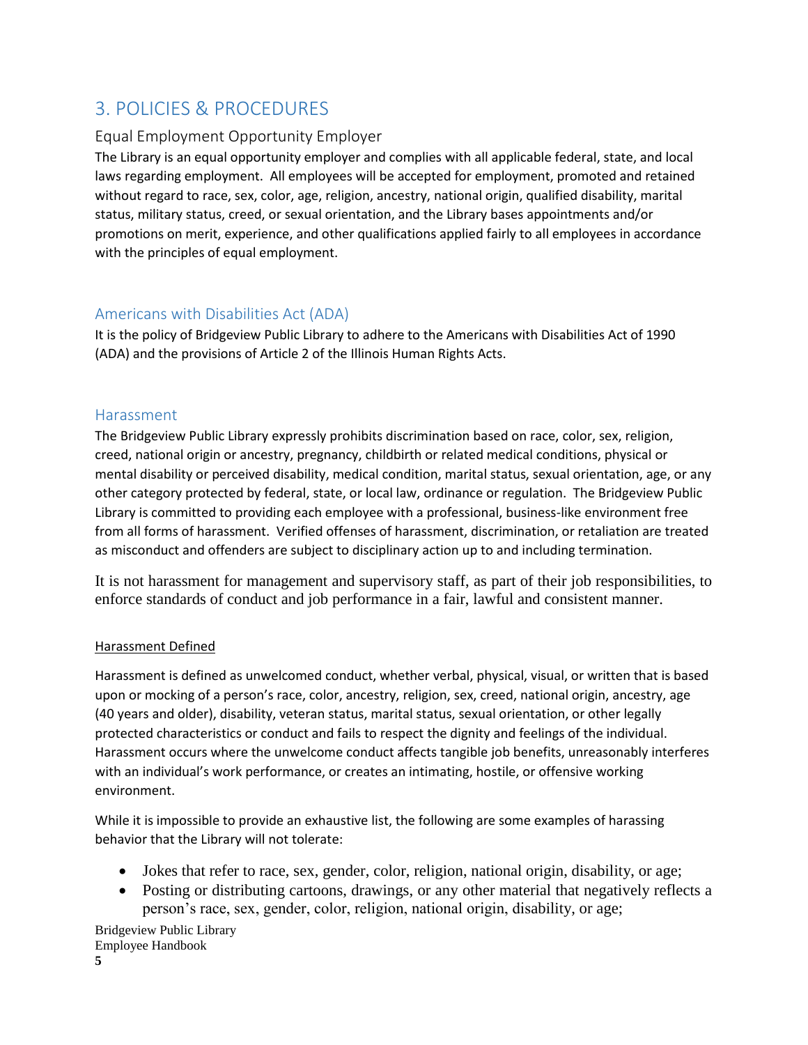# 3. POLICIES & PROCEDURES

## Equal Employment Opportunity Employer

The Library is an equal opportunity employer and complies with all applicable federal, state, and local laws regarding employment. All employees will be accepted for employment, promoted and retained without regard to race, sex, color, age, religion, ancestry, national origin, qualified disability, marital status, military status, creed, or sexual orientation, and the Library bases appointments and/or promotions on merit, experience, and other qualifications applied fairly to all employees in accordance with the principles of equal employment.

## Americans with Disabilities Act (ADA)

It is the policy of Bridgeview Public Library to adhere to the Americans with Disabilities Act of 1990 (ADA) and the provisions of Article 2 of the Illinois Human Rights Acts.

## Harassment

The Bridgeview Public Library expressly prohibits discrimination based on race, color, sex, religion, creed, national origin or ancestry, pregnancy, childbirth or related medical conditions, physical or mental disability or perceived disability, medical condition, marital status, sexual orientation, age, or any other category protected by federal, state, or local law, ordinance or regulation. The Bridgeview Public Library is committed to providing each employee with a professional, business-like environment free from all forms of harassment. Verified offenses of harassment, discrimination, or retaliation are treated as misconduct and offenders are subject to disciplinary action up to and including termination.

It is not harassment for management and supervisory staff, as part of their job responsibilities, to enforce standards of conduct and job performance in a fair, lawful and consistent manner.

### Harassment Defined

Harassment is defined as unwelcomed conduct, whether verbal, physical, visual, or written that is based upon or mocking of a person's race, color, ancestry, religion, sex, creed, national origin, ancestry, age (40 years and older), disability, veteran status, marital status, sexual orientation, or other legally protected characteristics or conduct and fails to respect the dignity and feelings of the individual. Harassment occurs where the unwelcome conduct affects tangible job benefits, unreasonably interferes with an individual's work performance, or creates an intimating, hostile, or offensive working environment.

While it is impossible to provide an exhaustive list, the following are some examples of harassing behavior that the Library will not tolerate:

- Jokes that refer to race, sex, gender, color, religion, national origin, disability, or age;
- Posting or distributing cartoons, drawings, or any other material that negatively reflects a person's race, sex, gender, color, religion, national origin, disability, or age;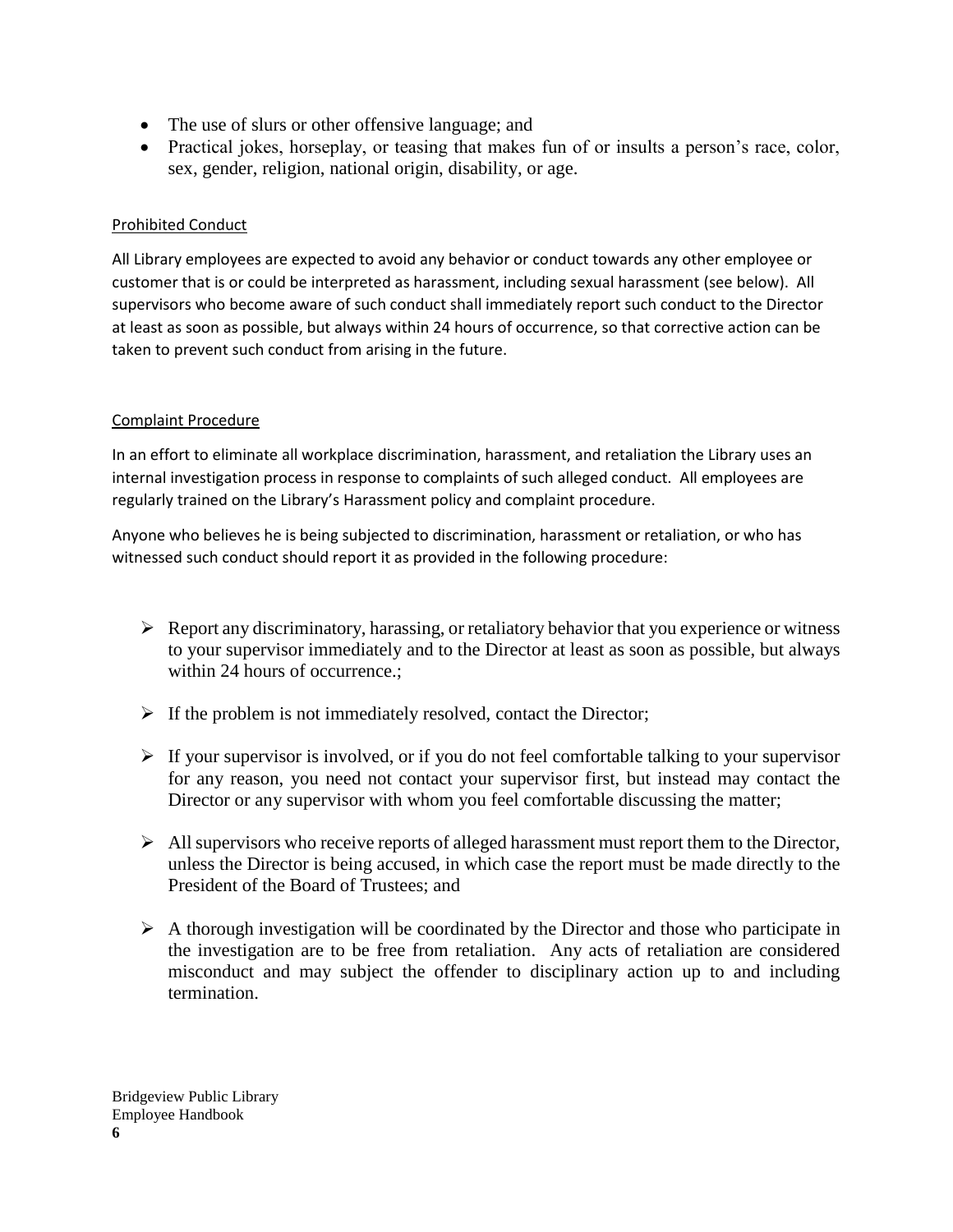- The use of slurs or other offensive language; and
- Practical jokes, horseplay, or teasing that makes fun of or insults a person's race, color, sex, gender, religion, national origin, disability, or age.

Prohibited Conduct

All Library employees are expected to avoid any behavior or conduct towards any other employee or customer that is or could be interpreted as harassment, including sexual harassment (see below). All supervisors who become aware of such conduct shall immediately report such conduct to the Director at least as soon as possible, but always within 24 hours of occurrence, so that corrective action can be taken to prevent such conduct from arising in the future.

Complaint Procedure

In an effort to eliminate all workplace discrimination, harassment, and retaliation the Library uses an internal investigation process in response to complaints of such alleged conduct. All employees are regularly trained on the Library's Harassment policy and complaint procedure.

Anyone who believes he is being subjected to discrimination, harassment or retaliation, or who has witnessed such conduct should report it as provided in the following procedure:

- Report any discriminatory, harassing, or retaliatory behavior that you experience or witness to your supervisor immediately and to the Director at least as soon as possible, but always within 24 hours of occurrence.;
- If the problem is not immediately resolved, contact the Director;
- If your supervisor is involved, or if you do not feel comfortable talking to your supervisor for any reason, you need not contact your supervisor first, but instead may contact the Director or any supervisor with whom you feel comfortable discussing the matter;
- All supervisors who receive reports of alleged harassment must report them to the Director, unless the Director is being accused, in which case the report must be made directly to the President of the Board of Trustees; and
- A thorough investigation will be coordinated by the Director and those who participate in the investigation are to be free from retaliation. Any acts of retaliation are considered misconduct and may subject the offender to disciplinary action up to and including termination.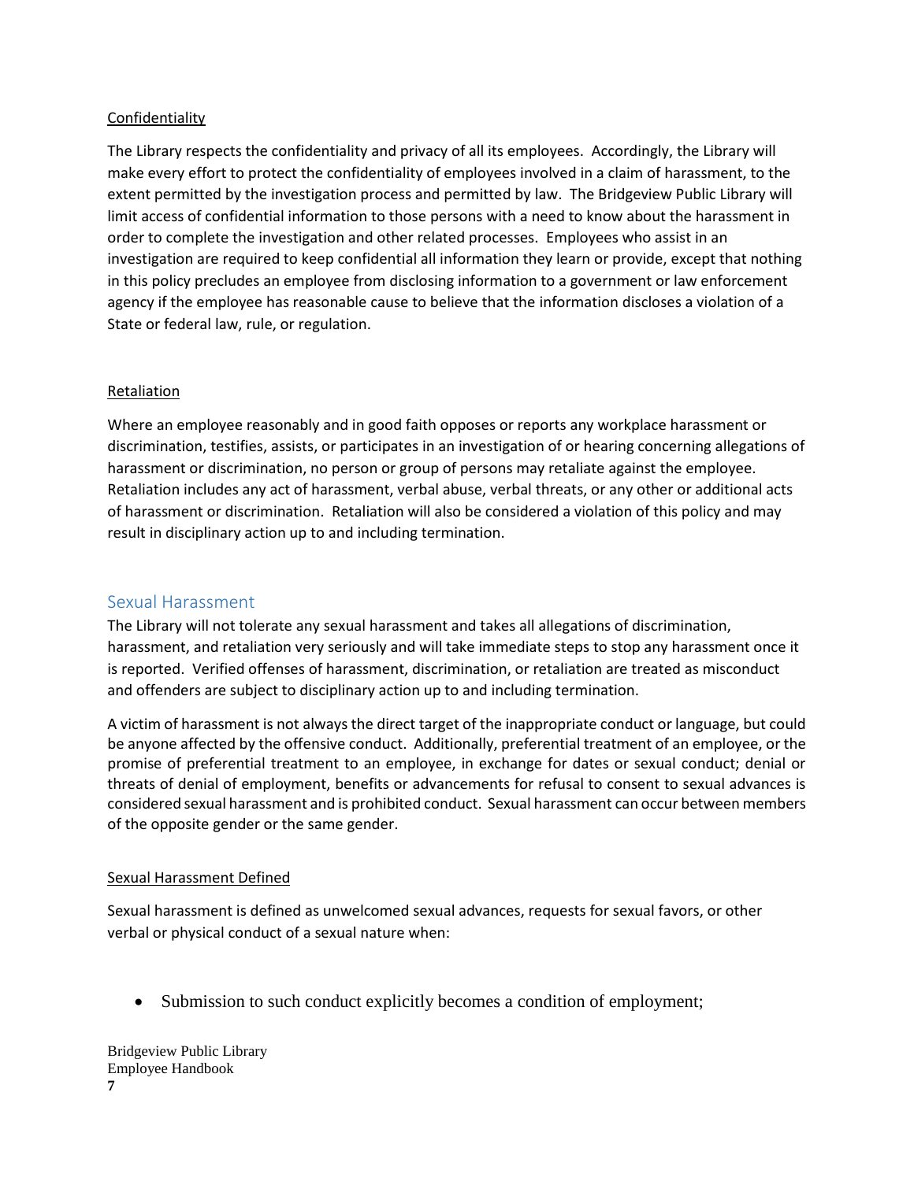### Confidentiality

The Library respects the confidentiality and privacy of all its employees. Accordingly, the Library will make every effort to protect the confidentiality of employees involved in a claim of harassment, to the extent permitted by the investigation process and permitted by law. The Bridgeview Public Library will limit access of confidential information to those persons with a need to know about the harassment in order to complete the investigation and other related processes. Employees who assist in an investigation are required to keep confidential all information they learn or provide, except that nothing in this policy precludes an employee from disclosing information to a government or law enforcement agency if the employee has reasonable cause to believe that the information discloses a violation of a State or federal law, rule, or regulation.

### Retaliation

Where an employee reasonably and in good faith opposes or reports any workplace harassment or discrimination, testifies, assists, or participates in an investigation of or hearing concerning allegations of harassment or discrimination, no person or group of persons may retaliate against the employee. Retaliation includes any act of harassment, verbal abuse, verbal threats, or any other or additional acts of harassment or discrimination. Retaliation will also be considered a violation of this policy and may result in disciplinary action up to and including termination.

## Sexual Harassment

The Library will not tolerate any sexual harassment and takes all allegations of discrimination, harassment, and retaliation very seriously and will take immediate steps to stop any harassment once it is reported. Verified offenses of harassment, discrimination, or retaliation are treated as misconduct and offenders are subject to disciplinary action up to and including termination.

A victim of harassment is not always the direct target of the inappropriate conduct or language, but could be anyone affected by the offensive conduct. Additionally, preferential treatment of an employee, or the promise of preferential treatment to an employee, in exchange for dates or sexual conduct; denial or threats of denial of employment, benefits or advancements for refusal to consent to sexual advances is considered sexual harassment and is prohibited conduct. Sexual harassment can occur between members of the opposite gender or the same gender.

### Sexual Harassment Defined

Sexual harassment is defined as unwelcomed sexual advances, requests for sexual favors, or other verbal or physical conduct of a sexual nature when:

- Submission to such conduct explicitly becomes a condition of employment;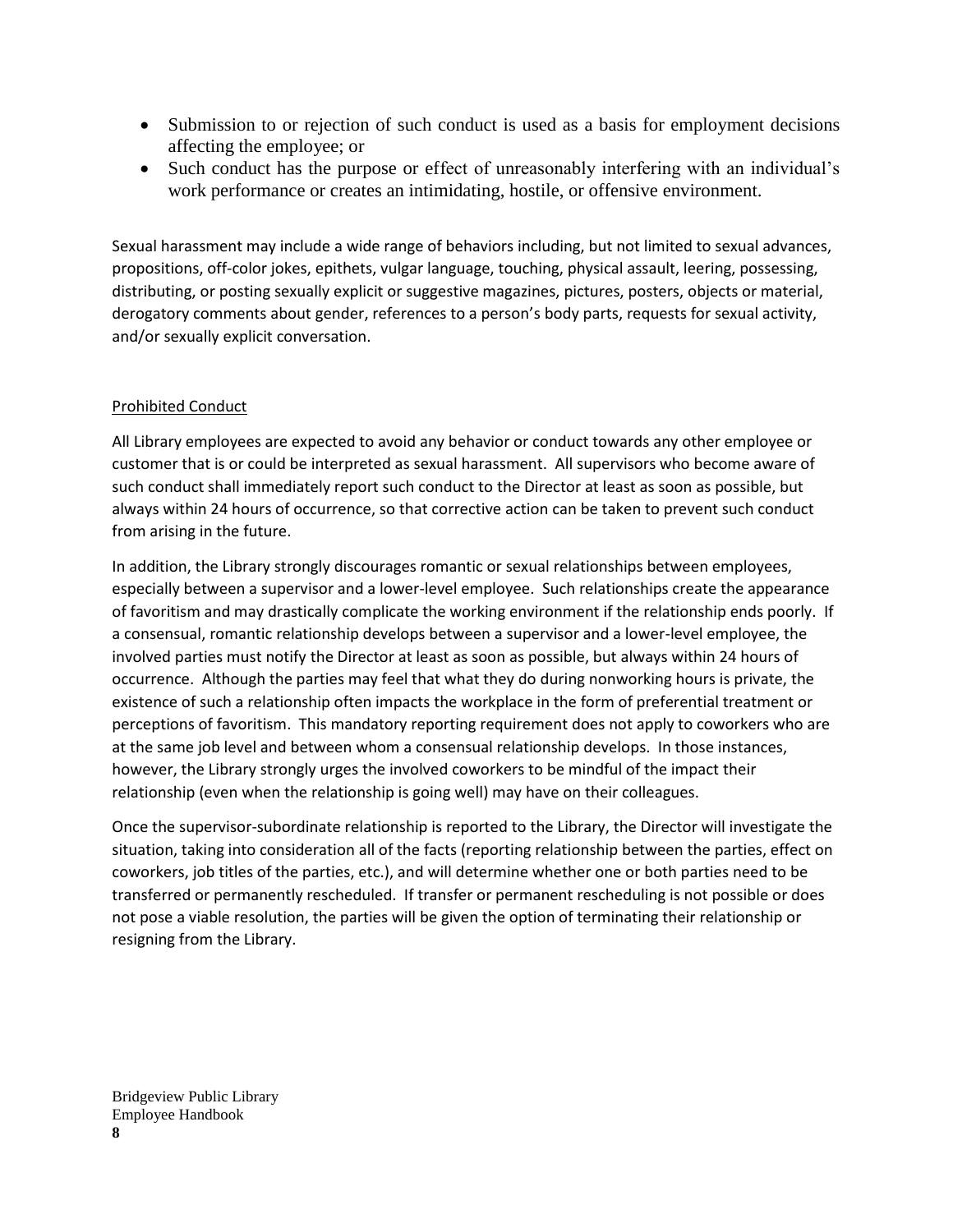- Submission to or rejection of such conduct is used as a basis for employment decisions affecting the employee; or
- Such conduct has the purpose or effect of unreasonably interfering with an individual's work performance or creates an intimidating, hostile, or offensive environment.

Sexual harassment may include a wide range of behaviors including, but not limited to sexual advances, propositions, off-color jokes, epithets, vulgar language, touching, physical assault, leering, possessing, distributing, or posting sexually explicit or suggestive magazines, pictures, posters, objects or material, derogatory comments about gender, references to a person's body parts, requests for sexual activity, and/or sexually explicit conversation.

Prohibited Conduct

All Library employees are expected to avoid any behavior or conduct towards any other employee or customer that is or could be interpreted as sexual harassment. All supervisors who become aware of such conduct shall immediately report such conduct to the Director at least as soon as possible, but always within 24 hours of occurrence, so that corrective action can be taken to prevent such conduct from arising in the future.

In addition, the Library strongly discourages romantic or sexual relationships between employees, especially between a supervisor and a lower-level employee. Such relationships create the appearance of favoritism and may drastically complicate the working environment if the relationship ends poorly. If a consensual, romantic relationship develops between a supervisor and a lower-level employee, the involved parties must notify the Director at least as soon as possible, but always within 24 hours of occurrence. Although the parties may feel that what they do during nonworking hours is private, the existence of such a relationship often impacts the workplace in the form of preferential treatment or perceptions of favoritism. This mandatory reporting requirement does not apply to coworkers who are at the same job level and between whom a consensual relationship develops. In those instances, however, the Library strongly urges the involved coworkers to be mindful of the impact their relationship (even when the relationship is going well) may have on their colleagues.

Once the supervisor-subordinate relationship is reported to the Library, the Director will investigate the situation, taking into consideration all of the facts (reporting relationship between the parties, effect on coworkers, job titles of the parties, etc.), and will determine whether one or both parties need to be transferred or permanently rescheduled. If transfer or permanent rescheduling is not possible or does not pose a viable resolution, the parties will be given the option of terminating their relationship or resigning from the Library.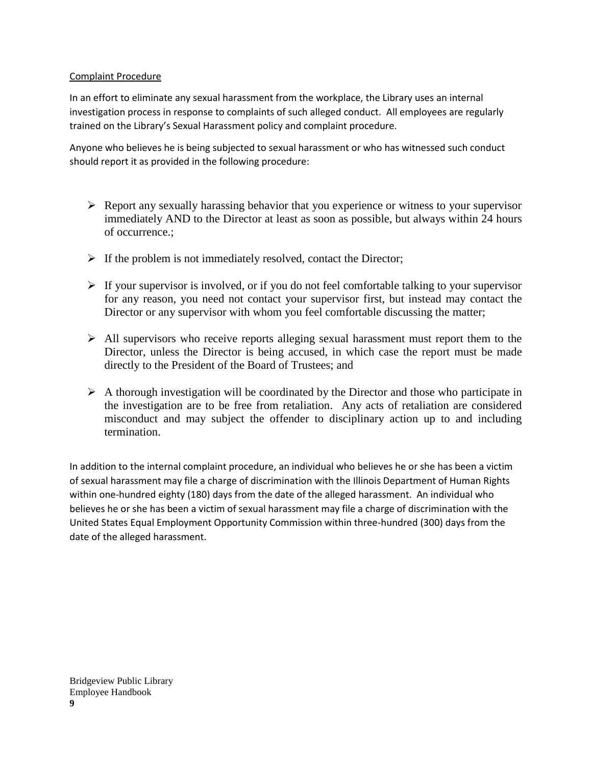Complaint Procedure

In an effort to eliminate any sexual harassment from the workplace, the Library uses an internal investigation process in response to complaints of such alleged conduct. All employees are regularly trained on the Library's Sexual Harassment policy and complaint procedure.

Anyone who believes he is being subjected to sexual harassment or who has witnessed such conduct should report it as provided in the following procedure:

- Report any sexually harassing behavior that you experience or witness to your supervisor immediately AND to the Director at least as soon as possible, but always within 24 hours of occurrence.;
- If the problem is not immediately resolved, contact the Director;
- If your supervisor is involved, or if you do not feel comfortable talking to your supervisor for any reason, you need not contact your supervisor first, but instead may contact the Director or any supervisor with whom you feel comfortable discussing the matter;
- All supervisors who receive reports alleging sexual harassment must report them to the Director, unless the Director is being accused, in which case the report must be made directly to the President of the Board of Trustees; and
- A thorough investigation will be coordinated by the Director and those who participate in the investigation are to be free from retaliation. Any acts of retaliation are considered misconduct and may subject the offender to disciplinary action up to and including termination.

In addition to the internal complaint procedure, an individual who believes he or she has been a victim of sexual harassment may file a charge of discrimination with the Illinois Department of Human Rights within one-hundred eighty (180) days from the date of the alleged harassment. An individual who believes he or she has been a victim of sexual harassment may file a charge of discrimination with the United States Equal Employment Opportunity Commission within three-hundred (300) days from the date of the alleged harassment.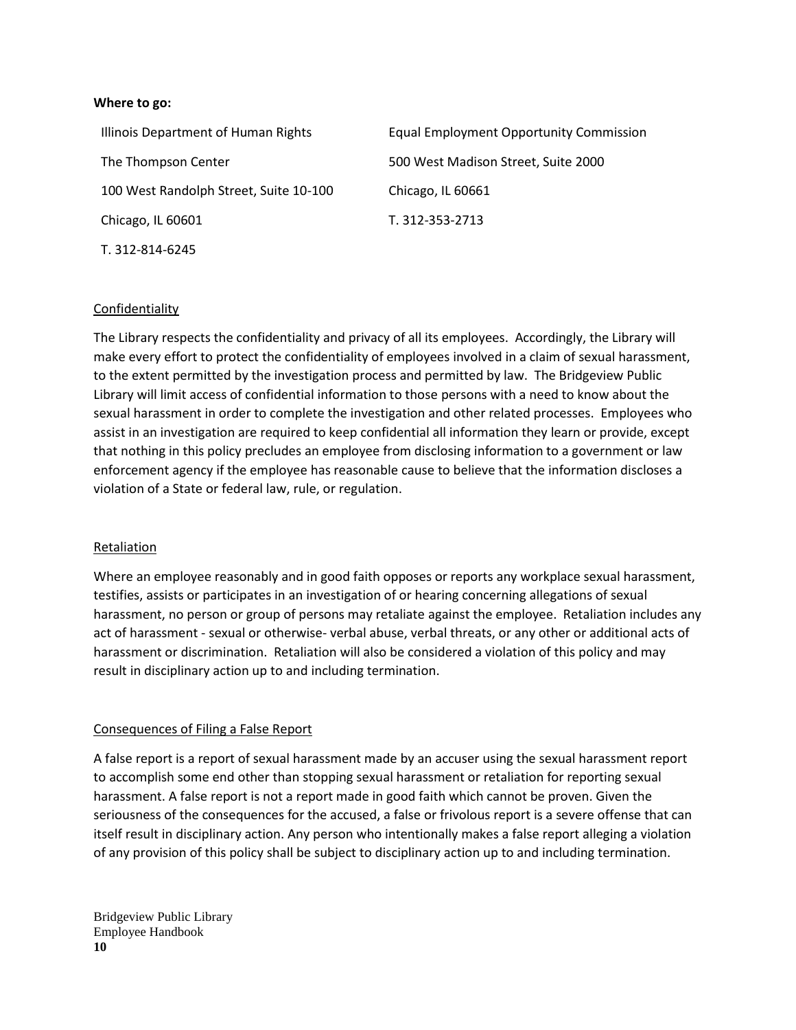**Where to go:**

| Illinois Department of Human Rights | Equal Employment Opportunity Commission |
|---|---|
| The Thompson Center | 500 West Madison Street, Suite 2000 |
| 100 West Randolph Street, Suite 10-100 | Chicago, IL 60661 |
| Chicago, IL 60601 | T. 312-353-2713 |
| T. 312-814-6245 | |

Confidentiality

The Library respects the confidentiality and privacy of all its employees. Accordingly, the Library will make every effort to protect the confidentiality of employees involved in a claim of sexual harassment, to the extent permitted by the investigation process and permitted by law. The Bridgeview Public Library will limit access of confidential information to those persons with a need to know about the sexual harassment in order to complete the investigation and other related processes. Employees who assist in an investigation are required to keep confidential all information they learn or provide, except that nothing in this policy precludes an employee from disclosing information to a government or law enforcement agency if the employee has reasonable cause to believe that the information discloses a violation of a State or federal law, rule, or regulation.

Retaliation

Where an employee reasonably and in good faith opposes or reports any workplace sexual harassment, testifies, assists or participates in an investigation of or hearing concerning allegations of sexual harassment, no person or group of persons may retaliate against the employee. Retaliation includes any act of harassment - sexual or otherwise- verbal abuse, verbal threats, or any other or additional acts of harassment or discrimination. Retaliation will also be considered a violation of this policy and may result in disciplinary action up to and including termination.

Consequences of Filing a False Report

A false report is a report of sexual harassment made by an accuser using the sexual harassment report to accomplish some end other than stopping sexual harassment or retaliation for reporting sexual harassment. A false report is not a report made in good faith which cannot be proven. Given the seriousness of the consequences for the accused, a false or frivolous report is a severe offense that can itself result in disciplinary action. Any person who intentionally makes a false report alleging a violation of any provision of this policy shall be subject to disciplinary action up to and including termination.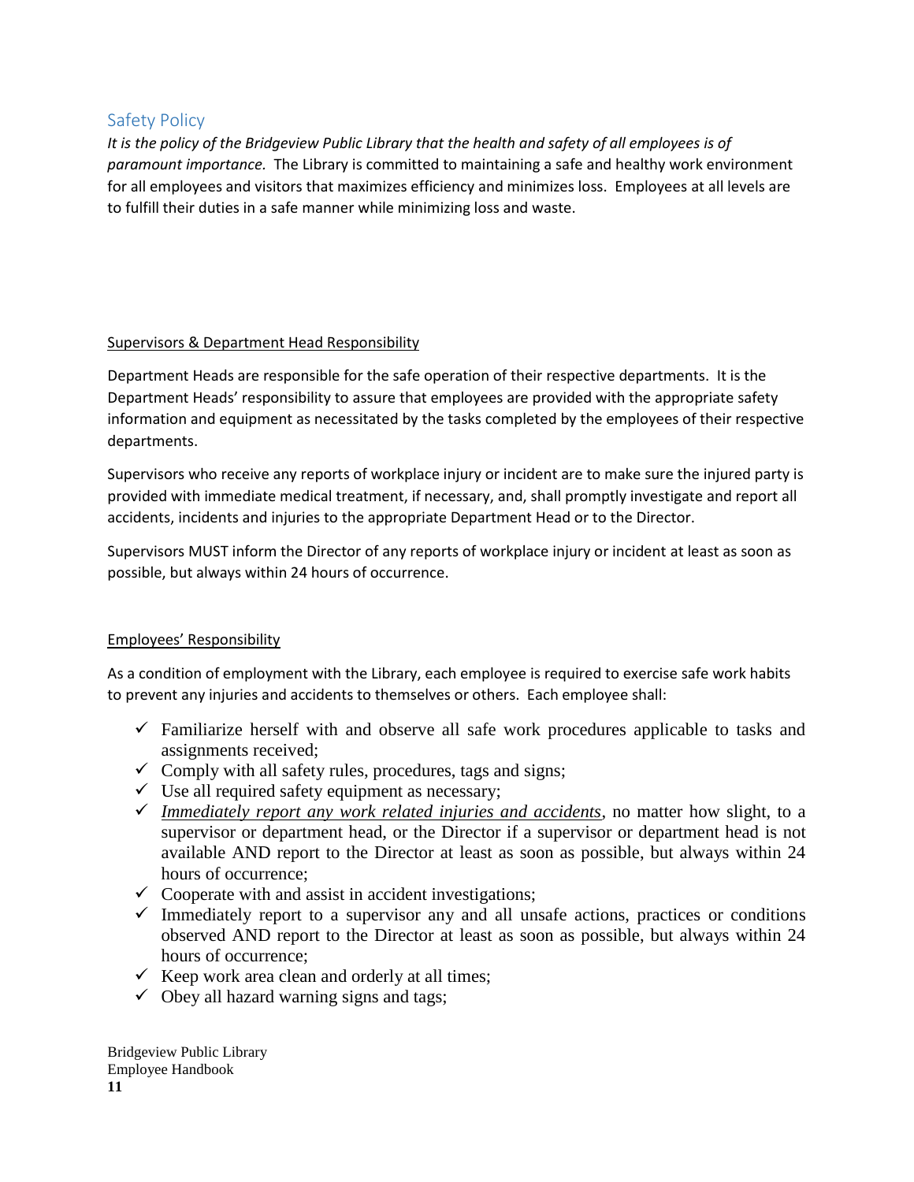## Safety Policy

*It is the policy of the Bridgeview Public Library that the health and safety of all employees is of paramount importance.* The Library is committed to maintaining a safe and healthy work environment for all employees and visitors that maximizes efficiency and minimizes loss. Employees at all levels are to fulfill their duties in a safe manner while minimizing loss and waste.

### Supervisors & Department Head Responsibility

Department Heads are responsible for the safe operation of their respective departments. It is the Department Heads' responsibility to assure that employees are provided with the appropriate safety information and equipment as necessitated by the tasks completed by the employees of their respective departments.

Supervisors who receive any reports of workplace injury or incident are to make sure the injured party is provided with immediate medical treatment, if necessary, and, shall promptly investigate and report all accidents, incidents and injuries to the appropriate Department Head or to the Director.

Supervisors MUST inform the Director of any reports of workplace injury or incident at least as soon as possible, but always within 24 hours of occurrence.

### Employees' Responsibility

As a condition of employment with the Library, each employee is required to exercise safe work habits to prevent any injuries and accidents to themselves or others. Each employee shall:

- ✓ Familiarize herself with and observe all safe work procedures applicable to tasks and assignments received;
- ✓ Comply with all safety rules, procedures, tags and signs;
- ✓ Use all required safety equipment as necessary;
- ✓ *Immediately report any work related injuries and accidents*, no matter how slight, to a supervisor or department head, or the Director if a supervisor or department head is not available AND report to the Director at least as soon as possible, but always within 24 hours of occurrence;
- ✓ Cooperate with and assist in accident investigations;
- ✓ Immediately report to a supervisor any and all unsafe actions, practices or conditions observed AND report to the Director at least as soon as possible, but always within 24 hours of occurrence;
- ✓ Keep work area clean and orderly at all times;
- ✓ Obey all hazard warning signs and tags;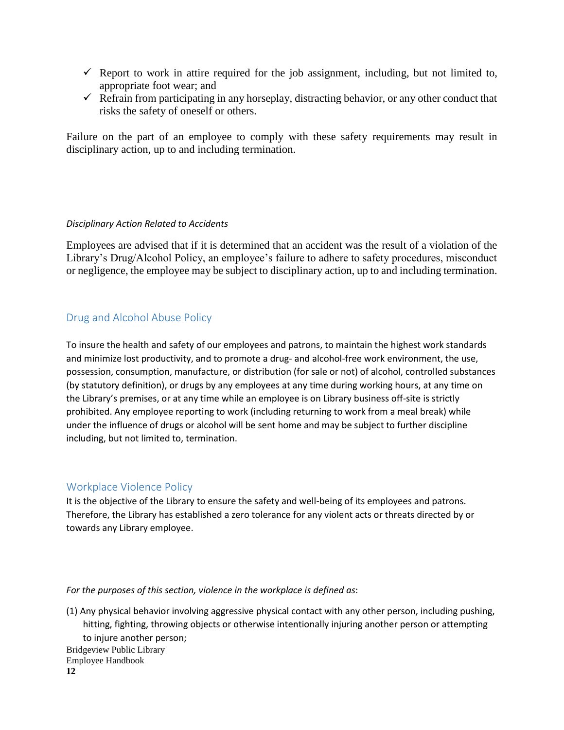- ✓ Report to work in attire required for the job assignment, including, but not limited to, appropriate foot wear; and
- ✓ Refrain from participating in any horseplay, distracting behavior, or any other conduct that risks the safety of oneself or others.

Failure on the part of an employee to comply with these safety requirements may result in disciplinary action, up to and including termination.

*Disciplinary Action Related to Accidents*

Employees are advised that if it is determined that an accident was the result of a violation of the Library's Drug/Alcohol Policy, an employee's failure to adhere to safety procedures, misconduct or negligence, the employee may be subject to disciplinary action, up to and including termination.

## Drug and Alcohol Abuse Policy

To insure the health and safety of our employees and patrons, to maintain the highest work standards and minimize lost productivity, and to promote a drug- and alcohol-free work environment, the use, possession, consumption, manufacture, or distribution (for sale or not) of alcohol, controlled substances (by statutory definition), or drugs by any employees at any time during working hours, at any time on the Library's premises, or at any time while an employee is on Library business off-site is strictly prohibited. Any employee reporting to work (including returning to work from a meal break) while under the influence of drugs or alcohol will be sent home and may be subject to further discipline including, but not limited to, termination.

## Workplace Violence Policy

It is the objective of the Library to ensure the safety and well-being of its employees and patrons. Therefore, the Library has established a zero tolerance for any violent acts or threats directed by or towards any Library employee.

*For the purposes of this section, violence in the workplace is defined as*:

(1) Any physical behavior involving aggressive physical contact with any other person, including pushing, hitting, fighting, throwing objects or otherwise intentionally injuring another person or attempting to injure another person;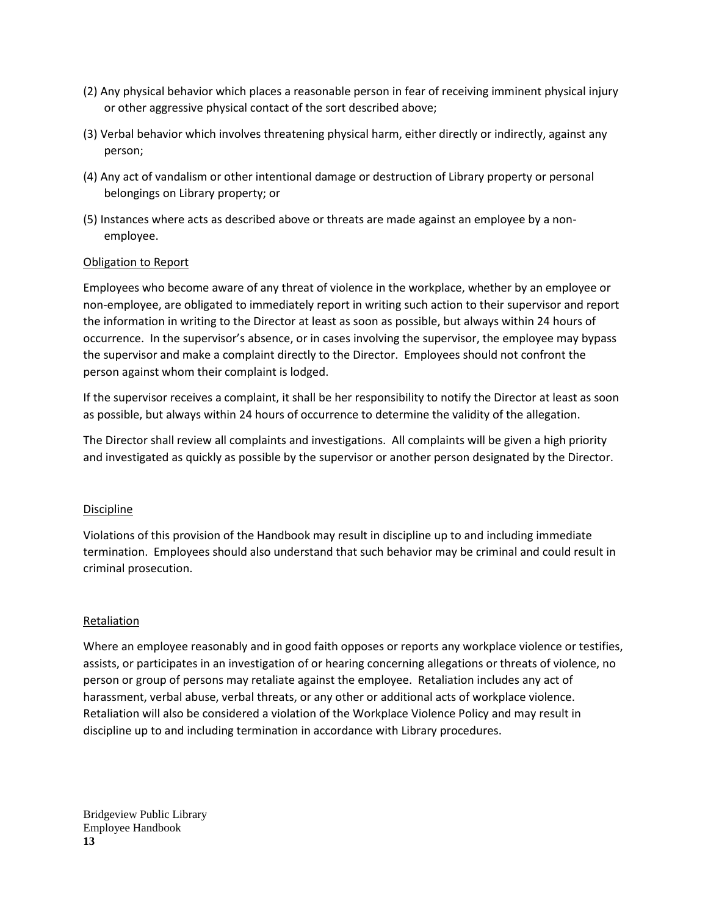(2) Any physical behavior which places a reasonable person in fear of receiving imminent physical injury or other aggressive physical contact of the sort described above;

(3) Verbal behavior which involves threatening physical harm, either directly or indirectly, against any person;

(4) Any act of vandalism or other intentional damage or destruction of Library property or personal belongings on Library property; or

(5) Instances where acts as described above or threats are made against an employee by a non-employee.

<u>Obligation to Report</u>

Employees who become aware of any threat of violence in the workplace, whether by an employee or non-employee, are obligated to immediately report in writing such action to their supervisor and report the information in writing to the Director at least as soon as possible, but always within 24 hours of occurrence. In the supervisor's absence, or in cases involving the supervisor, the employee may bypass the supervisor and make a complaint directly to the Director. Employees should not confront the person against whom their complaint is lodged.

If the supervisor receives a complaint, it shall be her responsibility to notify the Director at least as soon as possible, but always within 24 hours of occurrence to determine the validity of the allegation.

The Director shall review all complaints and investigations. All complaints will be given a high priority and investigated as quickly as possible by the supervisor or another person designated by the Director.

<u>Discipline</u>

Violations of this provision of the Handbook may result in discipline up to and including immediate termination. Employees should also understand that such behavior may be criminal and could result in criminal prosecution.

<u>Retaliation</u>

Where an employee reasonably and in good faith opposes or reports any workplace violence or testifies, assists, or participates in an investigation of or hearing concerning allegations or threats of violence, no person or group of persons may retaliate against the employee. Retaliation includes any act of harassment, verbal abuse, verbal threats, or any other or additional acts of workplace violence. Retaliation will also be considered a violation of the Workplace Violence Policy and may result in discipline up to and including termination in accordance with Library procedures.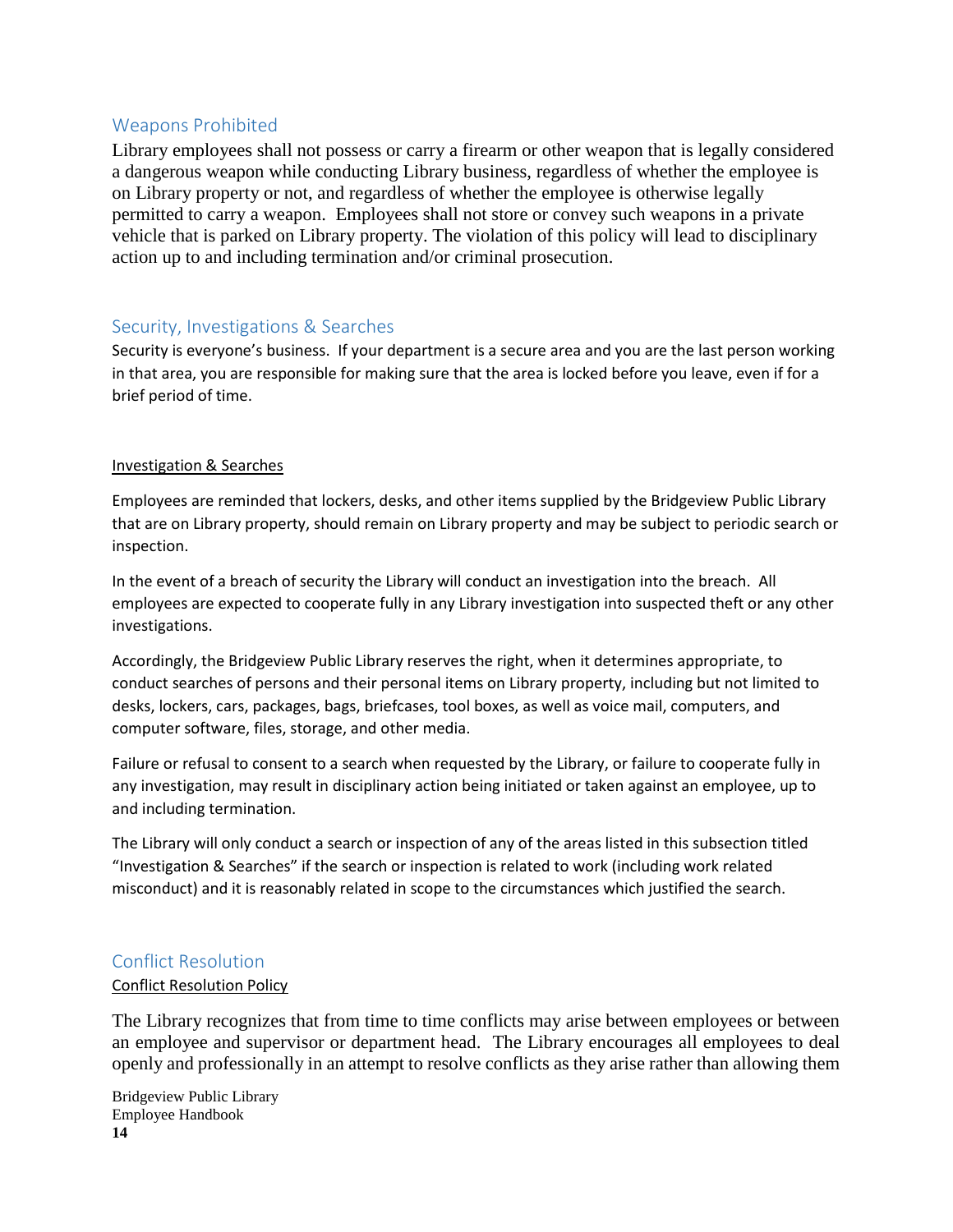## Weapons Prohibited

Library employees shall not possess or carry a firearm or other weapon that is legally considered a dangerous weapon while conducting Library business, regardless of whether the employee is on Library property or not, and regardless of whether the employee is otherwise legally permitted to carry a weapon. Employees shall not store or convey such weapons in a private vehicle that is parked on Library property. The violation of this policy will lead to disciplinary action up to and including termination and/or criminal prosecution.

## Security, Investigations & Searches

Security is everyone's business. If your department is a secure area and you are the last person working in that area, you are responsible for making sure that the area is locked before you leave, even if for a brief period of time.

### Investigation & Searches

Employees are reminded that lockers, desks, and other items supplied by the Bridgeview Public Library that are on Library property, should remain on Library property and may be subject to periodic search or inspection.

In the event of a breach of security the Library will conduct an investigation into the breach. All employees are expected to cooperate fully in any Library investigation into suspected theft or any other investigations.

Accordingly, the Bridgeview Public Library reserves the right, when it determines appropriate, to conduct searches of persons and their personal items on Library property, including but not limited to desks, lockers, cars, packages, bags, briefcases, tool boxes, as well as voice mail, computers, and computer software, files, storage, and other media.

Failure or refusal to consent to a search when requested by the Library, or failure to cooperate fully in any investigation, may result in disciplinary action being initiated or taken against an employee, up to and including termination.

The Library will only conduct a search or inspection of any of the areas listed in this subsection titled "Investigation & Searches" if the search or inspection is related to work (including work related misconduct) and it is reasonably related in scope to the circumstances which justified the search.

## Conflict Resolution

### Conflict Resolution Policy

The Library recognizes that from time to time conflicts may arise between employees or between an employee and supervisor or department head. The Library encourages all employees to deal openly and professionally in an attempt to resolve conflicts as they arise rather than allowing them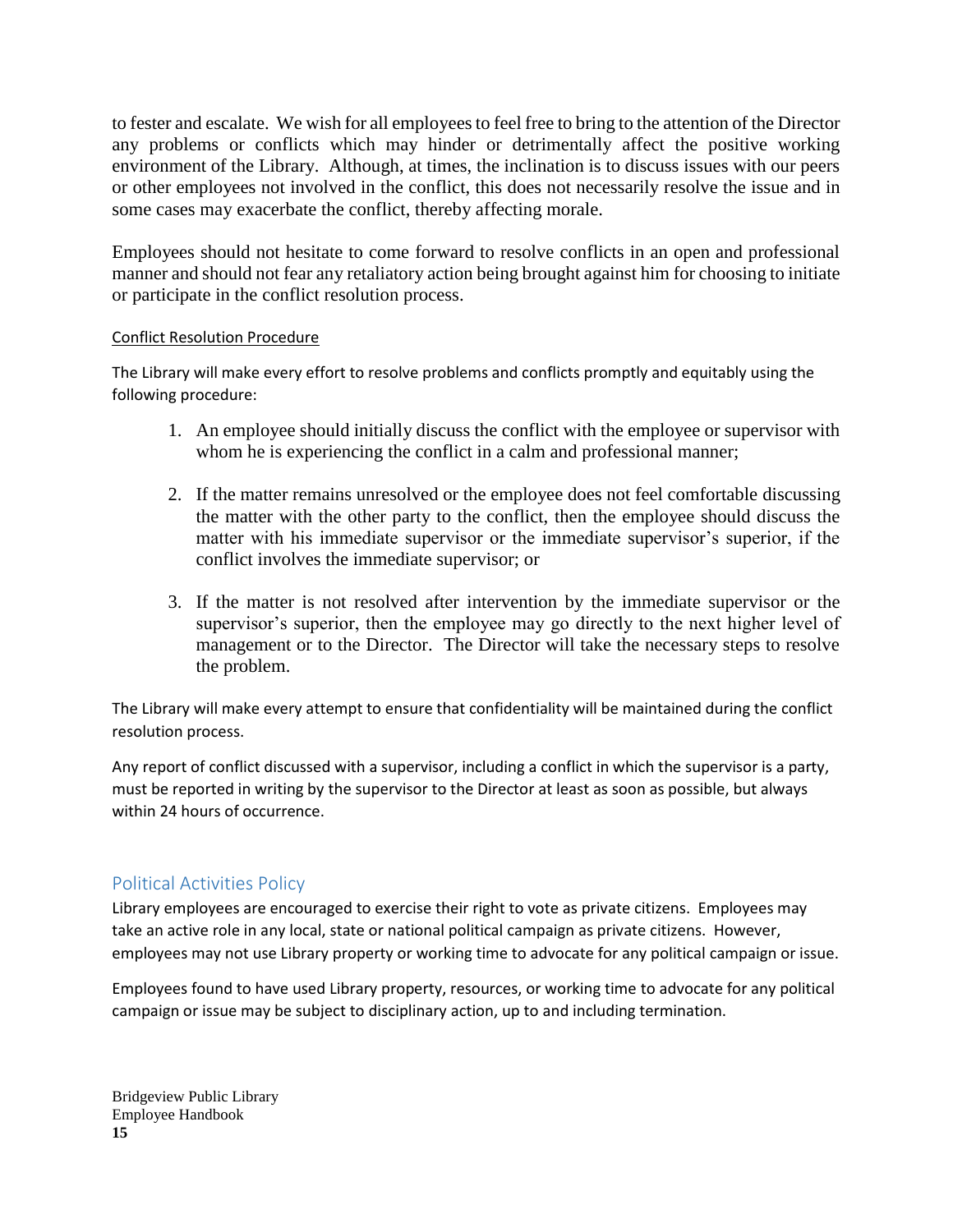to fester and escalate. We wish for all employees to feel free to bring to the attention of the Director any problems or conflicts which may hinder or detrimentally affect the positive working environment of the Library. Although, at times, the inclination is to discuss issues with our peers or other employees not involved in the conflict, this does not necessarily resolve the issue and in some cases may exacerbate the conflict, thereby affecting morale.

Employees should not hesitate to come forward to resolve conflicts in an open and professional manner and should not fear any retaliatory action being brought against him for choosing to initiate or participate in the conflict resolution process.

#### Conflict Resolution Procedure

The Library will make every effort to resolve problems and conflicts promptly and equitably using the following procedure:

1. An employee should initially discuss the conflict with the employee or supervisor with whom he is experiencing the conflict in a calm and professional manner;

2. If the matter remains unresolved or the employee does not feel comfortable discussing the matter with the other party to the conflict, then the employee should discuss the matter with his immediate supervisor or the immediate supervisor's superior, if the conflict involves the immediate supervisor; or

3. If the matter is not resolved after intervention by the immediate supervisor or the supervisor's superior, then the employee may go directly to the next higher level of management or to the Director. The Director will take the necessary steps to resolve the problem.

The Library will make every attempt to ensure that confidentiality will be maintained during the conflict resolution process.

Any report of conflict discussed with a supervisor, including a conflict in which the supervisor is a party, must be reported in writing by the supervisor to the Director at least as soon as possible, but always within 24 hours of occurrence.

## Political Activities Policy

Library employees are encouraged to exercise their right to vote as private citizens. Employees may take an active role in any local, state or national political campaign as private citizens. However, employees may not use Library property or working time to advocate for any political campaign or issue.

Employees found to have used Library property, resources, or working time to advocate for any political campaign or issue may be subject to disciplinary action, up to and including termination.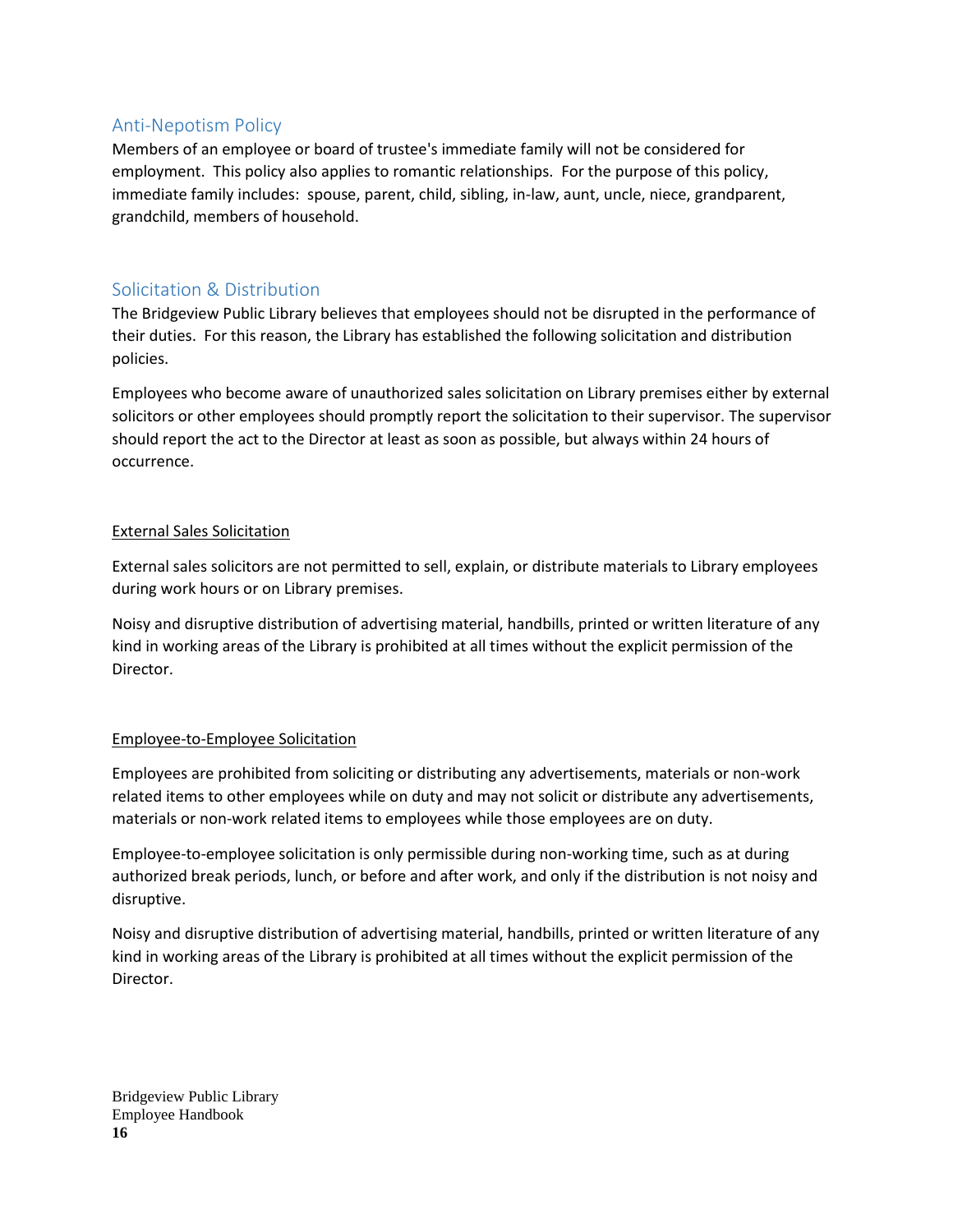## Anti-Nepotism Policy

Members of an employee or board of trustee's immediate family will not be considered for employment. This policy also applies to romantic relationships. For the purpose of this policy, immediate family includes: spouse, parent, child, sibling, in-law, aunt, uncle, niece, grandparent, grandchild, members of household.

## Solicitation & Distribution

The Bridgeview Public Library believes that employees should not be disrupted in the performance of their duties. For this reason, the Library has established the following solicitation and distribution policies.

Employees who become aware of unauthorized sales solicitation on Library premises either by external solicitors or other employees should promptly report the solicitation to their supervisor. The supervisor should report the act to the Director at least as soon as possible, but always within 24 hours of occurrence.

### External Sales Solicitation

External sales solicitors are not permitted to sell, explain, or distribute materials to Library employees during work hours or on Library premises.

Noisy and disruptive distribution of advertising material, handbills, printed or written literature of any kind in working areas of the Library is prohibited at all times without the explicit permission of the Director.

### Employee-to-Employee Solicitation

Employees are prohibited from soliciting or distributing any advertisements, materials or non-work related items to other employees while on duty and may not solicit or distribute any advertisements, materials or non-work related items to employees while those employees are on duty.

Employee-to-employee solicitation is only permissible during non-working time, such as at during authorized break periods, lunch, or before and after work, and only if the distribution is not noisy and disruptive.

Noisy and disruptive distribution of advertising material, handbills, printed or written literature of any kind in working areas of the Library is prohibited at all times without the explicit permission of the Director.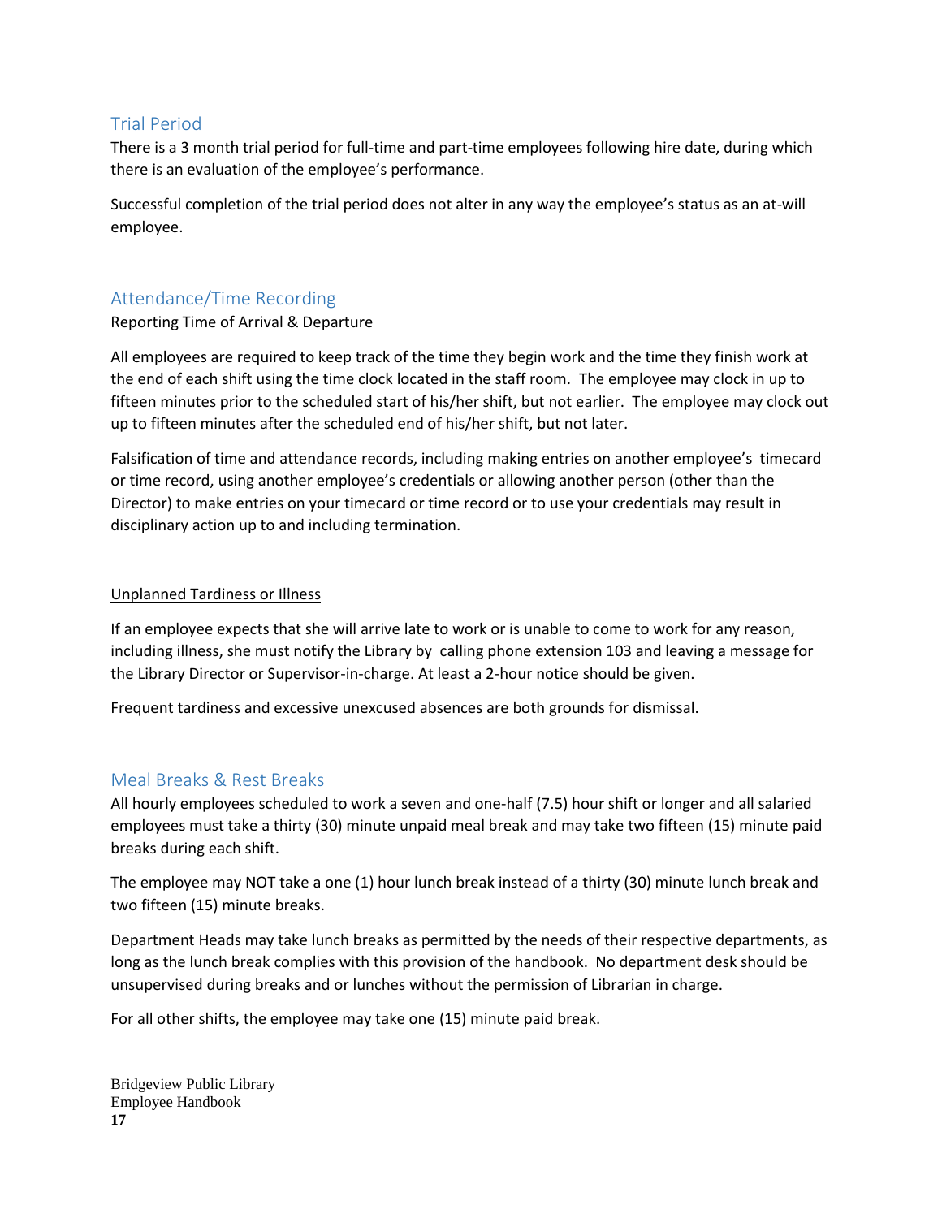## Trial Period

There is a 3 month trial period for full-time and part-time employees following hire date, during which there is an evaluation of the employee's performance.

Successful completion of the trial period does not alter in any way the employee's status as an at-will employee.

## Attendance/Time Recording

<u>Reporting Time of Arrival & Departure</u>

All employees are required to keep track of the time they begin work and the time they finish work at the end of each shift using the time clock located in the staff room. The employee may clock in up to fifteen minutes prior to the scheduled start of his/her shift, but not earlier. The employee may clock out up to fifteen minutes after the scheduled end of his/her shift, but not later.

Falsification of time and attendance records, including making entries on another employee's timecard or time record, using another employee's credentials or allowing another person (other than the Director) to make entries on your timecard or time record or to use your credentials may result in disciplinary action up to and including termination.

<u>Unplanned Tardiness or Illness</u>

If an employee expects that she will arrive late to work or is unable to come to work for any reason, including illness, she must notify the Library by calling phone extension 103 and leaving a message for the Library Director or Supervisor-in-charge. At least a 2-hour notice should be given.

Frequent tardiness and excessive unexcused absences are both grounds for dismissal.

## Meal Breaks & Rest Breaks

All hourly employees scheduled to work a seven and one-half (7.5) hour shift or longer and all salaried employees must take a thirty (30) minute unpaid meal break and may take two fifteen (15) minute paid breaks during each shift.

The employee may NOT take a one (1) hour lunch break instead of a thirty (30) minute lunch break and two fifteen (15) minute breaks.

Department Heads may take lunch breaks as permitted by the needs of their respective departments, as long as the lunch break complies with this provision of the handbook. No department desk should be unsupervised during breaks and or lunches without the permission of Librarian in charge.

For all other shifts, the employee may take one (15) minute paid break.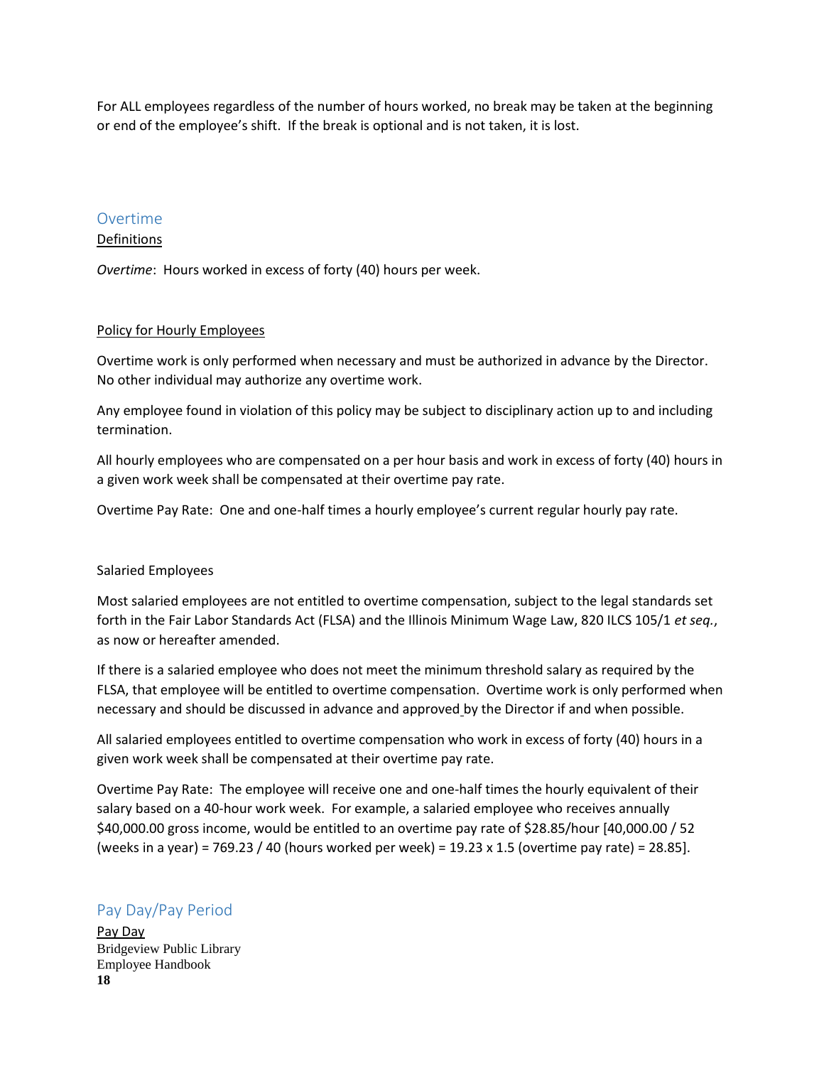For ALL employees regardless of the number of hours worked, no break may be taken at the beginning or end of the employee's shift. If the break is optional and is not taken, it is lost.

## Overtime

### Definitions

*Overtime*: Hours worked in excess of forty (40) hours per week.

### Policy for Hourly Employees

Overtime work is only performed when necessary and must be authorized in advance by the Director. No other individual may authorize any overtime work.

Any employee found in violation of this policy may be subject to disciplinary action up to and including termination.

All hourly employees who are compensated on a per hour basis and work in excess of forty (40) hours in a given work week shall be compensated at their overtime pay rate.

Overtime Pay Rate: One and one-half times a hourly employee's current regular hourly pay rate.

### Salaried Employees

Most salaried employees are not entitled to overtime compensation, subject to the legal standards set forth in the Fair Labor Standards Act (FLSA) and the Illinois Minimum Wage Law, 820 ILCS 105/1 *et seq.*, as now or hereafter amended.

If there is a salaried employee who does not meet the minimum threshold salary as required by the FLSA, that employee will be entitled to overtime compensation. Overtime work is only performed when necessary and should be discussed in advance and approved by the Director if and when possible.

All salaried employees entitled to overtime compensation who work in excess of forty (40) hours in a given work week shall be compensated at their overtime pay rate.

Overtime Pay Rate: The employee will receive one and one-half times the hourly equivalent of their salary based on a 40-hour work week. For example, a salaried employee who receives annually $40,000.00 gross income, would be entitled to an overtime pay rate of $28.85/hour [40,000.00 / 52 (weeks in a year) = 769.23 / 40 (hours worked per week) = 19.23 x 1.5 (overtime pay rate) = 28.85].

## Pay Day/Pay Period

### Pay Day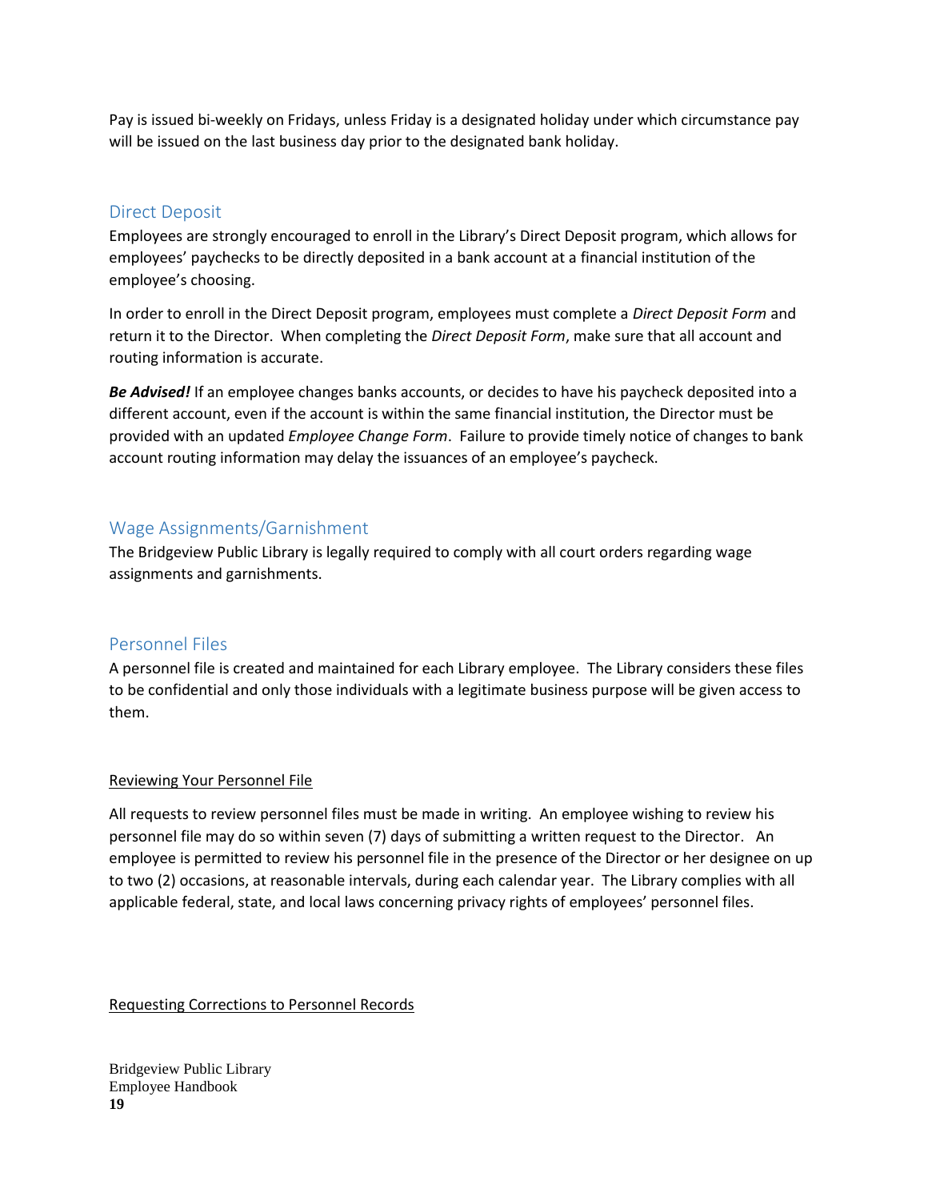Pay is issued bi-weekly on Fridays, unless Friday is a designated holiday under which circumstance pay will be issued on the last business day prior to the designated bank holiday.

## Direct Deposit

Employees are strongly encouraged to enroll in the Library's Direct Deposit program, which allows for employees' paychecks to be directly deposited in a bank account at a financial institution of the employee's choosing.

In order to enroll in the Direct Deposit program, employees must complete a *Direct Deposit Form* and return it to the Director. When completing the *Direct Deposit Form*, make sure that all account and routing information is accurate.

***Be Advised!*** If an employee changes banks accounts, or decides to have his paycheck deposited into a different account, even if the account is within the same financial institution, the Director must be provided with an updated *Employee Change Form*. Failure to provide timely notice of changes to bank account routing information may delay the issuances of an employee's paycheck.

## Wage Assignments/Garnishment

The Bridgeview Public Library is legally required to comply with all court orders regarding wage assignments and garnishments.

## Personnel Files

A personnel file is created and maintained for each Library employee. The Library considers these files to be confidential and only those individuals with a legitimate business purpose will be given access to them.

<u>Reviewing Your Personnel File</u>

All requests to review personnel files must be made in writing. An employee wishing to review his personnel file may do so within seven (7) days of submitting a written request to the Director. An employee is permitted to review his personnel file in the presence of the Director or her designee on up to two (2) occasions, at reasonable intervals, during each calendar year. The Library complies with all applicable federal, state, and local laws concerning privacy rights of employees' personnel files.

<u>Requesting Corrections to Personnel Records</u>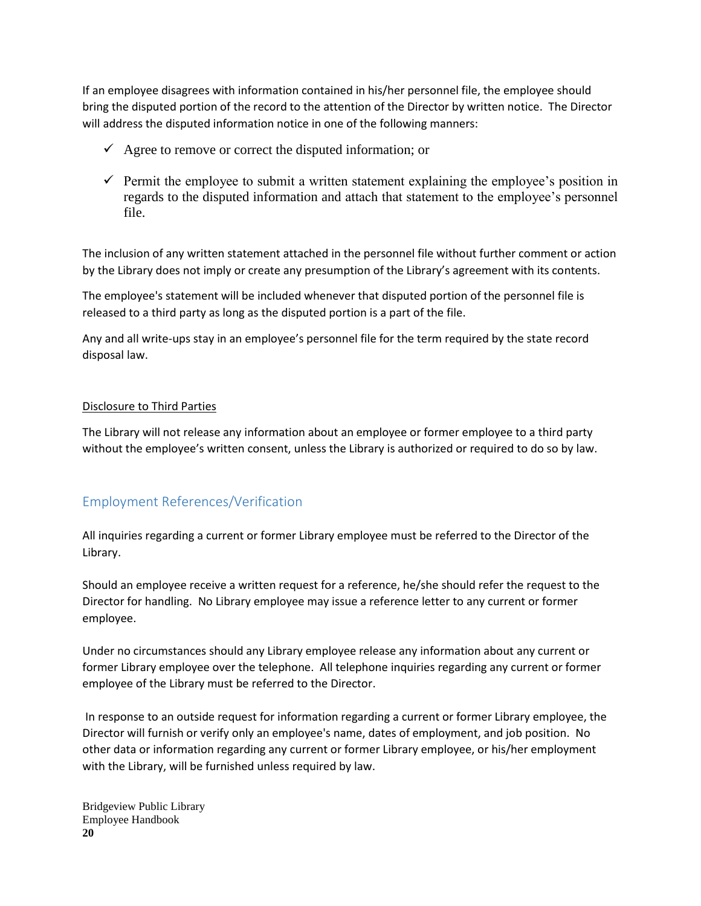If an employee disagrees with information contained in his/her personnel file, the employee should bring the disputed portion of the record to the attention of the Director by written notice. The Director will address the disputed information notice in one of the following manners:

- ✓ Agree to remove or correct the disputed information; or
- ✓ Permit the employee to submit a written statement explaining the employee's position in regards to the disputed information and attach that statement to the employee's personnel file.

The inclusion of any written statement attached in the personnel file without further comment or action by the Library does not imply or create any presumption of the Library's agreement with its contents.

The employee's statement will be included whenever that disputed portion of the personnel file is released to a third party as long as the disputed portion is a part of the file.

Any and all write-ups stay in an employee's personnel file for the term required by the state record disposal law.

Disclosure to Third Parties

The Library will not release any information about an employee or former employee to a third party without the employee's written consent, unless the Library is authorized or required to do so by law.

## Employment References/Verification

All inquiries regarding a current or former Library employee must be referred to the Director of the Library.

Should an employee receive a written request for a reference, he/she should refer the request to the Director for handling. No Library employee may issue a reference letter to any current or former employee.

Under no circumstances should any Library employee release any information about any current or former Library employee over the telephone. All telephone inquiries regarding any current or former employee of the Library must be referred to the Director.

In response to an outside request for information regarding a current or former Library employee, the Director will furnish or verify only an employee's name, dates of employment, and job position. No other data or information regarding any current or former Library employee, or his/her employment with the Library, will be furnished unless required by law.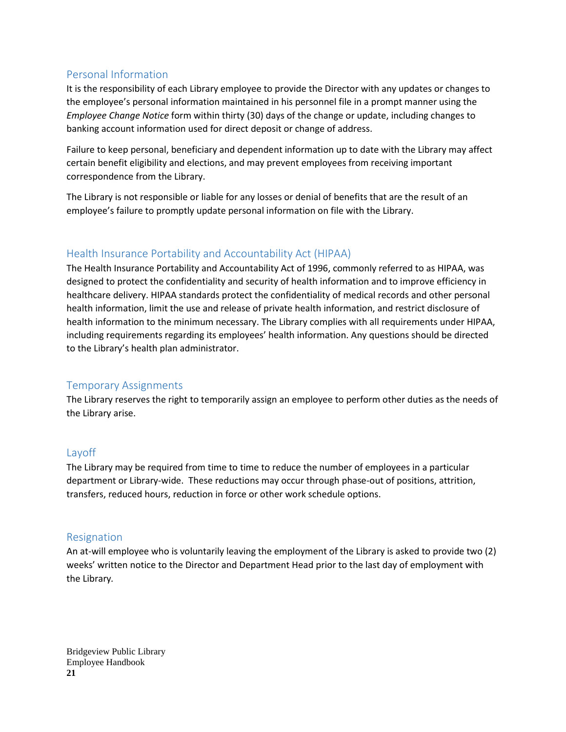## Personal Information

It is the responsibility of each Library employee to provide the Director with any updates or changes to the employee's personal information maintained in his personnel file in a prompt manner using the *Employee Change Notice* form within thirty (30) days of the change or update, including changes to banking account information used for direct deposit or change of address.

Failure to keep personal, beneficiary and dependent information up to date with the Library may affect certain benefit eligibility and elections, and may prevent employees from receiving important correspondence from the Library.

The Library is not responsible or liable for any losses or denial of benefits that are the result of an employee's failure to promptly update personal information on file with the Library.

## Health Insurance Portability and Accountability Act (HIPAA)

The Health Insurance Portability and Accountability Act of 1996, commonly referred to as HIPAA, was designed to protect the confidentiality and security of health information and to improve efficiency in healthcare delivery. HIPAA standards protect the confidentiality of medical records and other personal health information, limit the use and release of private health information, and restrict disclosure of health information to the minimum necessary. The Library complies with all requirements under HIPAA, including requirements regarding its employees' health information. Any questions should be directed to the Library's health plan administrator.

## Temporary Assignments

The Library reserves the right to temporarily assign an employee to perform other duties as the needs of the Library arise.

## Layoff

The Library may be required from time to time to reduce the number of employees in a particular department or Library-wide. These reductions may occur through phase-out of positions, attrition, transfers, reduced hours, reduction in force or other work schedule options.

## Resignation

An at-will employee who is voluntarily leaving the employment of the Library is asked to provide two (2) weeks' written notice to the Director and Department Head prior to the last day of employment with the Library.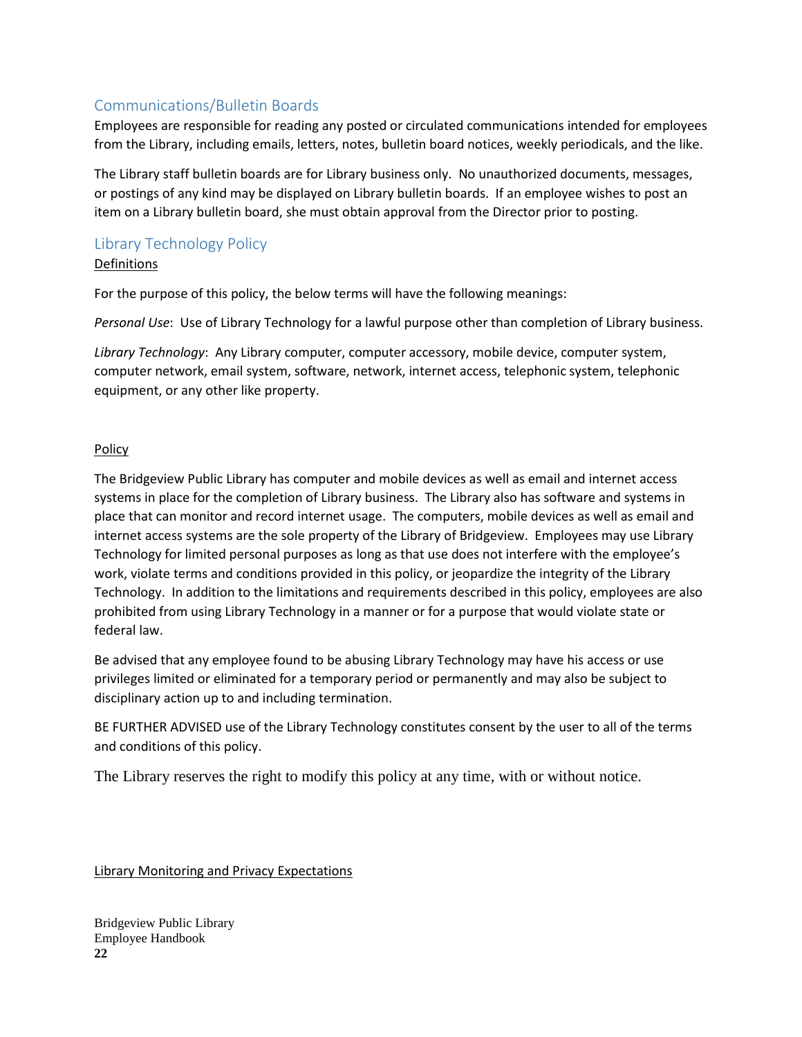## Communications/Bulletin Boards

Employees are responsible for reading any posted or circulated communications intended for employees from the Library, including emails, letters, notes, bulletin board notices, weekly periodicals, and the like.

The Library staff bulletin boards are for Library business only. No unauthorized documents, messages, or postings of any kind may be displayed on Library bulletin boards. If an employee wishes to post an item on a Library bulletin board, she must obtain approval from the Director prior to posting.

## Library Technology Policy

Definitions

For the purpose of this policy, the below terms will have the following meanings:

*Personal Use*: Use of Library Technology for a lawful purpose other than completion of Library business.

*Library Technology*: Any Library computer, computer accessory, mobile device, computer system, computer network, email system, software, network, internet access, telephonic system, telephonic equipment, or any other like property.

Policy

The Bridgeview Public Library has computer and mobile devices as well as email and internet access systems in place for the completion of Library business. The Library also has software and systems in place that can monitor and record internet usage. The computers, mobile devices as well as email and internet access systems are the sole property of the Library of Bridgeview. Employees may use Library Technology for limited personal purposes as long as that use does not interfere with the employee's work, violate terms and conditions provided in this policy, or jeopardize the integrity of the Library Technology. In addition to the limitations and requirements described in this policy, employees are also prohibited from using Library Technology in a manner or for a purpose that would violate state or federal law.

Be advised that any employee found to be abusing Library Technology may have his access or use privileges limited or eliminated for a temporary period or permanently and may also be subject to disciplinary action up to and including termination.

BE FURTHER ADVISED use of the Library Technology constitutes consent by the user to all of the terms and conditions of this policy.

The Library reserves the right to modify this policy at any time, with or without notice.

Library Monitoring and Privacy Expectations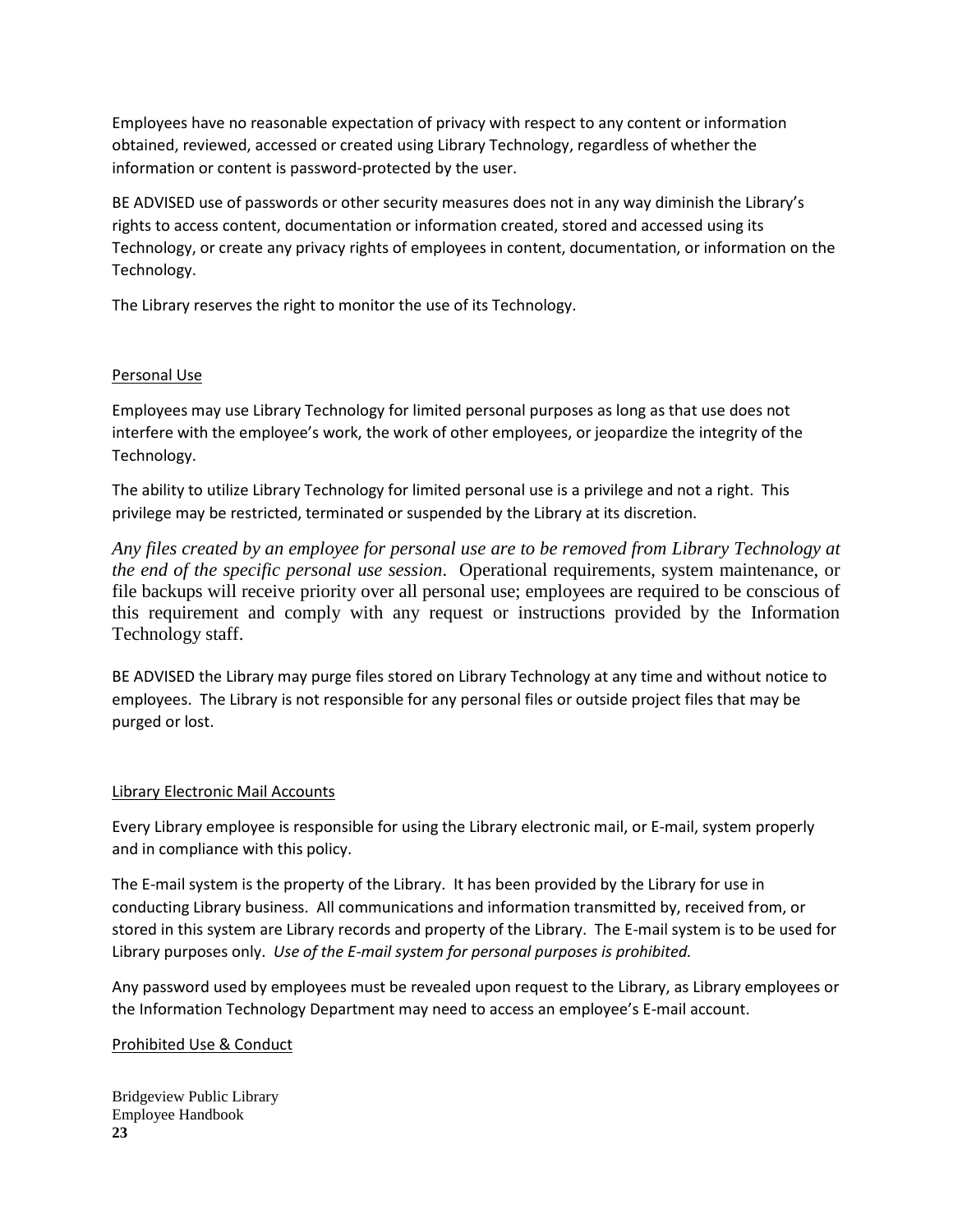Employees have no reasonable expectation of privacy with respect to any content or information obtained, reviewed, accessed or created using Library Technology, regardless of whether the information or content is password-protected by the user.

BE ADVISED use of passwords or other security measures does not in any way diminish the Library's rights to access content, documentation or information created, stored and accessed using its Technology, or create any privacy rights of employees in content, documentation, or information on the Technology.

The Library reserves the right to monitor the use of its Technology.

<u>Personal Use</u>

Employees may use Library Technology for limited personal purposes as long as that use does not interfere with the employee's work, the work of other employees, or jeopardize the integrity of the Technology.

The ability to utilize Library Technology for limited personal use is a privilege and not a right. This privilege may be restricted, terminated or suspended by the Library at its discretion.

*Any files created by an employee for personal use are to be removed from Library Technology at the end of the specific personal use session*. Operational requirements, system maintenance, or file backups will receive priority over all personal use; employees are required to be conscious of this requirement and comply with any request or instructions provided by the Information Technology staff.

BE ADVISED the Library may purge files stored on Library Technology at any time and without notice to employees. The Library is not responsible for any personal files or outside project files that may be purged or lost.

<u>Library Electronic Mail Accounts</u>

Every Library employee is responsible for using the Library electronic mail, or E-mail, system properly and in compliance with this policy.

The E-mail system is the property of the Library. It has been provided by the Library for use in conducting Library business. All communications and information transmitted by, received from, or stored in this system are Library records and property of the Library. The E-mail system is to be used for Library purposes only. *Use of the E-mail system for personal purposes is prohibited.*

Any password used by employees must be revealed upon request to the Library, as Library employees or the Information Technology Department may need to access an employee's E-mail account.

<u>Prohibited Use & Conduct</u>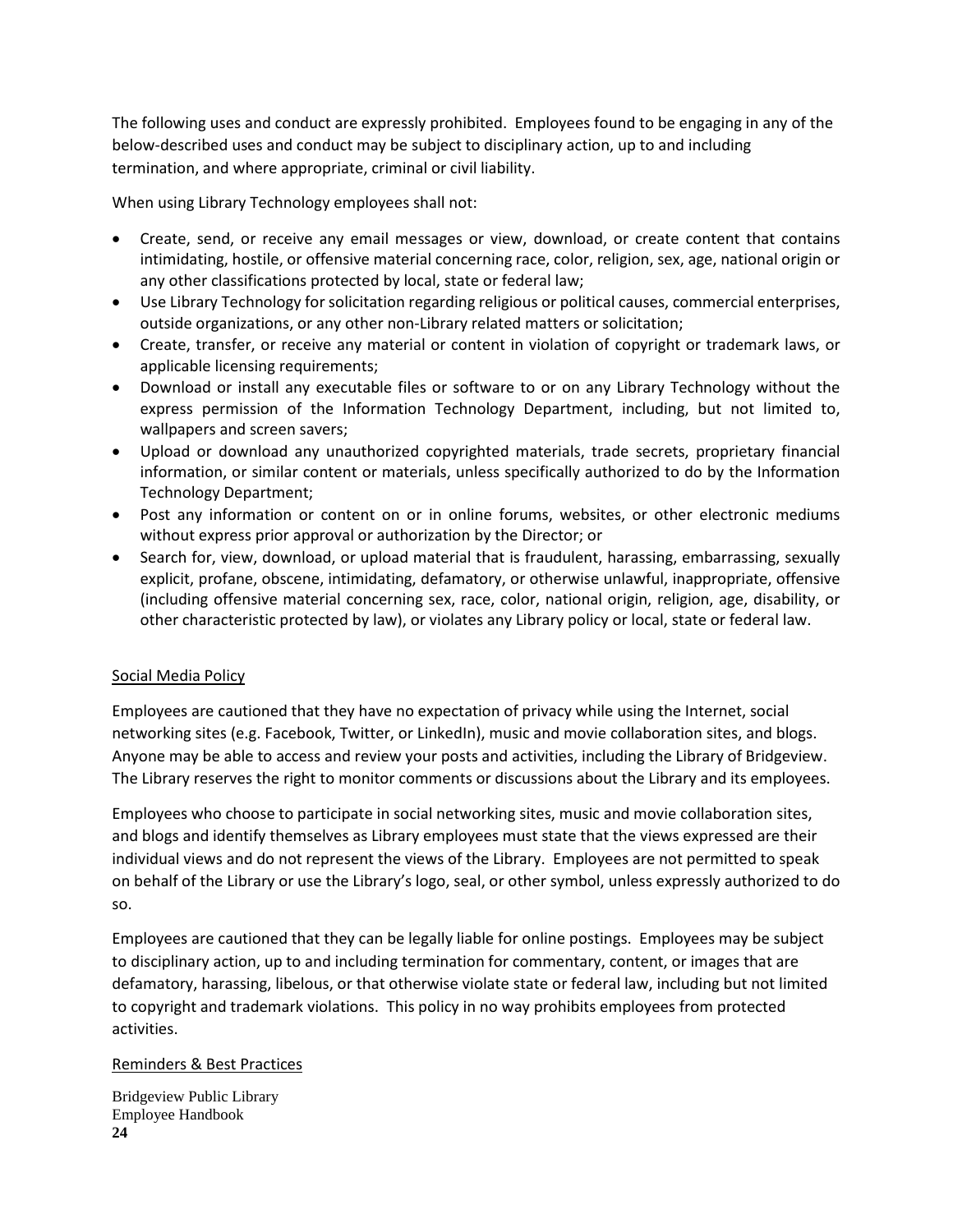The following uses and conduct are expressly prohibited. Employees found to be engaging in any of the below-described uses and conduct may be subject to disciplinary action, up to and including termination, and where appropriate, criminal or civil liability.

When using Library Technology employees shall not:

- Create, send, or receive any email messages or view, download, or create content that contains intimidating, hostile, or offensive material concerning race, color, religion, sex, age, national origin or any other classifications protected by local, state or federal law;
- Use Library Technology for solicitation regarding religious or political causes, commercial enterprises, outside organizations, or any other non-Library related matters or solicitation;
- Create, transfer, or receive any material or content in violation of copyright or trademark laws, or applicable licensing requirements;
- Download or install any executable files or software to or on any Library Technology without the express permission of the Information Technology Department, including, but not limited to, wallpapers and screen savers;
- Upload or download any unauthorized copyrighted materials, trade secrets, proprietary financial information, or similar content or materials, unless specifically authorized to do by the Information Technology Department;
- Post any information or content on or in online forums, websites, or other electronic mediums without express prior approval or authorization by the Director; or
- Search for, view, download, or upload material that is fraudulent, harassing, embarrassing, sexually explicit, profane, obscene, intimidating, defamatory, or otherwise unlawful, inappropriate, offensive (including offensive material concerning sex, race, color, national origin, religion, age, disability, or other characteristic protected by law), or violates any Library policy or local, state or federal law.

## Social Media Policy

Employees are cautioned that they have no expectation of privacy while using the Internet, social networking sites (e.g. Facebook, Twitter, or LinkedIn), music and movie collaboration sites, and blogs. Anyone may be able to access and review your posts and activities, including the Library of Bridgeview. The Library reserves the right to monitor comments or discussions about the Library and its employees.

Employees who choose to participate in social networking sites, music and movie collaboration sites, and blogs and identify themselves as Library employees must state that the views expressed are their individual views and do not represent the views of the Library. Employees are not permitted to speak on behalf of the Library or use the Library's logo, seal, or other symbol, unless expressly authorized to do so.

Employees are cautioned that they can be legally liable for online postings. Employees may be subject to disciplinary action, up to and including termination for commentary, content, or images that are defamatory, harassing, libelous, or that otherwise violate state or federal law, including but not limited to copyright and trademark violations. This policy in no way prohibits employees from protected activities.

## Reminders & Best Practices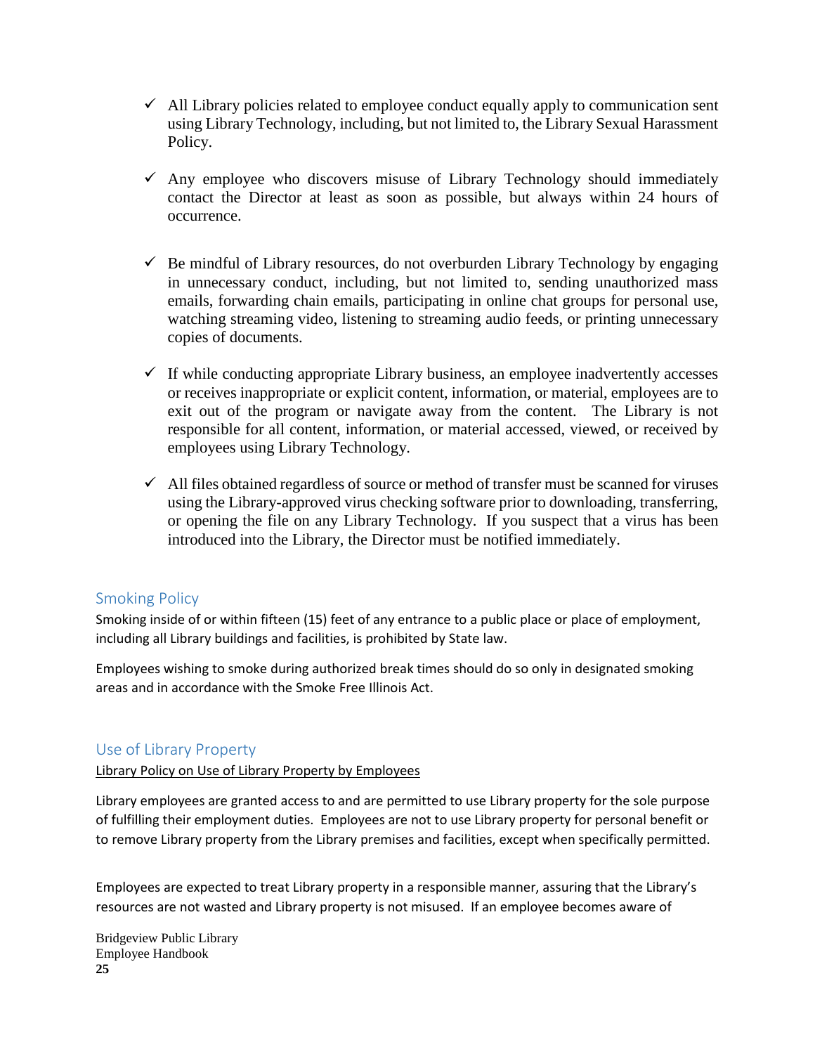- ✓ All Library policies related to employee conduct equally apply to communication sent using Library Technology, including, but not limited to, the Library Sexual Harassment Policy.

- ✓ Any employee who discovers misuse of Library Technology should immediately contact the Director at least as soon as possible, but always within 24 hours of occurrence.

- ✓ Be mindful of Library resources, do not overburden Library Technology by engaging in unnecessary conduct, including, but not limited to, sending unauthorized mass emails, forwarding chain emails, participating in online chat groups for personal use, watching streaming video, listening to streaming audio feeds, or printing unnecessary copies of documents.

- ✓ If while conducting appropriate Library business, an employee inadvertently accesses or receives inappropriate or explicit content, information, or material, employees are to exit out of the program or navigate away from the content. The Library is not responsible for all content, information, or material accessed, viewed, or received by employees using Library Technology.

- ✓ All files obtained regardless of source or method of transfer must be scanned for viruses using the Library-approved virus checking software prior to downloading, transferring, or opening the file on any Library Technology. If you suspect that a virus has been introduced into the Library, the Director must be notified immediately.

## Smoking Policy

Smoking inside of or within fifteen (15) feet of any entrance to a public place or place of employment, including all Library buildings and facilities, is prohibited by State law.

Employees wishing to smoke during authorized break times should do so only in designated smoking areas and in accordance with the Smoke Free Illinois Act.

## Use of Library Property

Library Policy on Use of Library Property by Employees

Library employees are granted access to and are permitted to use Library property for the sole purpose of fulfilling their employment duties. Employees are not to use Library property for personal benefit or to remove Library property from the Library premises and facilities, except when specifically permitted.

Employees are expected to treat Library property in a responsible manner, assuring that the Library's resources are not wasted and Library property is not misused. If an employee becomes aware of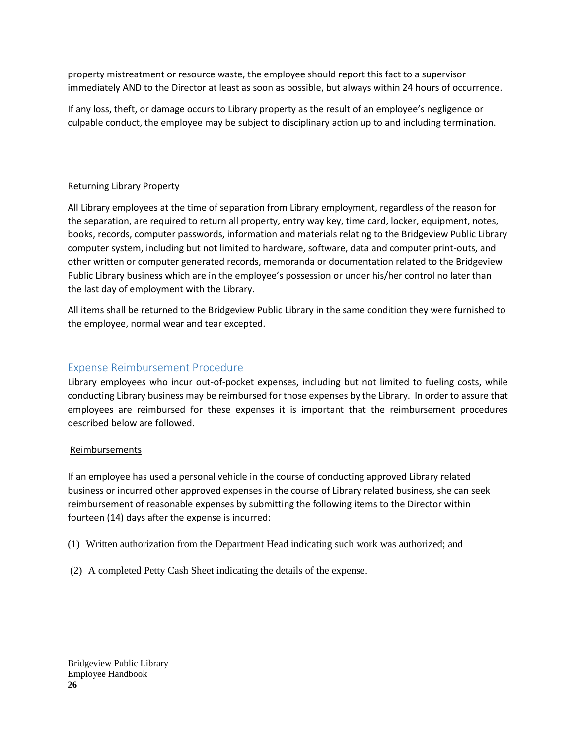property mistreatment or resource waste, the employee should report this fact to a supervisor immediately AND to the Director at least as soon as possible, but always within 24 hours of occurrence.

If any loss, theft, or damage occurs to Library property as the result of an employee's negligence or culpable conduct, the employee may be subject to disciplinary action up to and including termination.

#### Returning Library Property

All Library employees at the time of separation from Library employment, regardless of the reason for the separation, are required to return all property, entry way key, time card, locker, equipment, notes, books, records, computer passwords, information and materials relating to the Bridgeview Public Library computer system, including but not limited to hardware, software, data and computer print-outs, and other written or computer generated records, memoranda or documentation related to the Bridgeview Public Library business which are in the employee's possession or under his/her control no later than the last day of employment with the Library.

All items shall be returned to the Bridgeview Public Library in the same condition they were furnished to the employee, normal wear and tear excepted.

## Expense Reimbursement Procedure

Library employees who incur out-of-pocket expenses, including but not limited to fueling costs, while conducting Library business may be reimbursed for those expenses by the Library. In order to assure that employees are reimbursed for these expenses it is important that the reimbursement procedures described below are followed.

#### Reimbursements

If an employee has used a personal vehicle in the course of conducting approved Library related business or incurred other approved expenses in the course of Library related business, she can seek reimbursement of reasonable expenses by submitting the following items to the Director within fourteen (14) days after the expense is incurred:

(1) Written authorization from the Department Head indicating such work was authorized; and

(2) A completed Petty Cash Sheet indicating the details of the expense.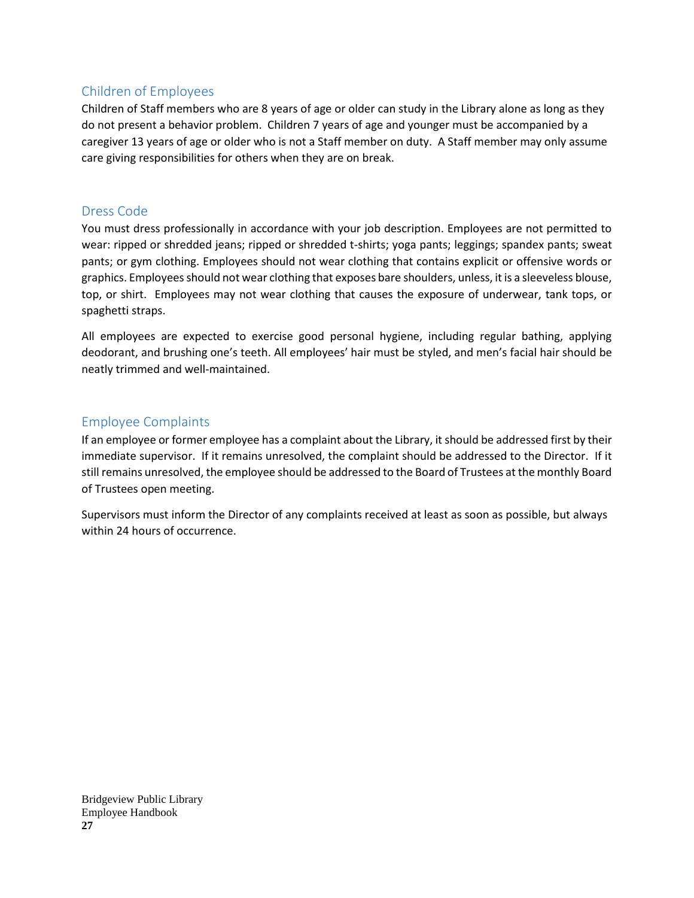## Children of Employees

Children of Staff members who are 8 years of age or older can study in the Library alone as long as they do not present a behavior problem. Children 7 years of age and younger must be accompanied by a caregiver 13 years of age or older who is not a Staff member on duty. A Staff member may only assume care giving responsibilities for others when they are on break.

## Dress Code

You must dress professionally in accordance with your job description. Employees are not permitted to wear: ripped or shredded jeans; ripped or shredded t-shirts; yoga pants; leggings; spandex pants; sweat pants; or gym clothing. Employees should not wear clothing that contains explicit or offensive words or graphics. Employees should not wear clothing that exposes bare shoulders, unless, it is a sleeveless blouse, top, or shirt. Employees may not wear clothing that causes the exposure of underwear, tank tops, or spaghetti straps.

All employees are expected to exercise good personal hygiene, including regular bathing, applying deodorant, and brushing one's teeth. All employees' hair must be styled, and men's facial hair should be neatly trimmed and well-maintained.

## Employee Complaints

If an employee or former employee has a complaint about the Library, it should be addressed first by their immediate supervisor. If it remains unresolved, the complaint should be addressed to the Director. If it still remains unresolved, the employee should be addressed to the Board of Trustees at the monthly Board of Trustees open meeting.

Supervisors must inform the Director of any complaints received at least as soon as possible, but always within 24 hours of occurrence.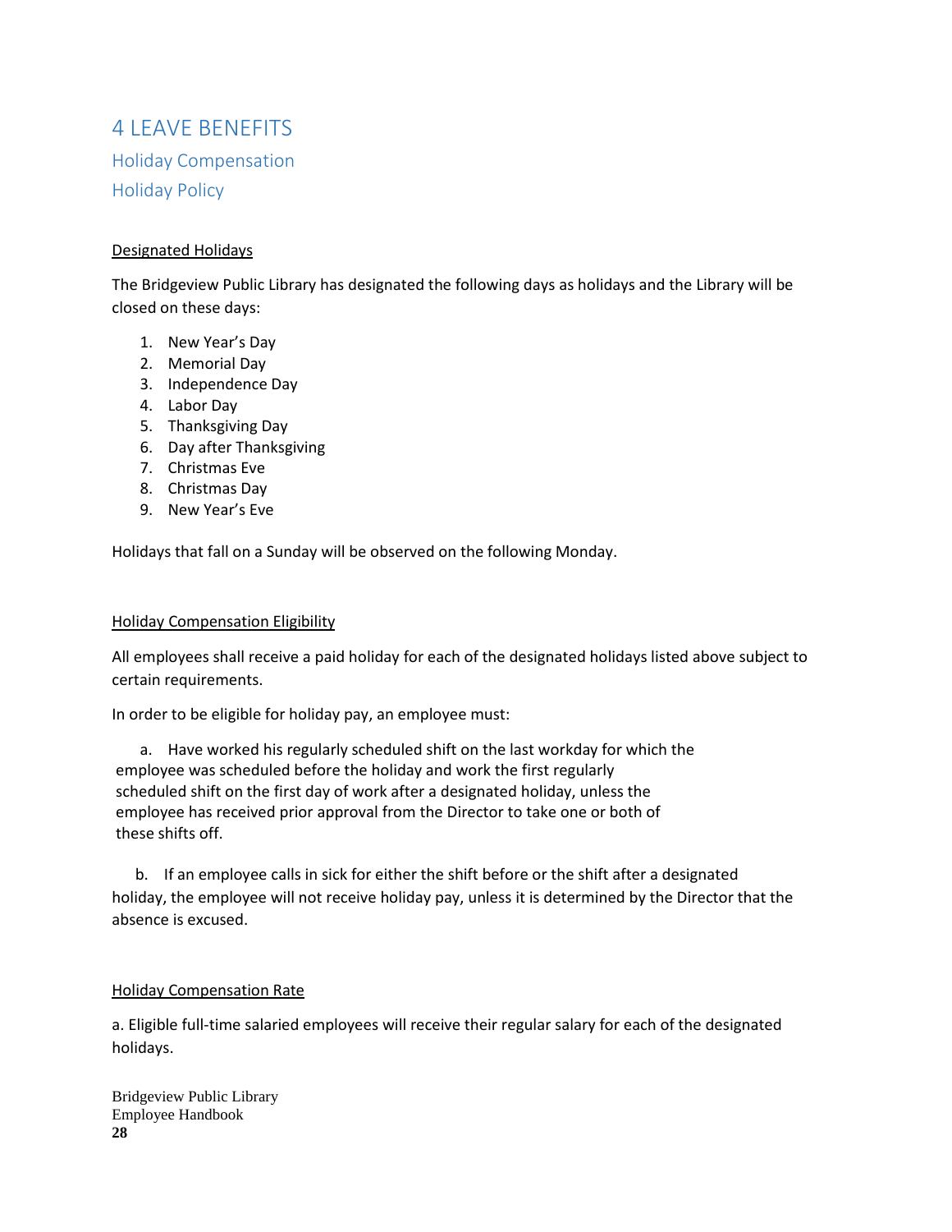# 4 LEAVE BENEFITS

## Holiday Compensation

## Holiday Policy

Designated Holidays

The Bridgeview Public Library has designated the following days as holidays and the Library will be closed on these days:

1. New Year's Day
2. Memorial Day
3. Independence Day
4. Labor Day
5. Thanksgiving Day
6. Day after Thanksgiving
7. Christmas Eve
8. Christmas Day
9. New Year's Eve

Holidays that fall on a Sunday will be observed on the following Monday.

Holiday Compensation Eligibility

All employees shall receive a paid holiday for each of the designated holidays listed above subject to certain requirements.

In order to be eligible for holiday pay, an employee must:

a. Have worked his regularly scheduled shift on the last workday for which the employee was scheduled before the holiday and work the first regularly scheduled shift on the first day of work after a designated holiday, unless the employee has received prior approval from the Director to take one or both of these shifts off.

b. If an employee calls in sick for either the shift before or the shift after a designated holiday, the employee will not receive holiday pay, unless it is determined by the Director that the absence is excused.

Holiday Compensation Rate

a. Eligible full-time salaried employees will receive their regular salary for each of the designated holidays.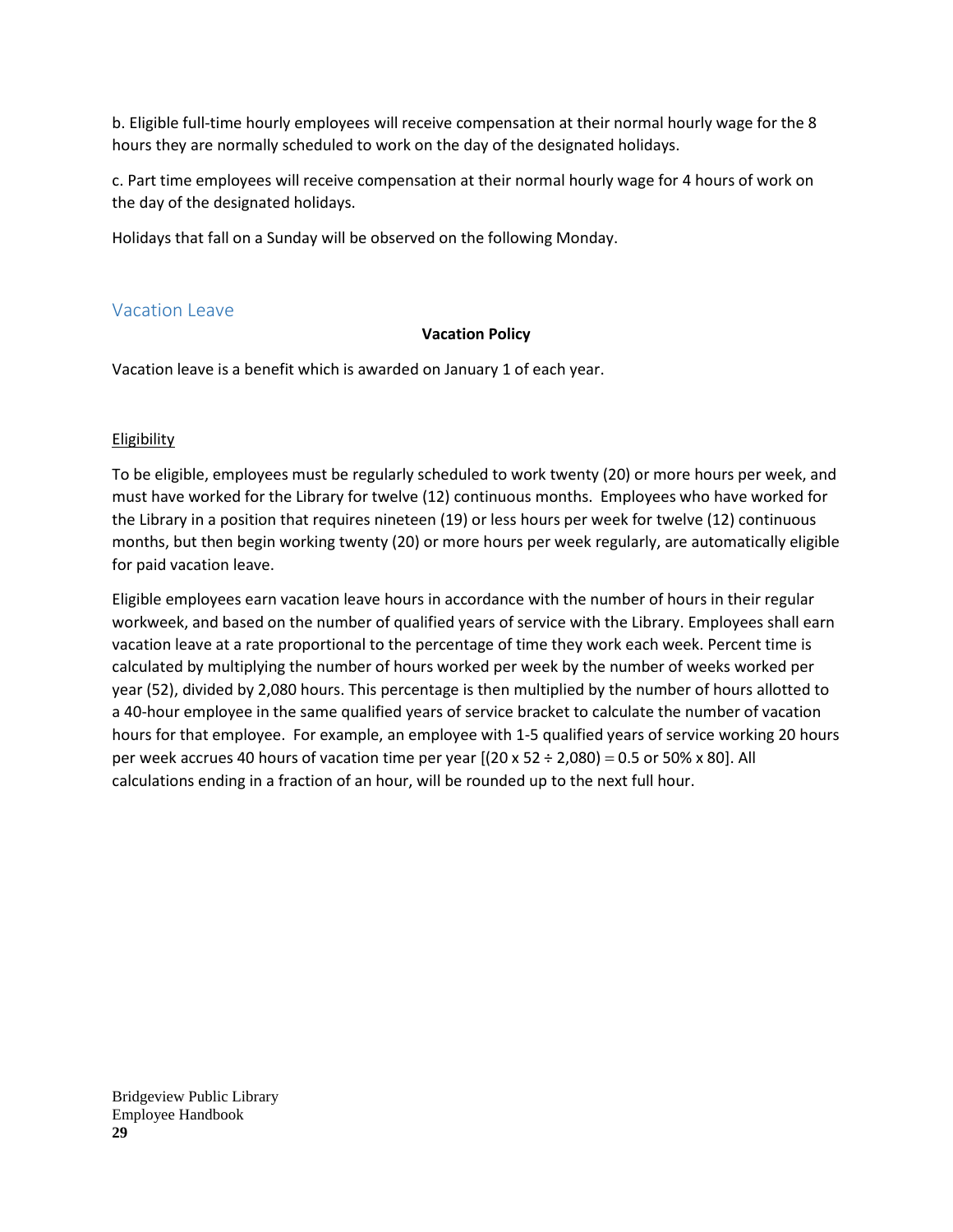b. Eligible full-time hourly employees will receive compensation at their normal hourly wage for the 8 hours they are normally scheduled to work on the day of the designated holidays.

c. Part time employees will receive compensation at their normal hourly wage for 4 hours of work on the day of the designated holidays.

Holidays that fall on a Sunday will be observed on the following Monday.

## Vacation Leave

**Vacation Policy**

Vacation leave is a benefit which is awarded on January 1 of each year.

Eligibility

To be eligible, employees must be regularly scheduled to work twenty (20) or more hours per week, and must have worked for the Library for twelve (12) continuous months. Employees who have worked for the Library in a position that requires nineteen (19) or less hours per week for twelve (12) continuous months, but then begin working twenty (20) or more hours per week regularly, are automatically eligible for paid vacation leave.

Eligible employees earn vacation leave hours in accordance with the number of hours in their regular workweek, and based on the number of qualified years of service with the Library. Employees shall earn vacation leave at a rate proportional to the percentage of time they work each week. Percent time is calculated by multiplying the number of hours worked per week by the number of weeks worked per year (52), divided by 2,080 hours. This percentage is then multiplied by the number of hours allotted to a 40-hour employee in the same qualified years of service bracket to calculate the number of vacation hours for that employee. For example, an employee with 1-5 qualified years of service working 20 hours per week accrues 40 hours of vacation time per year [(20 x 52 ÷ 2,080) = 0.5 or 50% x 80]. All calculations ending in a fraction of an hour, will be rounded up to the next full hour.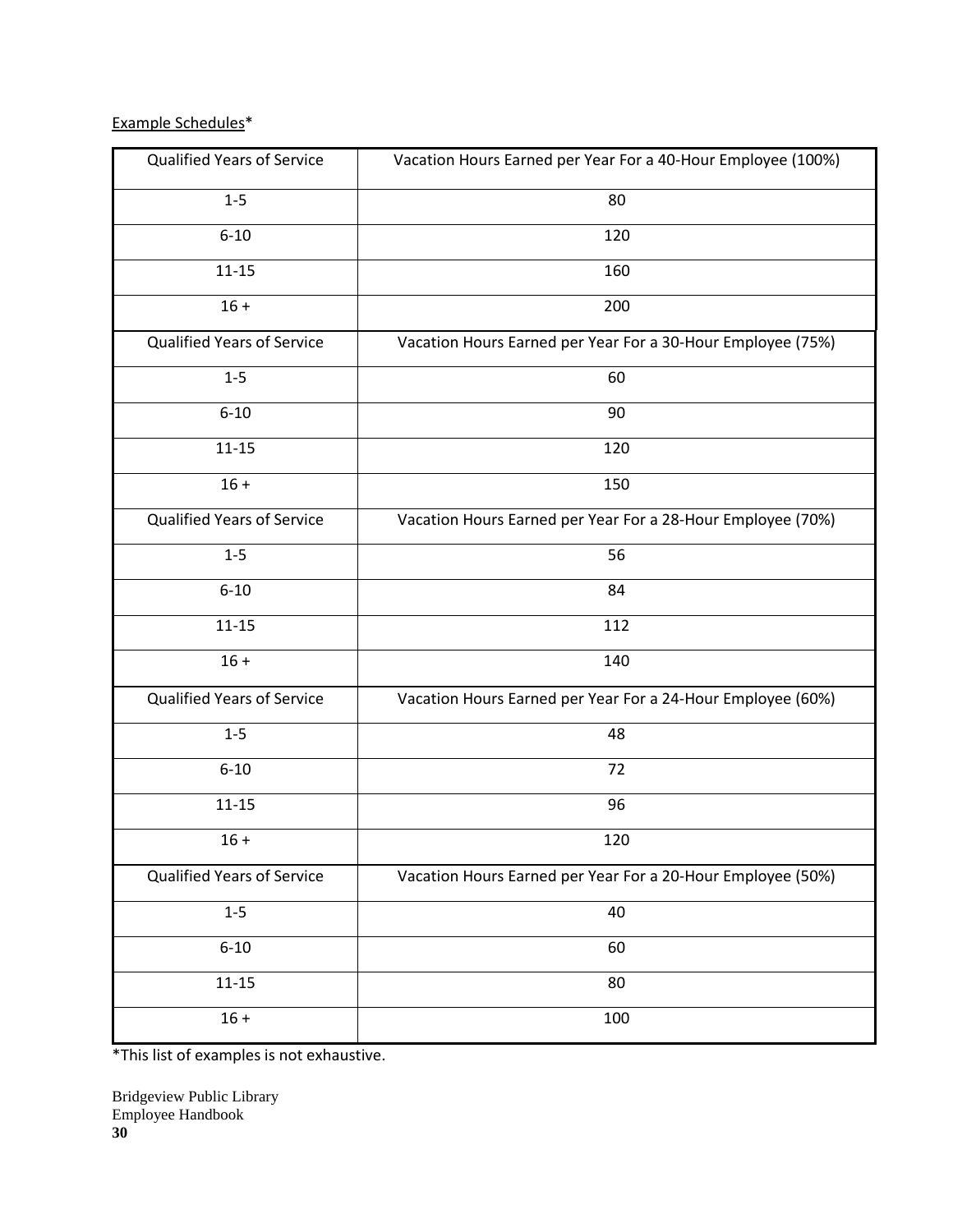Example Schedules*

| Qualified Years of Service | Vacation Hours Earned per Year For a 40-Hour Employee (100%) |
| --- | --- |
| 1-5 | 80 |
| 6-10 | 120 |
| 11-15 | 160 |
| 16 + | 200 |
| Qualified Years of Service | Vacation Hours Earned per Year For a 30-Hour Employee (75%) |
| 1-5 | 60 |
| 6-10 | 90 |
| 11-15 | 120 |
| 16 + | 150 |
| Qualified Years of Service | Vacation Hours Earned per Year For a 28-Hour Employee (70%) |
| 1-5 | 56 |
| 6-10 | 84 |
| 11-15 | 112 |
| 16 + | 140 |
| Qualified Years of Service | Vacation Hours Earned per Year For a 24-Hour Employee (60%) |
| 1-5 | 48 |
| 6-10 | 72 |
| 11-15 | 96 |
| 16 + | 120 |
| Qualified Years of Service | Vacation Hours Earned per Year For a 20-Hour Employee (50%) |
| 1-5 | 40 |
| 6-10 | 60 |
| 11-15 | 80 |
| 16 + | 100 |

*This list of examples is not exhaustive.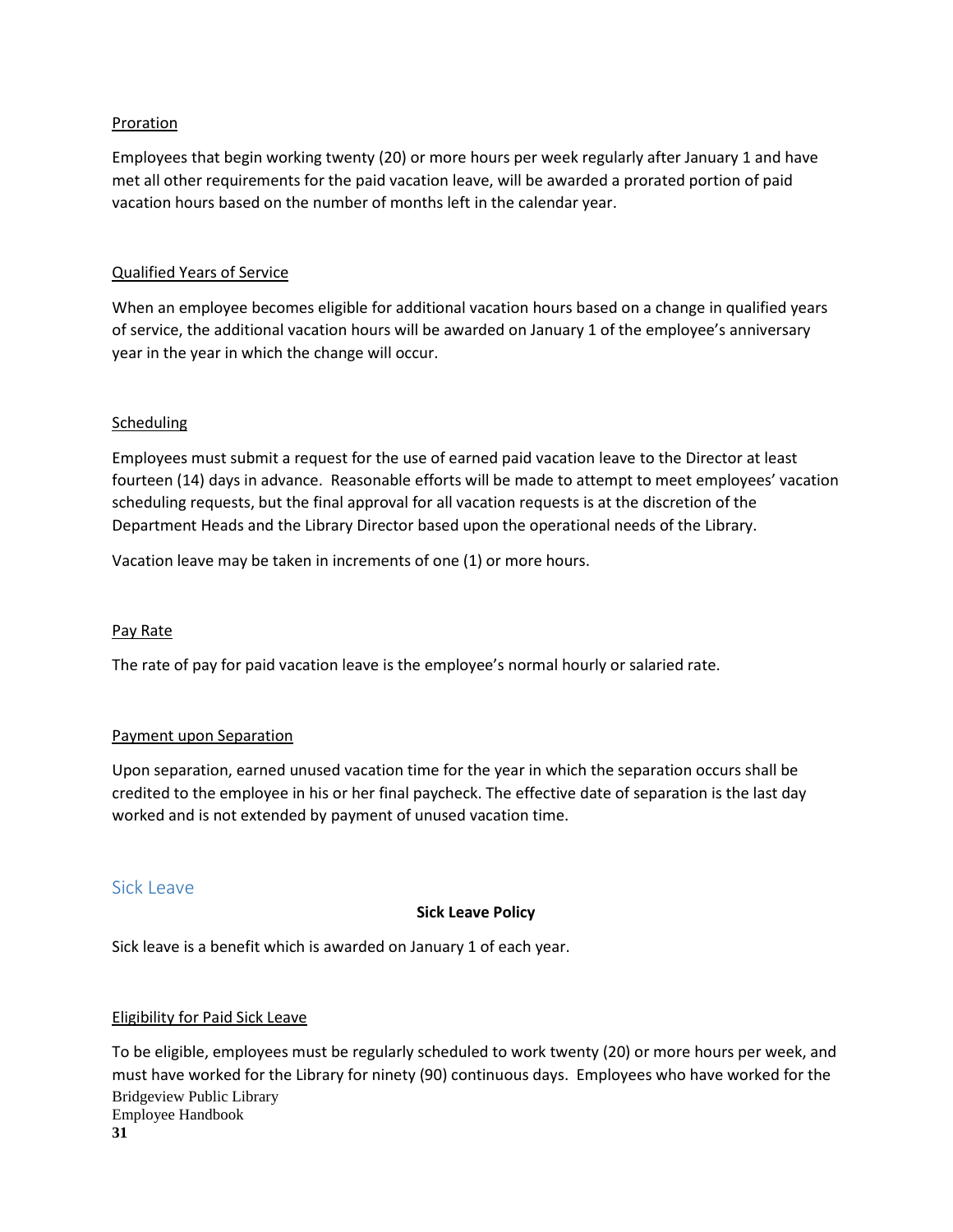Proration

Employees that begin working twenty (20) or more hours per week regularly after January 1 and have met all other requirements for the paid vacation leave, will be awarded a prorated portion of paid vacation hours based on the number of months left in the calendar year.

Qualified Years of Service

When an employee becomes eligible for additional vacation hours based on a change in qualified years of service, the additional vacation hours will be awarded on January 1 of the employee's anniversary year in the year in which the change will occur.

Scheduling

Employees must submit a request for the use of earned paid vacation leave to the Director at least fourteen (14) days in advance. Reasonable efforts will be made to attempt to meet employees' vacation scheduling requests, but the final approval for all vacation requests is at the discretion of the Department Heads and the Library Director based upon the operational needs of the Library.

Vacation leave may be taken in increments of one (1) or more hours.

Pay Rate

The rate of pay for paid vacation leave is the employee's normal hourly or salaried rate.

Payment upon Separation

Upon separation, earned unused vacation time for the year in which the separation occurs shall be credited to the employee in his or her final paycheck. The effective date of separation is the last day worked and is not extended by payment of unused vacation time.

## Sick Leave

**Sick Leave Policy**

Sick leave is a benefit which is awarded on January 1 of each year.

Eligibility for Paid Sick Leave

To be eligible, employees must be regularly scheduled to work twenty (20) or more hours per week, and must have worked for the Library for ninety (90) continuous days. Employees who have worked for the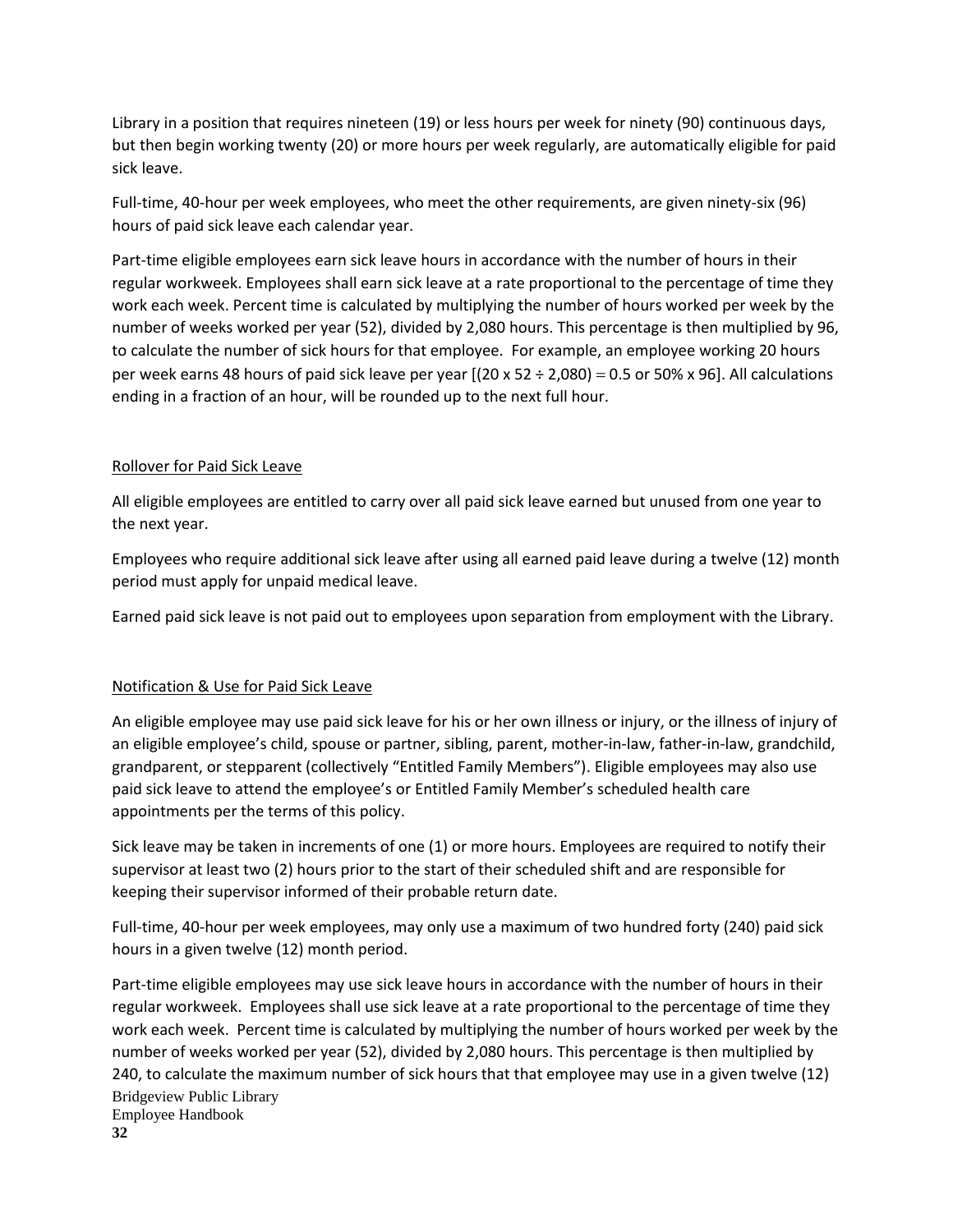Library in a position that requires nineteen (19) or less hours per week for ninety (90) continuous days, but then begin working twenty (20) or more hours per week regularly, are automatically eligible for paid sick leave.

Full-time, 40-hour per week employees, who meet the other requirements, are given ninety-six (96) hours of paid sick leave each calendar year.

Part-time eligible employees earn sick leave hours in accordance with the number of hours in their regular workweek. Employees shall earn sick leave at a rate proportional to the percentage of time they work each week. Percent time is calculated by multiplying the number of hours worked per week by the number of weeks worked per year (52), divided by 2,080 hours. This percentage is then multiplied by 96, to calculate the number of sick hours for that employee. For example, an employee working 20 hours per week earns 48 hours of paid sick leave per year [(20 x 52 ÷ 2,080) = 0.5 or 50% x 96]. All calculations ending in a fraction of an hour, will be rounded up to the next full hour.

<u>Rollover for Paid Sick Leave</u>

All eligible employees are entitled to carry over all paid sick leave earned but unused from one year to the next year.

Employees who require additional sick leave after using all earned paid leave during a twelve (12) month period must apply for unpaid medical leave.

Earned paid sick leave is not paid out to employees upon separation from employment with the Library.

<u>Notification & Use for Paid Sick Leave</u>

An eligible employee may use paid sick leave for his or her own illness or injury, or the illness of injury of an eligible employee's child, spouse or partner, sibling, parent, mother-in-law, father-in-law, grandchild, grandparent, or stepparent (collectively "Entitled Family Members"). Eligible employees may also use paid sick leave to attend the employee's or Entitled Family Member's scheduled health care appointments per the terms of this policy.

Sick leave may be taken in increments of one (1) or more hours. Employees are required to notify their supervisor at least two (2) hours prior to the start of their scheduled shift and are responsible for keeping their supervisor informed of their probable return date.

Full-time, 40-hour per week employees, may only use a maximum of two hundred forty (240) paid sick hours in a given twelve (12) month period.

Part-time eligible employees may use sick leave hours in accordance with the number of hours in their regular workweek. Employees shall use sick leave at a rate proportional to the percentage of time they work each week. Percent time is calculated by multiplying the number of hours worked per week by the number of weeks worked per year (52), divided by 2,080 hours. This percentage is then multiplied by 240, to calculate the maximum number of sick hours that that employee may use in a given twelve (12)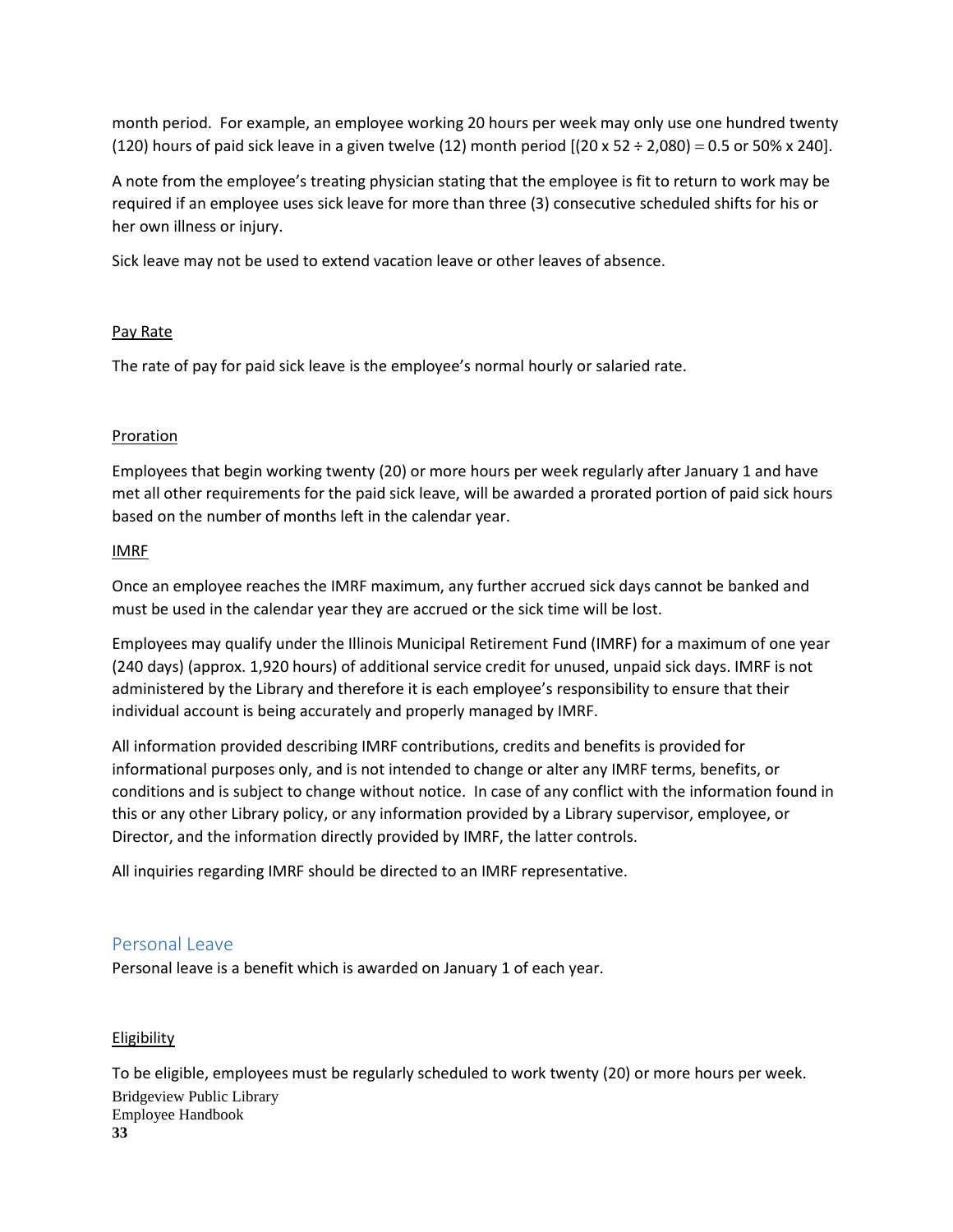month period. For example, an employee working 20 hours per week may only use one hundred twenty (120) hours of paid sick leave in a given twelve (12) month period [(20 x 52 ÷ 2,080) = 0.5 or 50% x 240].

A note from the employee's treating physician stating that the employee is fit to return to work may be required if an employee uses sick leave for more than three (3) consecutive scheduled shifts for his or her own illness or injury.

Sick leave may not be used to extend vacation leave or other leaves of absence.

#### Pay Rate

The rate of pay for paid sick leave is the employee's normal hourly or salaried rate.

#### Proration

Employees that begin working twenty (20) or more hours per week regularly after January 1 and have met all other requirements for the paid sick leave, will be awarded a prorated portion of paid sick hours based on the number of months left in the calendar year.

#### IMRF

Once an employee reaches the IMRF maximum, any further accrued sick days cannot be banked and must be used in the calendar year they are accrued or the sick time will be lost.

Employees may qualify under the Illinois Municipal Retirement Fund (IMRF) for a maximum of one year (240 days) (approx. 1,920 hours) of additional service credit for unused, unpaid sick days. IMRF is not administered by the Library and therefore it is each employee's responsibility to ensure that their individual account is being accurately and properly managed by IMRF.

All information provided describing IMRF contributions, credits and benefits is provided for informational purposes only, and is not intended to change or alter any IMRF terms, benefits, or conditions and is subject to change without notice. In case of any conflict with the information found in this or any other Library policy, or any information provided by a Library supervisor, employee, or Director, and the information directly provided by IMRF, the latter controls.

All inquiries regarding IMRF should be directed to an IMRF representative.

### Personal Leave

Personal leave is a benefit which is awarded on January 1 of each year.

#### Eligibility

To be eligible, employees must be regularly scheduled to work twenty (20) or more hours per week.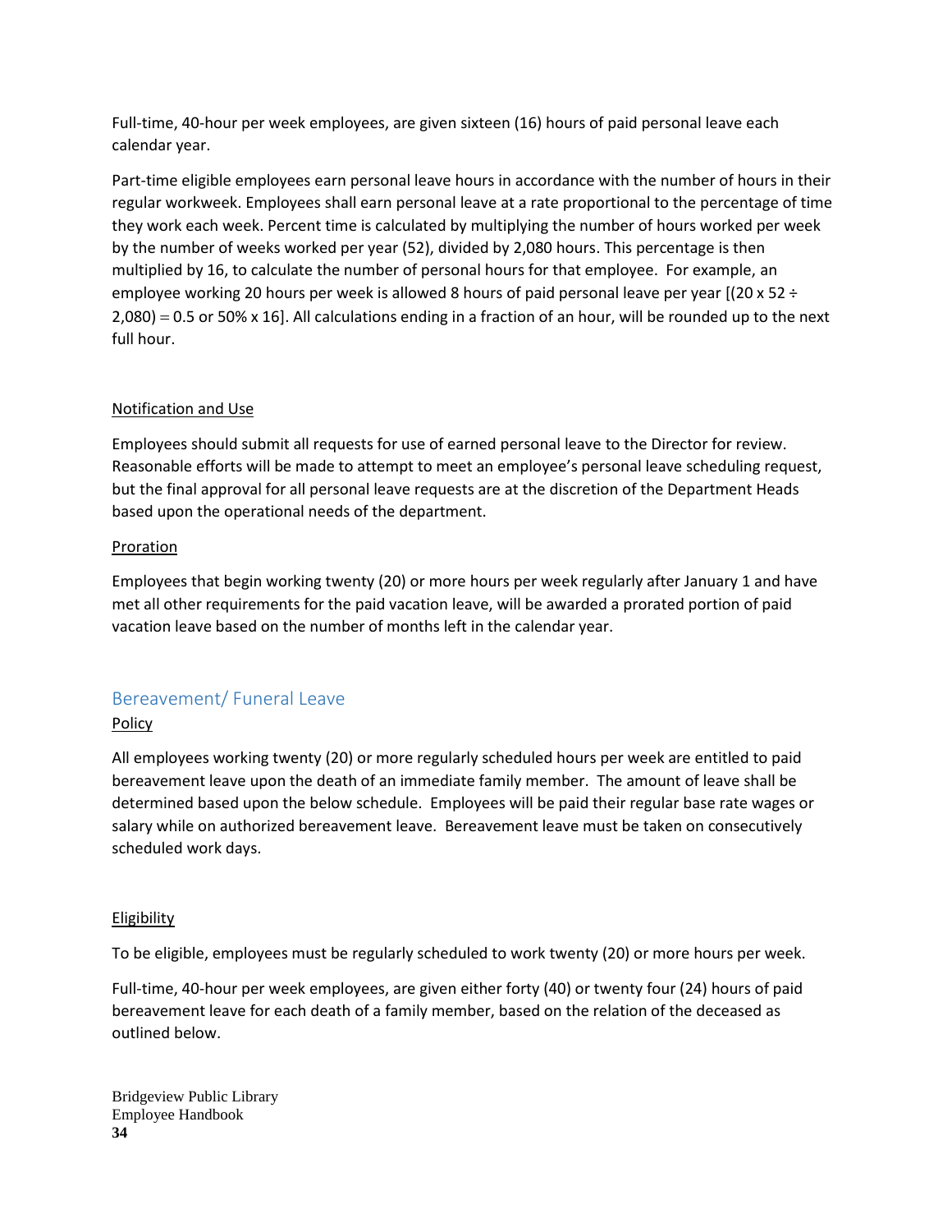Full-time, 40-hour per week employees, are given sixteen (16) hours of paid personal leave each calendar year.

Part-time eligible employees earn personal leave hours in accordance with the number of hours in their regular workweek. Employees shall earn personal leave at a rate proportional to the percentage of time they work each week. Percent time is calculated by multiplying the number of hours worked per week by the number of weeks worked per year (52), divided by 2,080 hours. This percentage is then multiplied by 16, to calculate the number of personal hours for that employee. For example, an employee working 20 hours per week is allowed 8 hours of paid personal leave per year [(20 x 52 ÷ 2,080) = 0.5 or 50% x 16]. All calculations ending in a fraction of an hour, will be rounded up to the next full hour.

### Notification and Use

Employees should submit all requests for use of earned personal leave to the Director for review. Reasonable efforts will be made to attempt to meet an employee's personal leave scheduling request, but the final approval for all personal leave requests are at the discretion of the Department Heads based upon the operational needs of the department.

### Proration

Employees that begin working twenty (20) or more hours per week regularly after January 1 and have met all other requirements for the paid vacation leave, will be awarded a prorated portion of paid vacation leave based on the number of months left in the calendar year.

## Bereavement/ Funeral Leave

### Policy

All employees working twenty (20) or more regularly scheduled hours per week are entitled to paid bereavement leave upon the death of an immediate family member. The amount of leave shall be determined based upon the below schedule. Employees will be paid their regular base rate wages or salary while on authorized bereavement leave. Bereavement leave must be taken on consecutively scheduled work days.

### Eligibility

To be eligible, employees must be regularly scheduled to work twenty (20) or more hours per week.

Full-time, 40-hour per week employees, are given either forty (40) or twenty four (24) hours of paid bereavement leave for each death of a family member, based on the relation of the deceased as outlined below.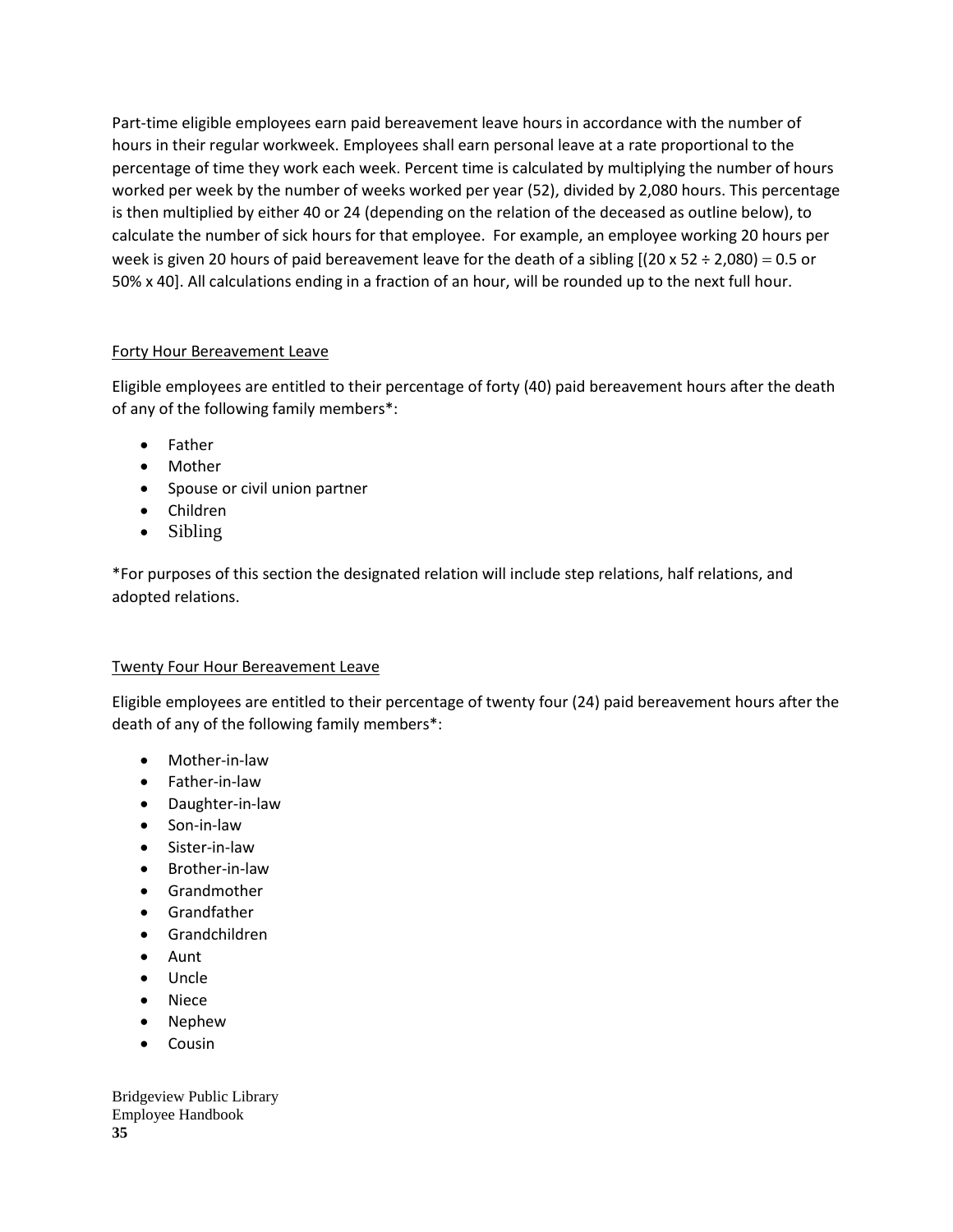Part-time eligible employees earn paid bereavement leave hours in accordance with the number of hours in their regular workweek. Employees shall earn personal leave at a rate proportional to the percentage of time they work each week. Percent time is calculated by multiplying the number of hours worked per week by the number of weeks worked per year (52), divided by 2,080 hours. This percentage is then multiplied by either 40 or 24 (depending on the relation of the deceased as outline below), to calculate the number of sick hours for that employee. For example, an employee working 20 hours per week is given 20 hours of paid bereavement leave for the death of a sibling [(20 x 52 ÷ 2,080) = 0.5 or 50% x 40]. All calculations ending in a fraction of an hour, will be rounded up to the next full hour.

Forty Hour Bereavement Leave

Eligible employees are entitled to their percentage of forty (40) paid bereavement hours after the death of any of the following family members*:

- Father
- Mother
- Spouse or civil union partner
- Children
- Sibling

*For purposes of this section the designated relation will include step relations, half relations, and adopted relations.

Twenty Four Hour Bereavement Leave

Eligible employees are entitled to their percentage of twenty four (24) paid bereavement hours after the death of any of the following family members*:

- Mother-in-law
- Father-in-law
- Daughter-in-law
- Son-in-law
- Sister-in-law
- Brother-in-law
- Grandmother
- Grandfather
- Grandchildren
- Aunt
- Uncle
- Niece
- Nephew
- Cousin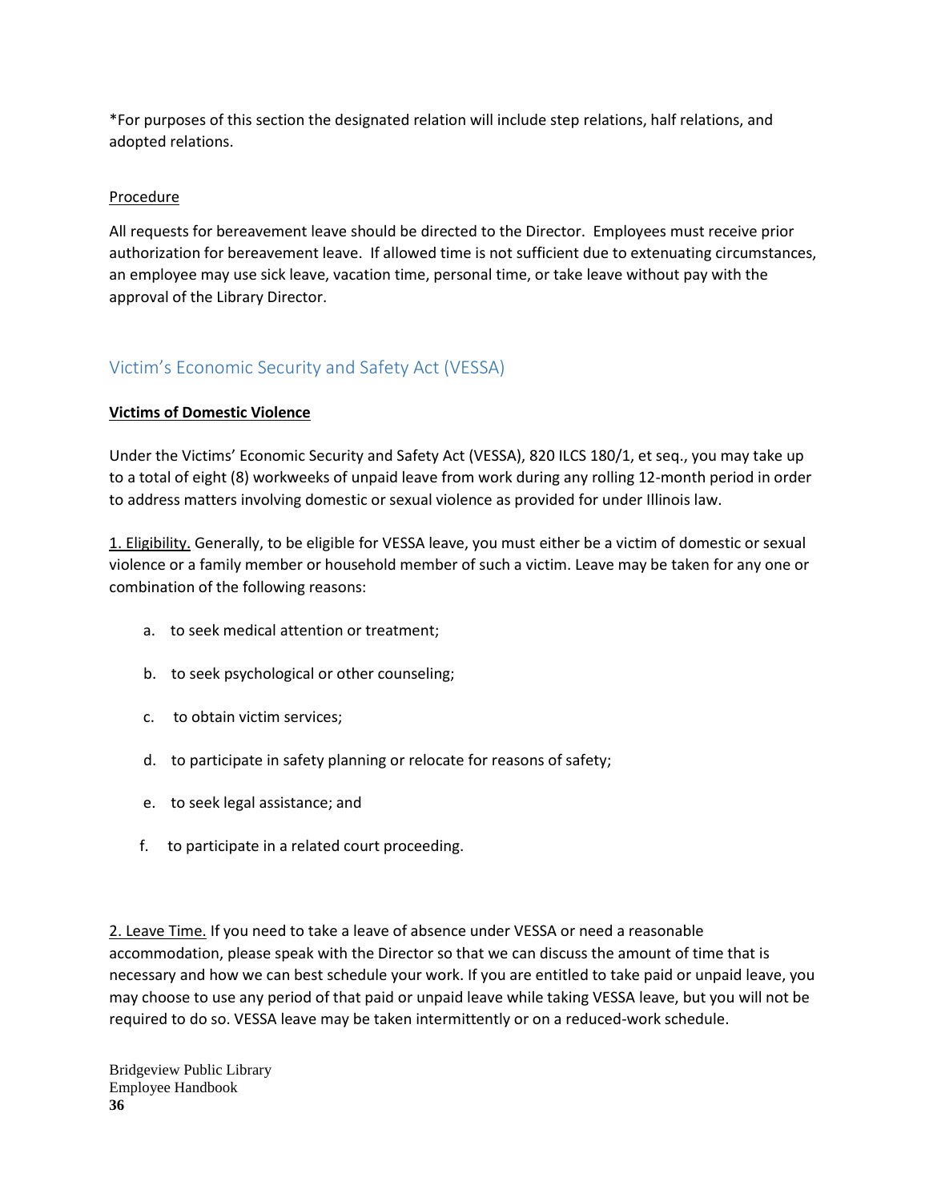*For purposes of this section the designated relation will include step relations, half relations, and adopted relations.

Procedure

All requests for bereavement leave should be directed to the Director. Employees must receive prior authorization for bereavement leave. If allowed time is not sufficient due to extenuating circumstances, an employee may use sick leave, vacation time, personal time, or take leave without pay with the approval of the Library Director.

## Victim's Economic Security and Safety Act (VESSA)

**Victims of Domestic Violence**

Under the Victims' Economic Security and Safety Act (VESSA), 820 ILCS 180/1, et seq., you may take up to a total of eight (8) workweeks of unpaid leave from work during any rolling 12-month period in order to address matters involving domestic or sexual violence as provided for under Illinois law.

1. Eligibility. Generally, to be eligible for VESSA leave, you must either be a victim of domestic or sexual violence or a family member or household member of such a victim. Leave may be taken for any one or combination of the following reasons:

a. to seek medical attention or treatment;

b. to seek psychological or other counseling;

c. to obtain victim services;

d. to participate in safety planning or relocate for reasons of safety;

e. to seek legal assistance; and

f. to participate in a related court proceeding.

2. Leave Time. If you need to take a leave of absence under VESSA or need a reasonable accommodation, please speak with the Director so that we can discuss the amount of time that is necessary and how we can best schedule your work. If you are entitled to take paid or unpaid leave, you may choose to use any period of that paid or unpaid leave while taking VESSA leave, but you will not be required to do so. VESSA leave may be taken intermittently or on a reduced-work schedule.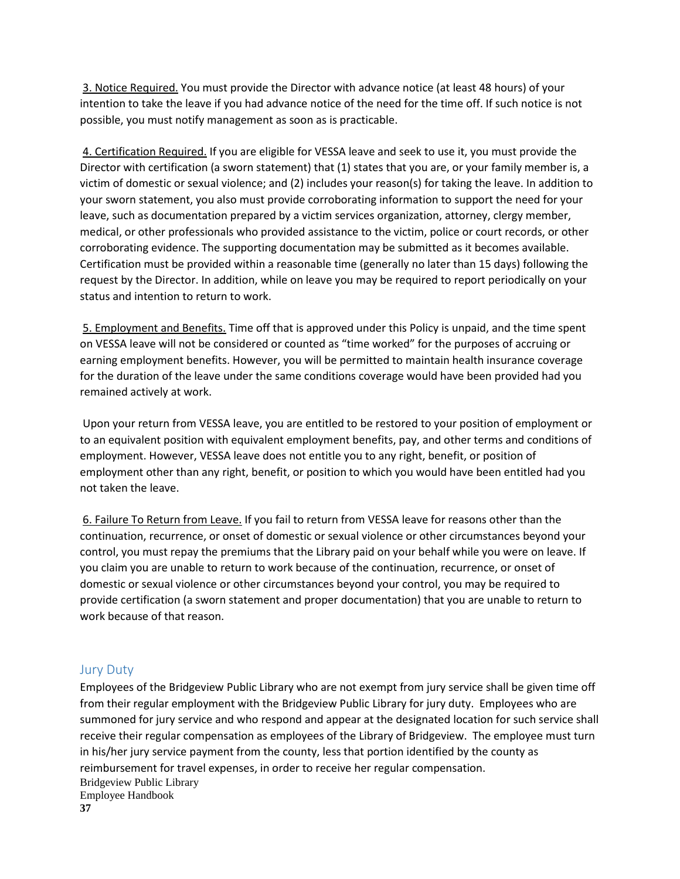3. Notice Required. You must provide the Director with advance notice (at least 48 hours) of your intention to take the leave if you had advance notice of the need for the time off. If such notice is not possible, you must notify management as soon as is practicable.

4. Certification Required. If you are eligible for VESSA leave and seek to use it, you must provide the Director with certification (a sworn statement) that (1) states that you are, or your family member is, a victim of domestic or sexual violence; and (2) includes your reason(s) for taking the leave. In addition to your sworn statement, you also must provide corroborating information to support the need for your leave, such as documentation prepared by a victim services organization, attorney, clergy member, medical, or other professionals who provided assistance to the victim, police or court records, or other corroborating evidence. The supporting documentation may be submitted as it becomes available. Certification must be provided within a reasonable time (generally no later than 15 days) following the request by the Director. In addition, while on leave you may be required to report periodically on your status and intention to return to work.

5. Employment and Benefits. Time off that is approved under this Policy is unpaid, and the time spent on VESSA leave will not be considered or counted as "time worked" for the purposes of accruing or earning employment benefits. However, you will be permitted to maintain health insurance coverage for the duration of the leave under the same conditions coverage would have been provided had you remained actively at work.

Upon your return from VESSA leave, you are entitled to be restored to your position of employment or to an equivalent position with equivalent employment benefits, pay, and other terms and conditions of employment. However, VESSA leave does not entitle you to any right, benefit, or position of employment other than any right, benefit, or position to which you would have been entitled had you not taken the leave.

6. Failure To Return from Leave. If you fail to return from VESSA leave for reasons other than the continuation, recurrence, or onset of domestic or sexual violence or other circumstances beyond your control, you must repay the premiums that the Library paid on your behalf while you were on leave. If you claim you are unable to return to work because of the continuation, recurrence, or onset of domestic or sexual violence or other circumstances beyond your control, you may be required to provide certification (a sworn statement and proper documentation) that you are unable to return to work because of that reason.

## Jury Duty

Employees of the Bridgeview Public Library who are not exempt from jury service shall be given time off from their regular employment with the Bridgeview Public Library for jury duty. Employees who are summoned for jury service and who respond and appear at the designated location for such service shall receive their regular compensation as employees of the Library of Bridgeview. The employee must turn in his/her jury service payment from the county, less that portion identified by the county as reimbursement for travel expenses, in order to receive her regular compensation.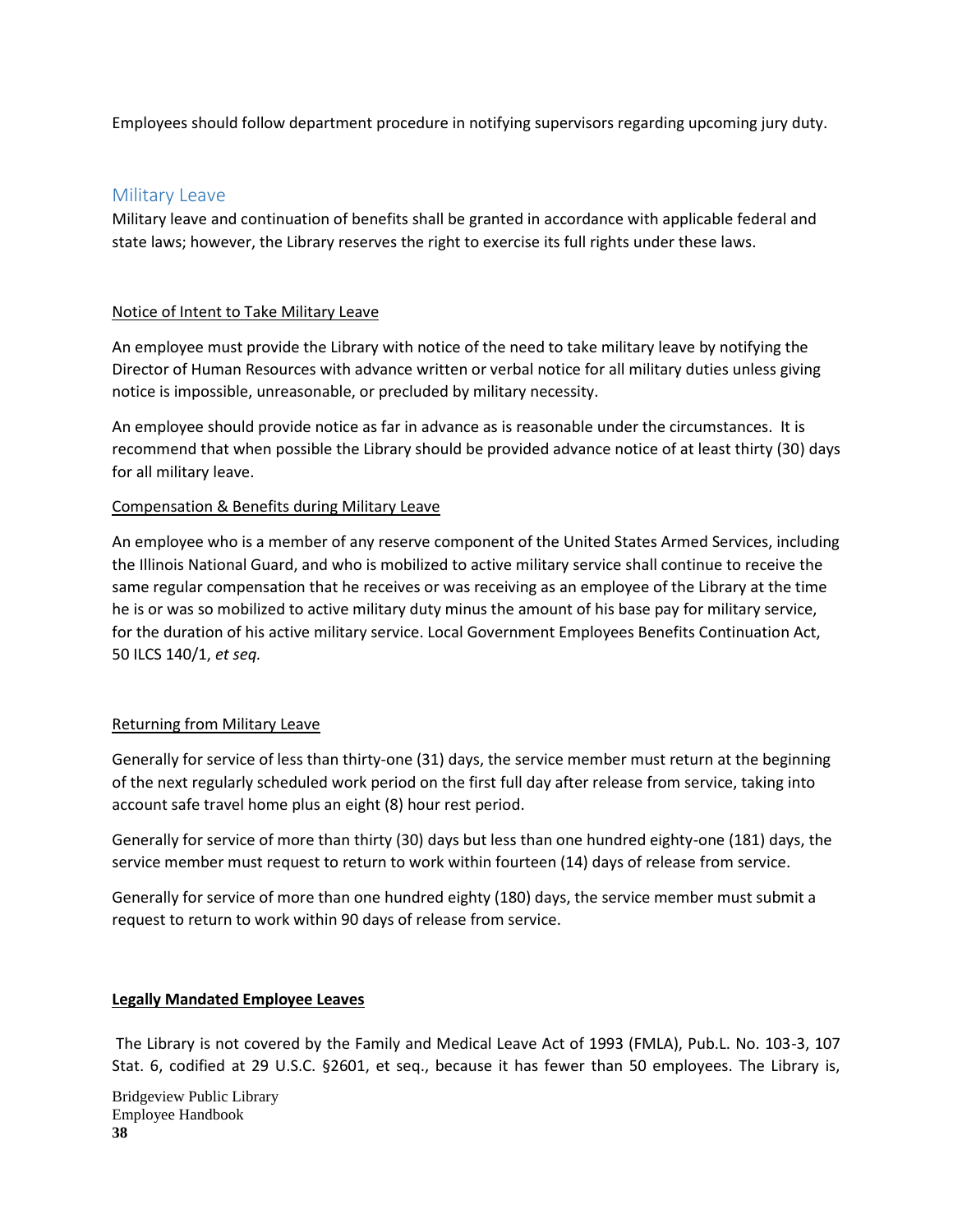Employees should follow department procedure in notifying supervisors regarding upcoming jury duty.

## Military Leave

Military leave and continuation of benefits shall be granted in accordance with applicable federal and state laws; however, the Library reserves the right to exercise its full rights under these laws.

Notice of Intent to Take Military Leave

An employee must provide the Library with notice of the need to take military leave by notifying the Director of Human Resources with advance written or verbal notice for all military duties unless giving notice is impossible, unreasonable, or precluded by military necessity.

An employee should provide notice as far in advance as is reasonable under the circumstances. It is recommend that when possible the Library should be provided advance notice of at least thirty (30) days for all military leave.

Compensation & Benefits during Military Leave

An employee who is a member of any reserve component of the United States Armed Services, including the Illinois National Guard, and who is mobilized to active military service shall continue to receive the same regular compensation that he receives or was receiving as an employee of the Library at the time he is or was so mobilized to active military duty minus the amount of his base pay for military service, for the duration of his active military service. Local Government Employees Benefits Continuation Act, 50 ILCS 140/1, *et seq.*

Returning from Military Leave

Generally for service of less than thirty-one (31) days, the service member must return at the beginning of the next regularly scheduled work period on the first full day after release from service, taking into account safe travel home plus an eight (8) hour rest period.

Generally for service of more than thirty (30) days but less than one hundred eighty-one (181) days, the service member must request to return to work within fourteen (14) days of release from service.

Generally for service of more than one hundred eighty (180) days, the service member must submit a request to return to work within 90 days of release from service.

**Legally Mandated Employee Leaves**

The Library is not covered by the Family and Medical Leave Act of 1993 (FMLA), Pub.L. No. 103-3, 107 Stat. 6, codified at 29 U.S.C. §2601, et seq., because it has fewer than 50 employees. The Library is,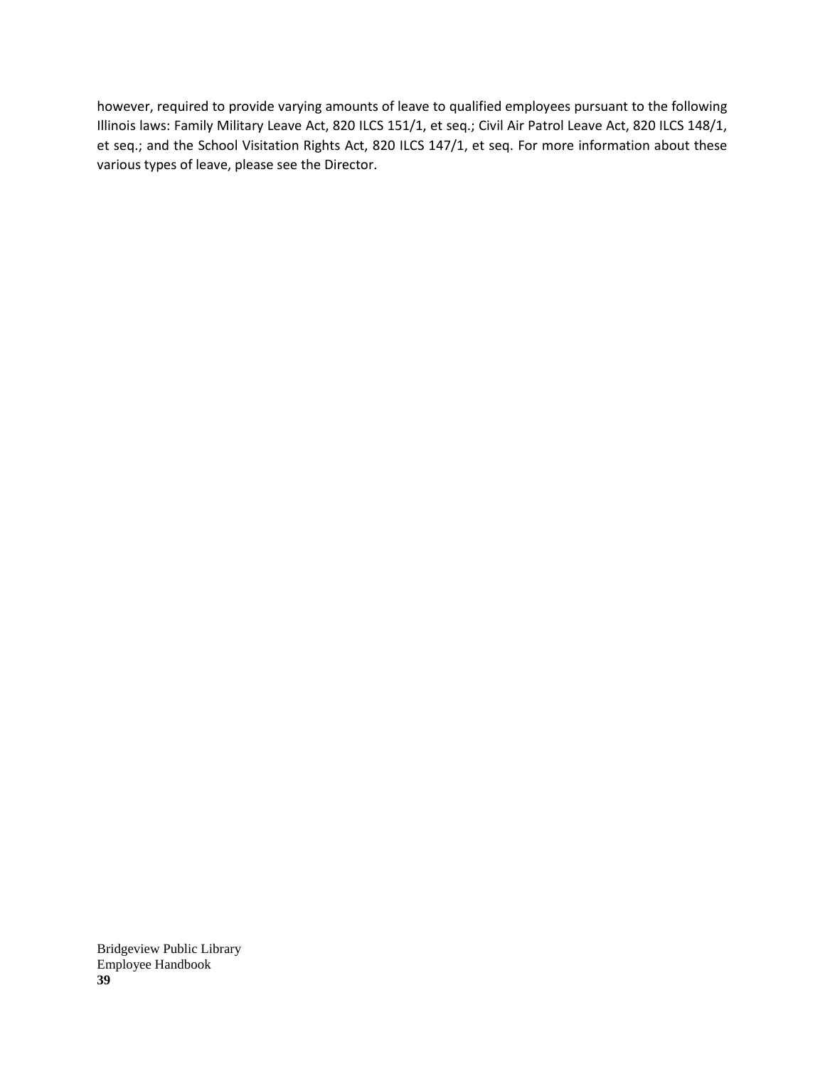however, required to provide varying amounts of leave to qualified employees pursuant to the following Illinois laws: Family Military Leave Act, 820 ILCS 151/1, et seq.; Civil Air Patrol Leave Act, 820 ILCS 148/1, et seq.; and the School Visitation Rights Act, 820 ILCS 147/1, et seq. For more information about these various types of leave, please see the Director.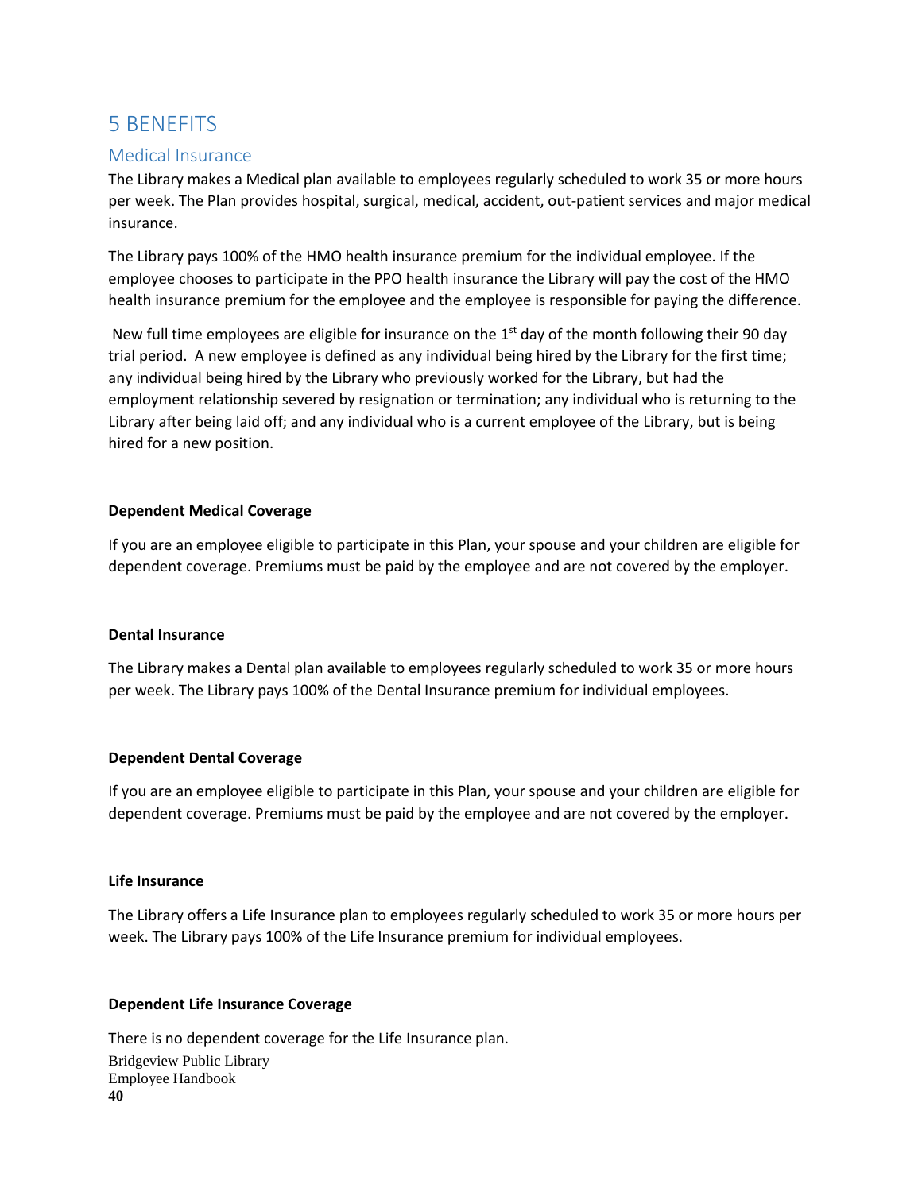# 5 BENEFITS

## Medical Insurance

The Library makes a Medical plan available to employees regularly scheduled to work 35 or more hours per week. The Plan provides hospital, surgical, medical, accident, out-patient services and major medical insurance.

The Library pays 100% of the HMO health insurance premium for the individual employee. If the employee chooses to participate in the PPO health insurance the Library will pay the cost of the HMO health insurance premium for the employee and the employee is responsible for paying the difference.

New full time employees are eligible for insurance on the 1st day of the month following their 90 day trial period. A new employee is defined as any individual being hired by the Library for the first time; any individual being hired by the Library who previously worked for the Library, but had the employment relationship severed by resignation or termination; any individual who is returning to the Library after being laid off; and any individual who is a current employee of the Library, but is being hired for a new position.

**Dependent Medical Coverage**

If you are an employee eligible to participate in this Plan, your spouse and your children are eligible for dependent coverage. Premiums must be paid by the employee and are not covered by the employer.

**Dental Insurance**

The Library makes a Dental plan available to employees regularly scheduled to work 35 or more hours per week. The Library pays 100% of the Dental Insurance premium for individual employees.

**Dependent Dental Coverage**

If you are an employee eligible to participate in this Plan, your spouse and your children are eligible for dependent coverage. Premiums must be paid by the employee and are not covered by the employer.

**Life Insurance**

The Library offers a Life Insurance plan to employees regularly scheduled to work 35 or more hours per week. The Library pays 100% of the Life Insurance premium for individual employees.

**Dependent Life Insurance Coverage**

There is no dependent coverage for the Life Insurance plan.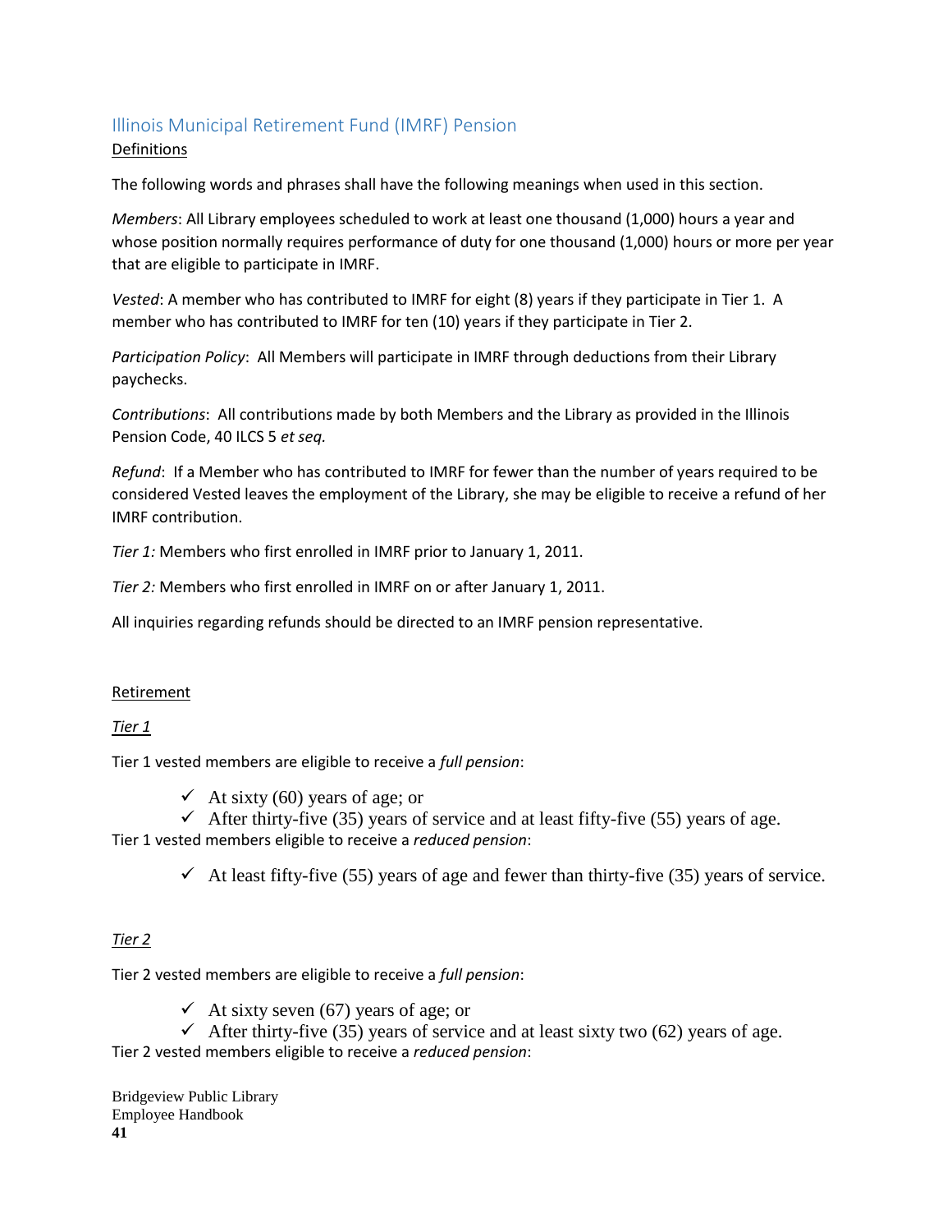## Illinois Municipal Retirement Fund (IMRF) Pension

<u>Definitions</u>

The following words and phrases shall have the following meanings when used in this section.

*Members*: All Library employees scheduled to work at least one thousand (1,000) hours a year and whose position normally requires performance of duty for one thousand (1,000) hours or more per year that are eligible to participate in IMRF.

*Vested*: A member who has contributed to IMRF for eight (8) years if they participate in Tier 1. A member who has contributed to IMRF for ten (10) years if they participate in Tier 2.

*Participation Policy*: All Members will participate in IMRF through deductions from their Library paychecks.

*Contributions*: All contributions made by both Members and the Library as provided in the Illinois Pension Code, 40 ILCS 5 *et seq.*

*Refund*: If a Member who has contributed to IMRF for fewer than the number of years required to be considered Vested leaves the employment of the Library, she may be eligible to receive a refund of her IMRF contribution.

*Tier 1:* Members who first enrolled in IMRF prior to January 1, 2011.

*Tier 2:* Members who first enrolled in IMRF on or after January 1, 2011.

All inquiries regarding refunds should be directed to an IMRF pension representative.

<u>Retirement</u>

<u>*Tier 1*</u>

Tier 1 vested members are eligible to receive a *full pension*:

- ✓ At sixty (60) years of age; or
- ✓ After thirty-five (35) years of service and at least fifty-five (55) years of age.

Tier 1 vested members eligible to receive a *reduced pension*:

- ✓ At least fifty-five (55) years of age and fewer than thirty-five (35) years of service.

<u>*Tier 2*</u>

Tier 2 vested members are eligible to receive a *full pension*:

- ✓ At sixty seven (67) years of age; or
- ✓ After thirty-five (35) years of service and at least sixty two (62) years of age.

Tier 2 vested members eligible to receive a *reduced pension*: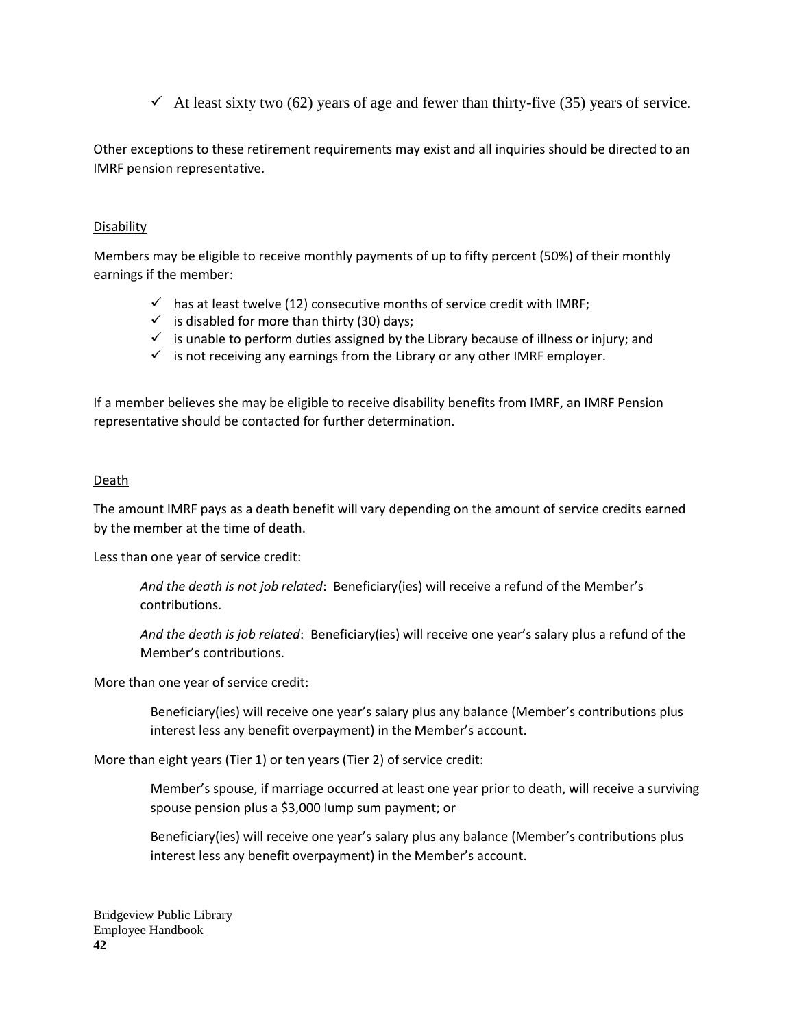- ✓ At least sixty two (62) years of age and fewer than thirty-five (35) years of service.

Other exceptions to these retirement requirements may exist and all inquiries should be directed to an IMRF pension representative.

Disability

Members may be eligible to receive monthly payments of up to fifty percent (50%) of their monthly earnings if the member:

- ✓ has at least twelve (12) consecutive months of service credit with IMRF;
- ✓ is disabled for more than thirty (30) days;
- ✓ is unable to perform duties assigned by the Library because of illness or injury; and
- ✓ is not receiving any earnings from the Library or any other IMRF employer.

If a member believes she may be eligible to receive disability benefits from IMRF, an IMRF Pension representative should be contacted for further determination.

Death

The amount IMRF pays as a death benefit will vary depending on the amount of service credits earned by the member at the time of death.

Less than one year of service credit:

> *And the death is not job related*: Beneficiary(ies) will receive a refund of the Member's contributions.
>
> *And the death is job related*: Beneficiary(ies) will receive one year's salary plus a refund of the Member's contributions.

More than one year of service credit:

> Beneficiary(ies) will receive one year's salary plus any balance (Member's contributions plus interest less any benefit overpayment) in the Member's account.

More than eight years (Tier 1) or ten years (Tier 2) of service credit:

> Member's spouse, if marriage occurred at least one year prior to death, will receive a surviving spouse pension plus a $3,000 lump sum payment; or
>
> Beneficiary(ies) will receive one year's salary plus any balance (Member's contributions plus interest less any benefit overpayment) in the Member's account.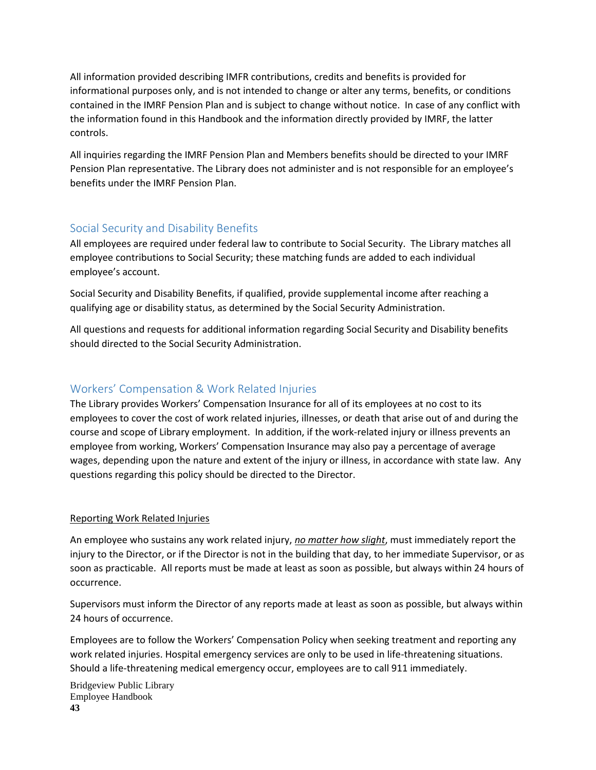All information provided describing IMFR contributions, credits and benefits is provided for informational purposes only, and is not intended to change or alter any terms, benefits, or conditions contained in the IMRF Pension Plan and is subject to change without notice. In case of any conflict with the information found in this Handbook and the information directly provided by IMRF, the latter controls.

All inquiries regarding the IMRF Pension Plan and Members benefits should be directed to your IMRF Pension Plan representative. The Library does not administer and is not responsible for an employee's benefits under the IMRF Pension Plan.

## Social Security and Disability Benefits

All employees are required under federal law to contribute to Social Security. The Library matches all employee contributions to Social Security; these matching funds are added to each individual employee's account.

Social Security and Disability Benefits, if qualified, provide supplemental income after reaching a qualifying age or disability status, as determined by the Social Security Administration.

All questions and requests for additional information regarding Social Security and Disability benefits should directed to the Social Security Administration.

## Workers' Compensation & Work Related Injuries

The Library provides Workers' Compensation Insurance for all of its employees at no cost to its employees to cover the cost of work related injuries, illnesses, or death that arise out of and during the course and scope of Library employment. In addition, if the work-related injury or illness prevents an employee from working, Workers' Compensation Insurance may also pay a percentage of average wages, depending upon the nature and extent of the injury or illness, in accordance with state law. Any questions regarding this policy should be directed to the Director.

### Reporting Work Related Injuries

An employee who sustains any work related injury, ***no matter how slight***, must immediately report the injury to the Director, or if the Director is not in the building that day, to her immediate Supervisor, or as soon as practicable. All reports must be made at least as soon as possible, but always within 24 hours of occurrence.

Supervisors must inform the Director of any reports made at least as soon as possible, but always within 24 hours of occurrence.

Employees are to follow the Workers' Compensation Policy when seeking treatment and reporting any work related injuries. Hospital emergency services are only to be used in life-threatening situations. Should a life-threatening medical emergency occur, employees are to call 911 immediately.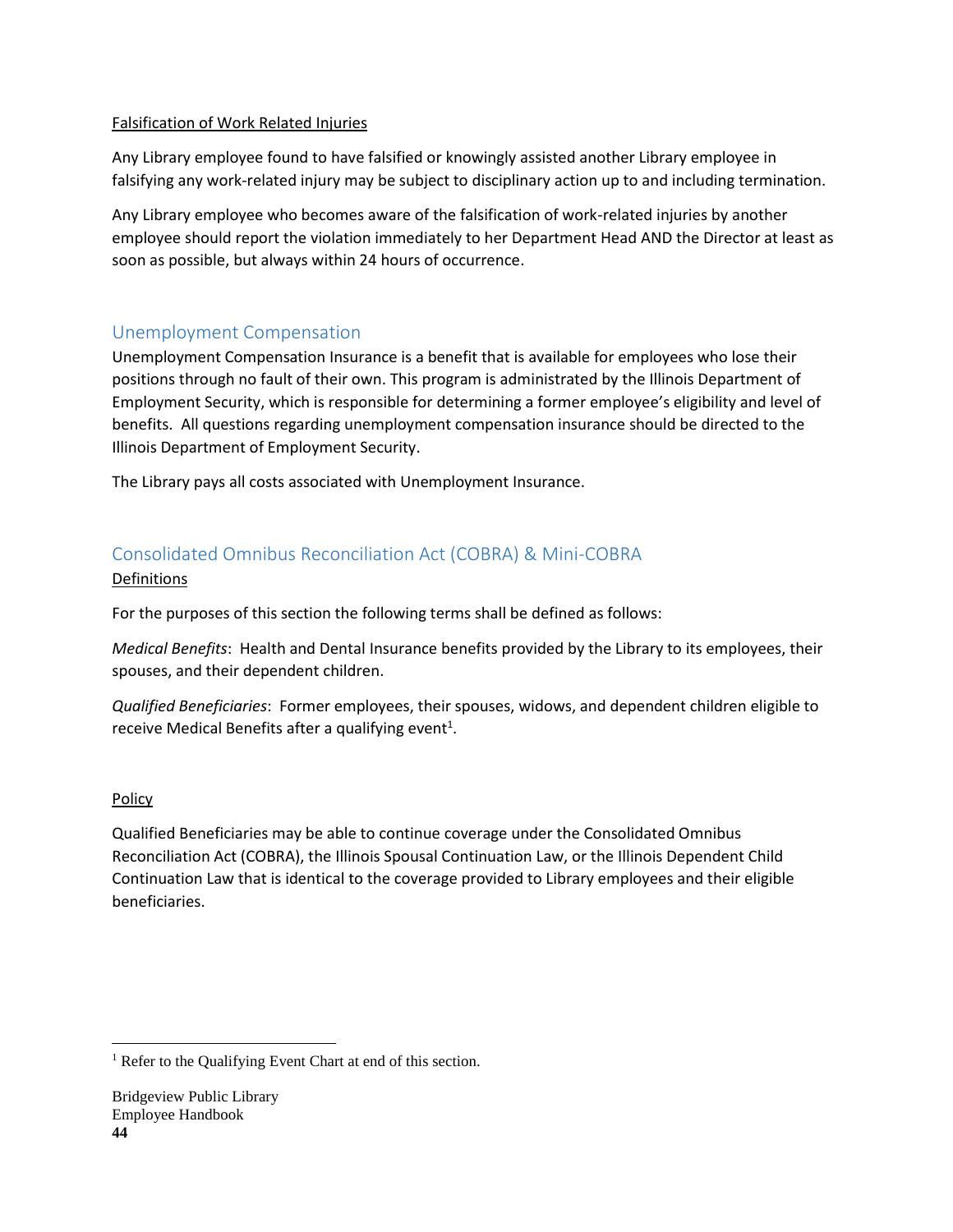Falsification of Work Related Injuries

Any Library employee found to have falsified or knowingly assisted another Library employee in falsifying any work-related injury may be subject to disciplinary action up to and including termination.

Any Library employee who becomes aware of the falsification of work-related injuries by another employee should report the violation immediately to her Department Head AND the Director at least as soon as possible, but always within 24 hours of occurrence.

## Unemployment Compensation

Unemployment Compensation Insurance is a benefit that is available for employees who lose their positions through no fault of their own. This program is administrated by the Illinois Department of Employment Security, which is responsible for determining a former employee's eligibility and level of benefits. All questions regarding unemployment compensation insurance should be directed to the Illinois Department of Employment Security.

The Library pays all costs associated with Unemployment Insurance.

## Consolidated Omnibus Reconciliation Act (COBRA) & Mini-COBRA

Definitions

For the purposes of this section the following terms shall be defined as follows:

*Medical Benefits*: Health and Dental Insurance benefits provided by the Library to its employees, their spouses, and their dependent children.

*Qualified Beneficiaries*: Former employees, their spouses, widows, and dependent children eligible to receive Medical Benefits after a qualifying event[1].

Policy

Qualified Beneficiaries may be able to continue coverage under the Consolidated Omnibus Reconciliation Act (COBRA), the Illinois Spousal Continuation Law, or the Illinois Dependent Child Continuation Law that is identical to the coverage provided to Library employees and their eligible beneficiaries.

[1] Refer to the Qualifying Event Chart at end of this section.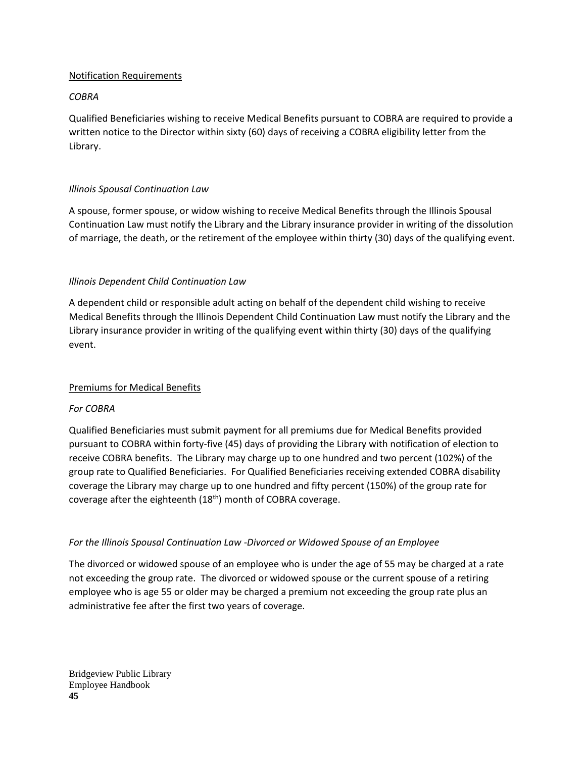Notification Requirements

*COBRA*

Qualified Beneficiaries wishing to receive Medical Benefits pursuant to COBRA are required to provide a written notice to the Director within sixty (60) days of receiving a COBRA eligibility letter from the Library.

*Illinois Spousal Continuation Law*

A spouse, former spouse, or widow wishing to receive Medical Benefits through the Illinois Spousal Continuation Law must notify the Library and the Library insurance provider in writing of the dissolution of marriage, the death, or the retirement of the employee within thirty (30) days of the qualifying event.

*Illinois Dependent Child Continuation Law*

A dependent child or responsible adult acting on behalf of the dependent child wishing to receive Medical Benefits through the Illinois Dependent Child Continuation Law must notify the Library and the Library insurance provider in writing of the qualifying event within thirty (30) days of the qualifying event.

Premiums for Medical Benefits

*For COBRA*

Qualified Beneficiaries must submit payment for all premiums due for Medical Benefits provided pursuant to COBRA within forty-five (45) days of providing the Library with notification of election to receive COBRA benefits. The Library may charge up to one hundred and two percent (102%) of the group rate to Qualified Beneficiaries. For Qualified Beneficiaries receiving extended COBRA disability coverage the Library may charge up to one hundred and fifty percent (150%) of the group rate for coverage after the eighteenth (18th) month of COBRA coverage.

*For the Illinois Spousal Continuation Law -Divorced or Widowed Spouse of an Employee*

The divorced or widowed spouse of an employee who is under the age of 55 may be charged at a rate not exceeding the group rate. The divorced or widowed spouse or the current spouse of a retiring employee who is age 55 or older may be charged a premium not exceeding the group rate plus an administrative fee after the first two years of coverage.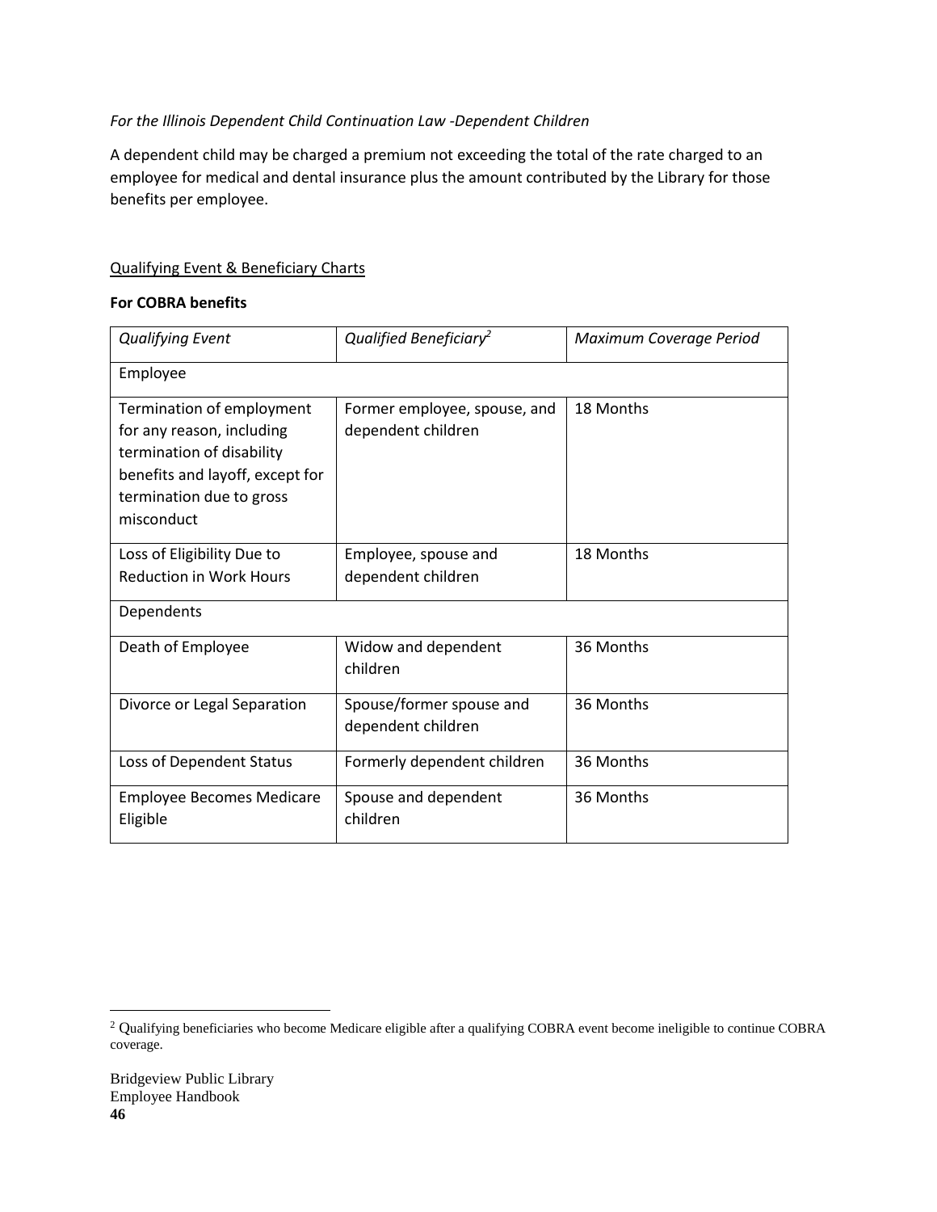*For the Illinois Dependent Child Continuation Law -Dependent Children*

A dependent child may be charged a premium not exceeding the total of the rate charged to an employee for medical and dental insurance plus the amount contributed by the Library for those benefits per employee.

Qualifying Event & Beneficiary Charts

**For COBRA benefits**

| *Qualifying Event* | *Qualified Beneficiary*[2] | *Maximum Coverage Period* |
|---|---|---|
| Employee | | |
| Termination of employment for any reason, including termination of disability benefits and layoff, except for termination due to gross misconduct | Former employee, spouse, and dependent children | 18 Months |
| Loss of Eligibility Due to Reduction in Work Hours | Employee, spouse and dependent children | 18 Months |
| Dependents | | |
| Death of Employee | Widow and dependent children | 36 Months |
| Divorce or Legal Separation | Spouse/former spouse and dependent children | 36 Months |
| Loss of Dependent Status | Formerly dependent children | 36 Months |
| Employee Becomes Medicare Eligible | Spouse and dependent children | 36 Months |

[2] Qualifying beneficiaries who become Medicare eligible after a qualifying COBRA event become ineligible to continue COBRA coverage.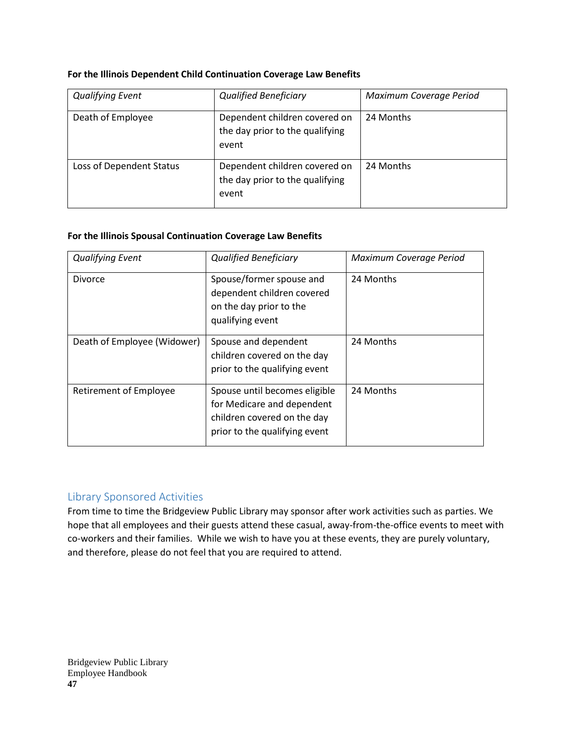**For the Illinois Dependent Child Continuation Coverage Law Benefits**

| *Qualifying Event* | *Qualified Beneficiary* | *Maximum Coverage Period* |
|---|---|---|
| Death of Employee | Dependent children covered on the day prior to the qualifying event | 24 Months |
| Loss of Dependent Status | Dependent children covered on the day prior to the qualifying event | 24 Months |

**For the Illinois Spousal Continuation Coverage Law Benefits**

| *Qualifying Event* | *Qualified Beneficiary* | *Maximum Coverage Period* |
|---|---|---|
| Divorce | Spouse/former spouse and dependent children covered on the day prior to the qualifying event | 24 Months |
| Death of Employee (Widower) | Spouse and dependent children covered on the day prior to the qualifying event | 24 Months |
| Retirement of Employee | Spouse until becomes eligible for Medicare and dependent children covered on the day prior to the qualifying event | 24 Months |

## Library Sponsored Activities

From time to time the Bridgeview Public Library may sponsor after work activities such as parties. We hope that all employees and their guests attend these casual, away-from-the-office events to meet with co-workers and their families. While we wish to have you at these events, they are purely voluntary, and therefore, please do not feel that you are required to attend.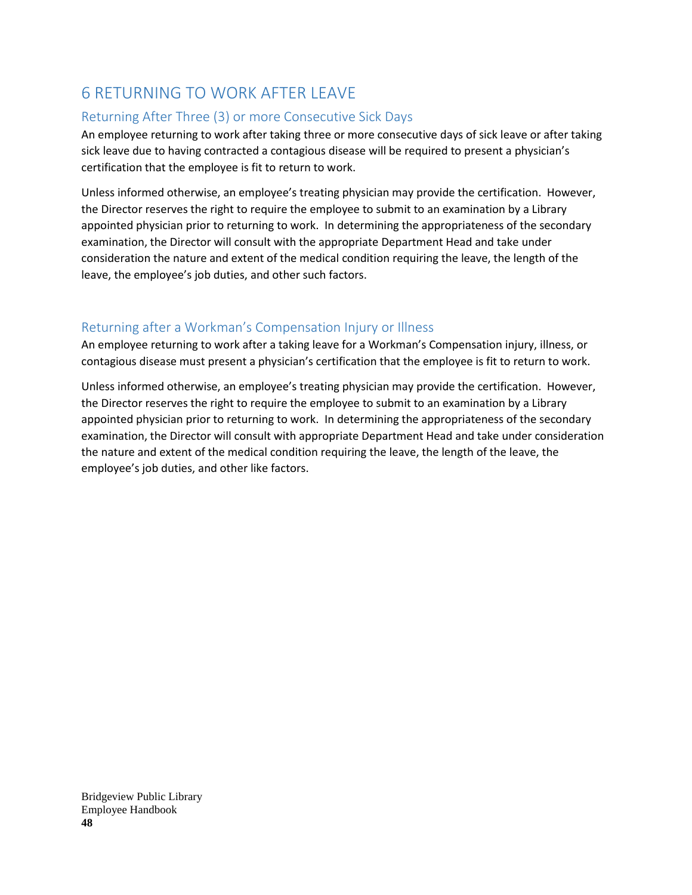# 6 RETURNING TO WORK AFTER LEAVE

## Returning After Three (3) or more Consecutive Sick Days

An employee returning to work after taking three or more consecutive days of sick leave or after taking sick leave due to having contracted a contagious disease will be required to present a physician's certification that the employee is fit to return to work.

Unless informed otherwise, an employee's treating physician may provide the certification. However, the Director reserves the right to require the employee to submit to an examination by a Library appointed physician prior to returning to work. In determining the appropriateness of the secondary examination, the Director will consult with the appropriate Department Head and take under consideration the nature and extent of the medical condition requiring the leave, the length of the leave, the employee's job duties, and other such factors.

## Returning after a Workman's Compensation Injury or Illness

An employee returning to work after a taking leave for a Workman's Compensation injury, illness, or contagious disease must present a physician's certification that the employee is fit to return to work.

Unless informed otherwise, an employee's treating physician may provide the certification. However, the Director reserves the right to require the employee to submit to an examination by a Library appointed physician prior to returning to work. In determining the appropriateness of the secondary examination, the Director will consult with appropriate Department Head and take under consideration the nature and extent of the medical condition requiring the leave, the length of the leave, the employee's job duties, and other like factors.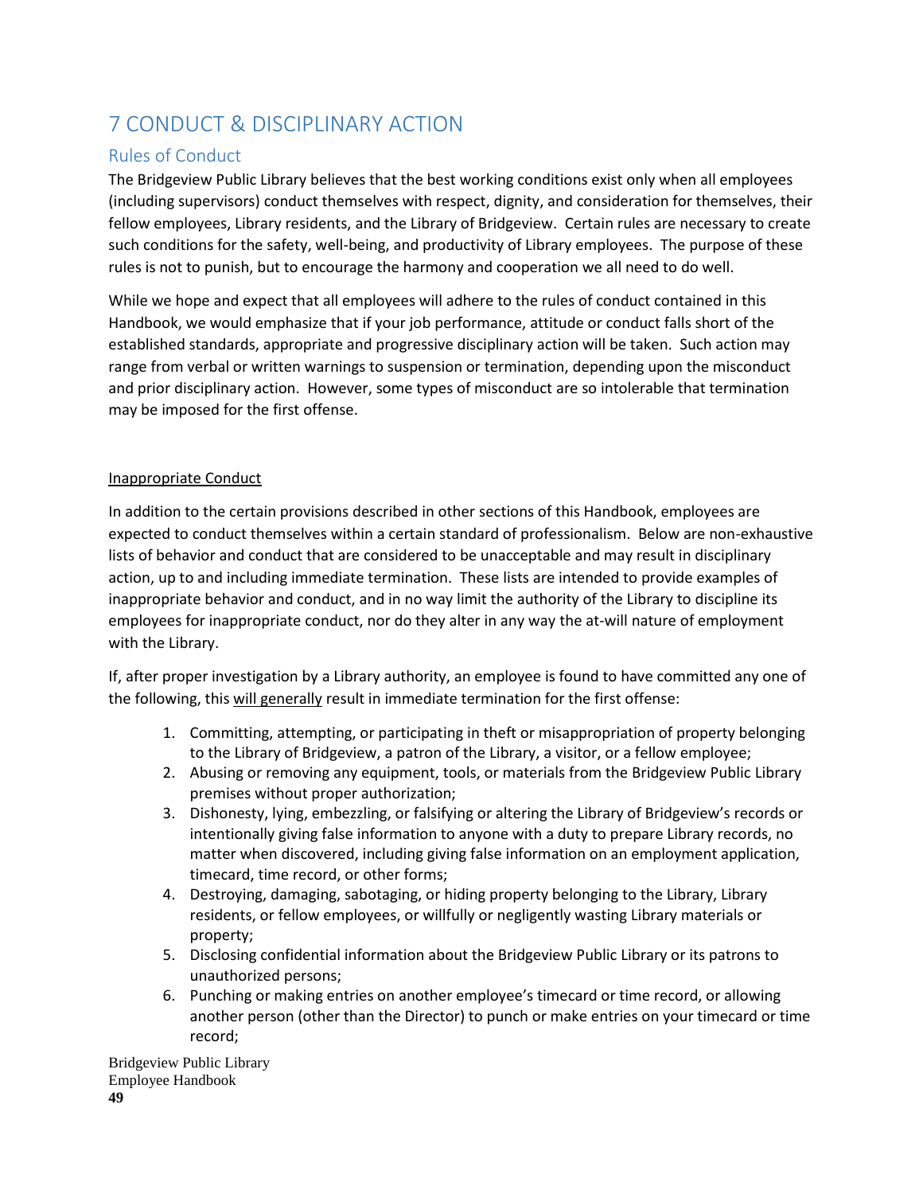# 7 CONDUCT & DISCIPLINARY ACTION

## Rules of Conduct

The Bridgeview Public Library believes that the best working conditions exist only when all employees (including supervisors) conduct themselves with respect, dignity, and consideration for themselves, their fellow employees, Library residents, and the Library of Bridgeview. Certain rules are necessary to create such conditions for the safety, well-being, and productivity of Library employees. The purpose of these rules is not to punish, but to encourage the harmony and cooperation we all need to do well.

While we hope and expect that all employees will adhere to the rules of conduct contained in this Handbook, we would emphasize that if your job performance, attitude or conduct falls short of the established standards, appropriate and progressive disciplinary action will be taken. Such action may range from verbal or written warnings to suspension or termination, depending upon the misconduct and prior disciplinary action. However, some types of misconduct are so intolerable that termination may be imposed for the first offense.

<u>Inappropriate Conduct</u>

In addition to the certain provisions described in other sections of this Handbook, employees are expected to conduct themselves within a certain standard of professionalism. Below are non-exhaustive lists of behavior and conduct that are considered to be unacceptable and may result in disciplinary action, up to and including immediate termination. These lists are intended to provide examples of inappropriate behavior and conduct, and in no way limit the authority of the Library to discipline its employees for inappropriate conduct, nor do they alter in any way the at-will nature of employment with the Library.

If, after proper investigation by a Library authority, an employee is found to have committed any one of the following, this <u>will generally</u> result in immediate termination for the first offense:

1. Committing, attempting, or participating in theft or misappropriation of property belonging to the Library of Bridgeview, a patron of the Library, a visitor, or a fellow employee;
2. Abusing or removing any equipment, tools, or materials from the Bridgeview Public Library premises without proper authorization;
3. Dishonesty, lying, embezzling, or falsifying or altering the Library of Bridgeview's records or intentionally giving false information to anyone with a duty to prepare Library records, no matter when discovered, including giving false information on an employment application, timecard, time record, or other forms;
4. Destroying, damaging, sabotaging, or hiding property belonging to the Library, Library residents, or fellow employees, or willfully or negligently wasting Library materials or property;
5. Disclosing confidential information about the Bridgeview Public Library or its patrons to unauthorized persons;
6. Punching or making entries on another employee's timecard or time record, or allowing another person (other than the Director) to punch or make entries on your timecard or time record;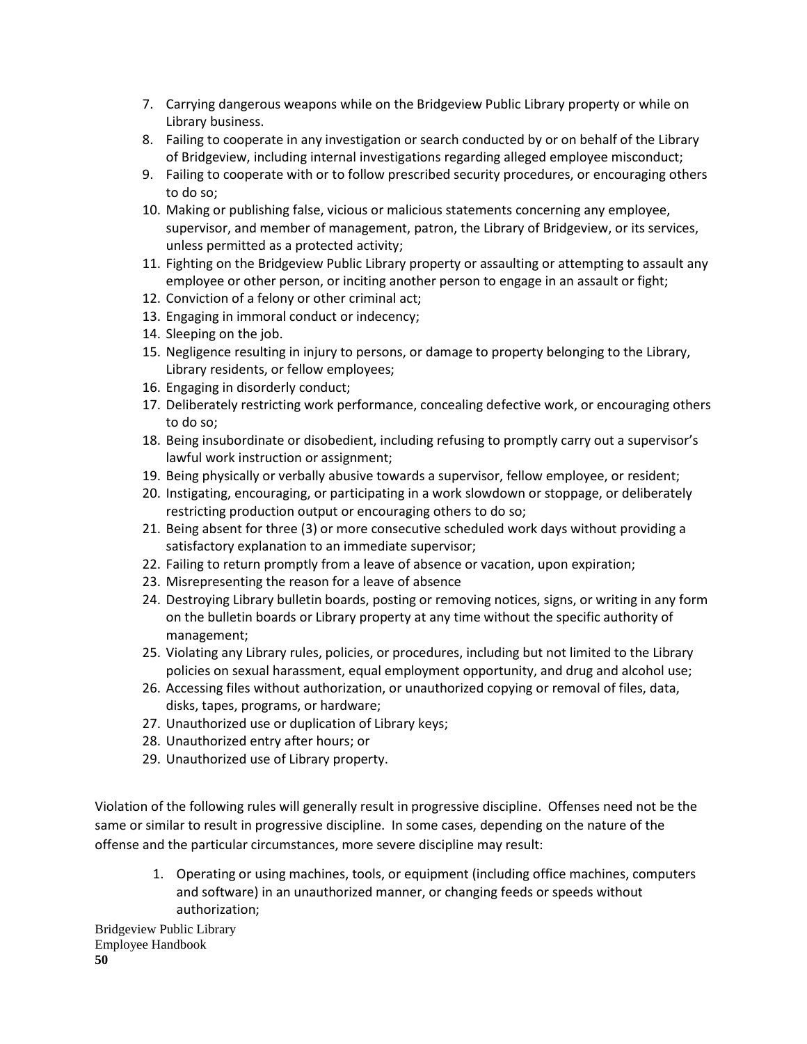7. Carrying dangerous weapons while on the Bridgeview Public Library property or while on Library business.
8. Failing to cooperate in any investigation or search conducted by or on behalf of the Library of Bridgeview, including internal investigations regarding alleged employee misconduct;
9. Failing to cooperate with or to follow prescribed security procedures, or encouraging others to do so;
10. Making or publishing false, vicious or malicious statements concerning any employee, supervisor, and member of management, patron, the Library of Bridgeview, or its services, unless permitted as a protected activity;
11. Fighting on the Bridgeview Public Library property or assaulting or attempting to assault any employee or other person, or inciting another person to engage in an assault or fight;
12. Conviction of a felony or other criminal act;
13. Engaging in immoral conduct or indecency;
14. Sleeping on the job.
15. Negligence resulting in injury to persons, or damage to property belonging to the Library, Library residents, or fellow employees;
16. Engaging in disorderly conduct;
17. Deliberately restricting work performance, concealing defective work, or encouraging others to do so;
18. Being insubordinate or disobedient, including refusing to promptly carry out a supervisor's lawful work instruction or assignment;
19. Being physically or verbally abusive towards a supervisor, fellow employee, or resident;
20. Instigating, encouraging, or participating in a work slowdown or stoppage, or deliberately restricting production output or encouraging others to do so;
21. Being absent for three (3) or more consecutive scheduled work days without providing a satisfactory explanation to an immediate supervisor;
22. Failing to return promptly from a leave of absence or vacation, upon expiration;
23. Misrepresenting the reason for a leave of absence
24. Destroying Library bulletin boards, posting or removing notices, signs, or writing in any form on the bulletin boards or Library property at any time without the specific authority of management;
25. Violating any Library rules, policies, or procedures, including but not limited to the Library policies on sexual harassment, equal employment opportunity, and drug and alcohol use;
26. Accessing files without authorization, or unauthorized copying or removal of files, data, disks, tapes, programs, or hardware;
27. Unauthorized use or duplication of Library keys;
28. Unauthorized entry after hours; or
29. Unauthorized use of Library property.

Violation of the following rules will generally result in progressive discipline. Offenses need not be the same or similar to result in progressive discipline. In some cases, depending on the nature of the offense and the particular circumstances, more severe discipline may result:

1. Operating or using machines, tools, or equipment (including office machines, computers and software) in an unauthorized manner, or changing feeds or speeds without authorization;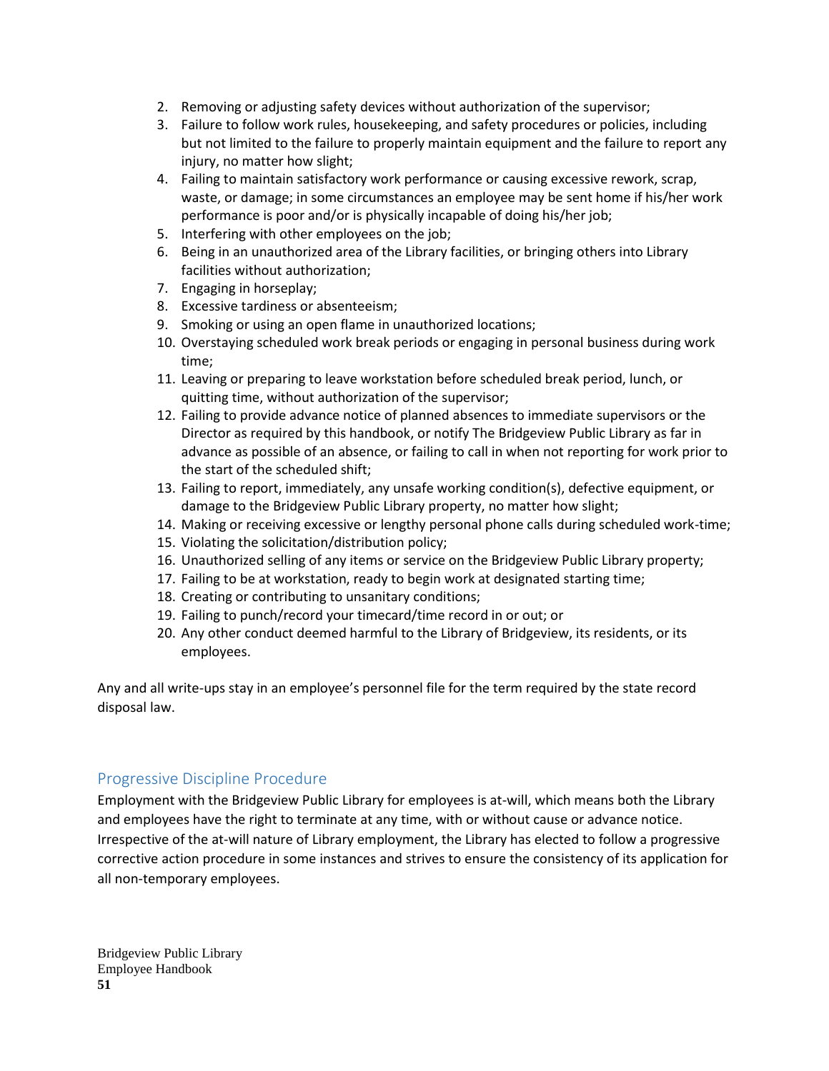2. Removing or adjusting safety devices without authorization of the supervisor;
3. Failure to follow work rules, housekeeping, and safety procedures or policies, including but not limited to the failure to properly maintain equipment and the failure to report any injury, no matter how slight;
4. Failing to maintain satisfactory work performance or causing excessive rework, scrap, waste, or damage; in some circumstances an employee may be sent home if his/her work performance is poor and/or is physically incapable of doing his/her job;
5. Interfering with other employees on the job;
6. Being in an unauthorized area of the Library facilities, or bringing others into Library facilities without authorization;
7. Engaging in horseplay;
8. Excessive tardiness or absenteeism;
9. Smoking or using an open flame in unauthorized locations;
10. Overstaying scheduled work break periods or engaging in personal business during work time;
11. Leaving or preparing to leave workstation before scheduled break period, lunch, or quitting time, without authorization of the supervisor;
12. Failing to provide advance notice of planned absences to immediate supervisors or the Director as required by this handbook, or notify The Bridgeview Public Library as far in advance as possible of an absence, or failing to call in when not reporting for work prior to the start of the scheduled shift;
13. Failing to report, immediately, any unsafe working condition(s), defective equipment, or damage to the Bridgeview Public Library property, no matter how slight;
14. Making or receiving excessive or lengthy personal phone calls during scheduled work-time;
15. Violating the solicitation/distribution policy;
16. Unauthorized selling of any items or service on the Bridgeview Public Library property;
17. Failing to be at workstation, ready to begin work at designated starting time;
18. Creating or contributing to unsanitary conditions;
19. Failing to punch/record your timecard/time record in or out; or
20. Any other conduct deemed harmful to the Library of Bridgeview, its residents, or its employees.

Any and all write-ups stay in an employee's personnel file for the term required by the state record disposal law.

## Progressive Discipline Procedure

Employment with the Bridgeview Public Library for employees is at-will, which means both the Library and employees have the right to terminate at any time, with or without cause or advance notice. Irrespective of the at-will nature of Library employment, the Library has elected to follow a progressive corrective action procedure in some instances and strives to ensure the consistency of its application for all non-temporary employees.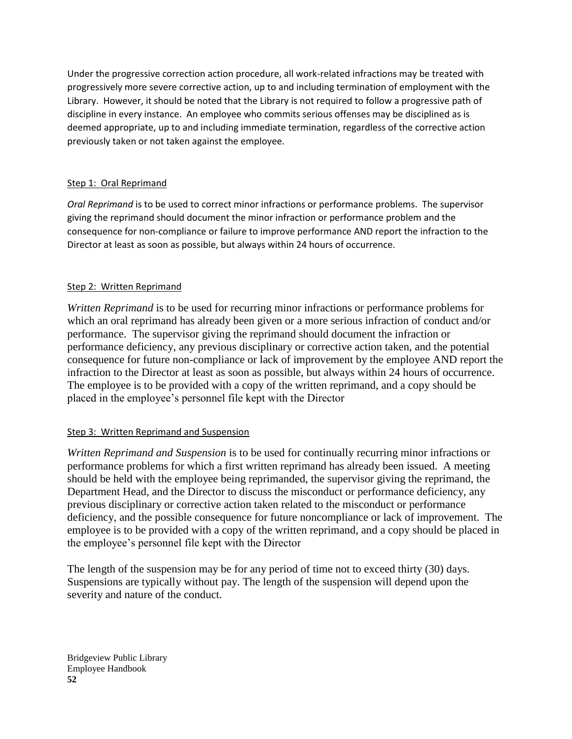Under the progressive correction action procedure, all work-related infractions may be treated with progressively more severe corrective action, up to and including termination of employment with the Library. However, it should be noted that the Library is not required to follow a progressive path of discipline in every instance. An employee who commits serious offenses may be disciplined as is deemed appropriate, up to and including immediate termination, regardless of the corrective action previously taken or not taken against the employee.

Step 1: Oral Reprimand

*Oral Reprimand* is to be used to correct minor infractions or performance problems. The supervisor giving the reprimand should document the minor infraction or performance problem and the consequence for non-compliance or failure to improve performance AND report the infraction to the Director at least as soon as possible, but always within 24 hours of occurrence.

Step 2: Written Reprimand

*Written Reprimand* is to be used for recurring minor infractions or performance problems for which an oral reprimand has already been given or a more serious infraction of conduct and/or performance. The supervisor giving the reprimand should document the infraction or performance deficiency, any previous disciplinary or corrective action taken, and the potential consequence for future non-compliance or lack of improvement by the employee AND report the infraction to the Director at least as soon as possible, but always within 24 hours of occurrence. The employee is to be provided with a copy of the written reprimand, and a copy should be placed in the employee's personnel file kept with the Director

Step 3: Written Reprimand and Suspension

*Written Reprimand and Suspension* is to be used for continually recurring minor infractions or performance problems for which a first written reprimand has already been issued. A meeting should be held with the employee being reprimanded, the supervisor giving the reprimand, the Department Head, and the Director to discuss the misconduct or performance deficiency, any previous disciplinary or corrective action taken related to the misconduct or performance deficiency, and the possible consequence for future noncompliance or lack of improvement. The employee is to be provided with a copy of the written reprimand, and a copy should be placed in the employee's personnel file kept with the Director

The length of the suspension may be for any period of time not to exceed thirty (30) days. Suspensions are typically without pay. The length of the suspension will depend upon the severity and nature of the conduct.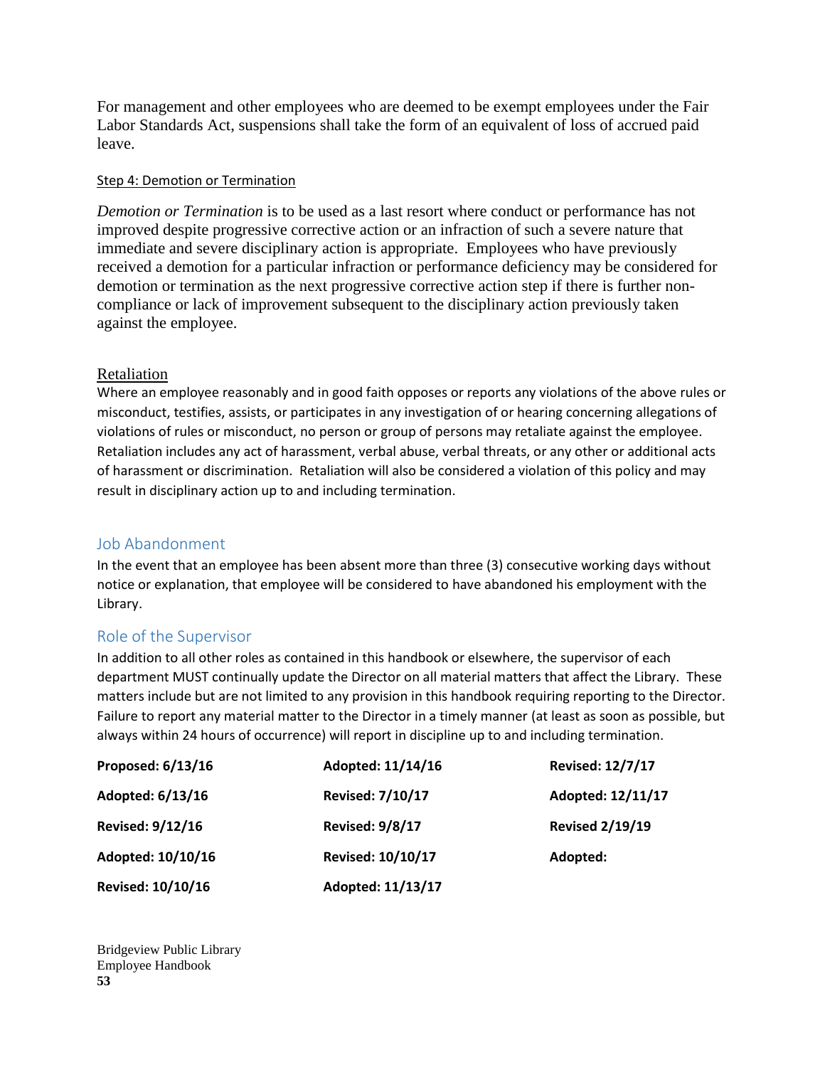For management and other employees who are deemed to be exempt employees under the Fair Labor Standards Act, suspensions shall take the form of an equivalent of loss of accrued paid leave.

#### Step 4: Demotion or Termination

*Demotion or Termination* is to be used as a last resort where conduct or performance has not improved despite progressive corrective action or an infraction of such a severe nature that immediate and severe disciplinary action is appropriate. Employees who have previously received a demotion for a particular infraction or performance deficiency may be considered for demotion or termination as the next progressive corrective action step if there is further non-compliance or lack of improvement subsequent to the disciplinary action previously taken against the employee.

### Retaliation

Where an employee reasonably and in good faith opposes or reports any violations of the above rules or misconduct, testifies, assists, or participates in any investigation of or hearing concerning allegations of violations of rules or misconduct, no person or group of persons may retaliate against the employee. Retaliation includes any act of harassment, verbal abuse, verbal threats, or any other or additional acts of harassment or discrimination. Retaliation will also be considered a violation of this policy and may result in disciplinary action up to and including termination.

## Job Abandonment

In the event that an employee has been absent more than three (3) consecutive working days without notice or explanation, that employee will be considered to have abandoned his employment with the Library.

## Role of the Supervisor

In addition to all other roles as contained in this handbook or elsewhere, the supervisor of each department MUST continually update the Director on all material matters that affect the Library. These matters include but are not limited to any provision in this handbook requiring reporting to the Director. Failure to report any material matter to the Director in a timely manner (at least as soon as possible, but always within 24 hours of occurrence) will report in discipline up to and including termination.

| | | |
|---|---|---|
| **Proposed: 6/13/16** | **Adopted: 11/14/16** | **Revised: 12/7/17** |
| **Adopted: 6/13/16** | **Revised: 7/10/17** | **Adopted: 12/11/17** |
| **Revised: 9/12/16** | **Revised: 9/8/17** | **Revised 2/19/19** |
| **Adopted: 10/10/16** | **Revised: 10/10/17** | **Adopted:** |
| **Revised: 10/10/16** | **Adopted: 11/13/17** | |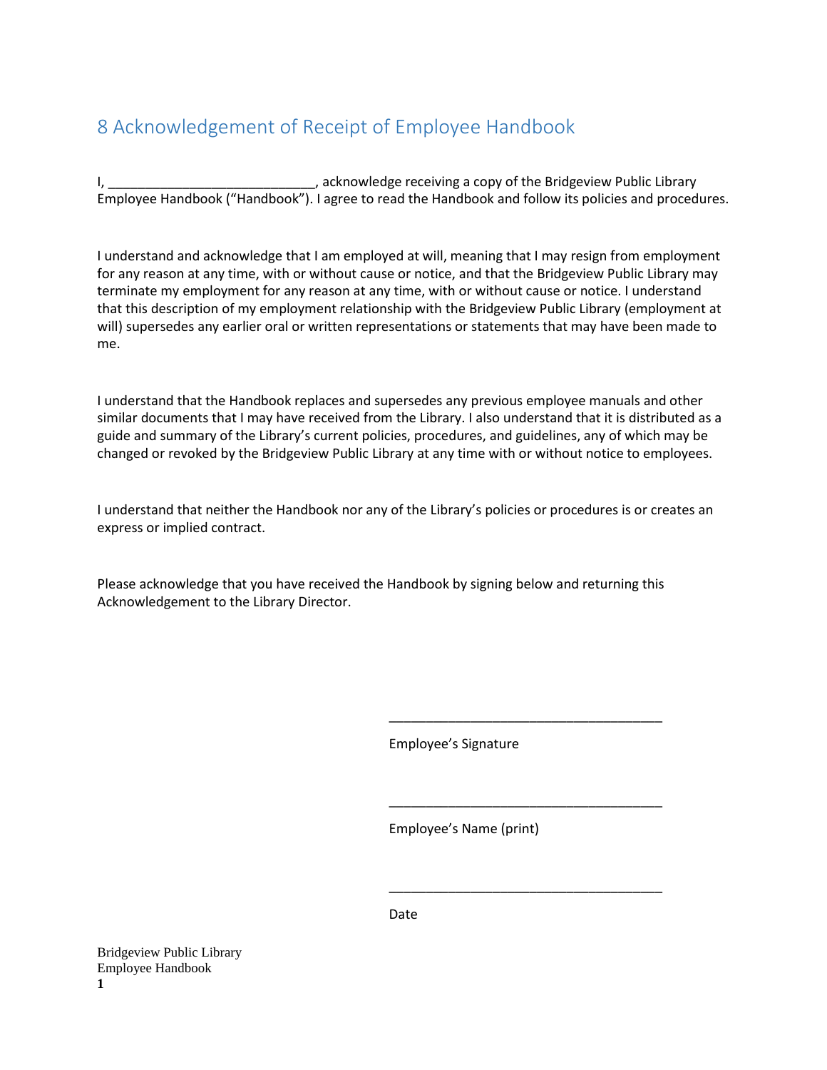## 8 Acknowledgement of Receipt of Employee Handbook

I, ____________________________, acknowledge receiving a copy of the Bridgeview Public Library Employee Handbook (“Handbook”). I agree to read the Handbook and follow its policies and procedures.

I understand and acknowledge that I am employed at will, meaning that I may resign from employment for any reason at any time, with or without cause or notice, and that the Bridgeview Public Library may terminate my employment for any reason at any time, with or without cause or notice. I understand that this description of my employment relationship with the Bridgeview Public Library (employment at will) supersedes any earlier oral or written representations or statements that may have been made to me.

I understand that the Handbook replaces and supersedes any previous employee manuals and other similar documents that I may have received from the Library. I also understand that it is distributed as a guide and summary of the Library’s current policies, procedures, and guidelines, any of which may be changed or revoked by the Bridgeview Public Library at any time with or without notice to employees.

I understand that neither the Handbook nor any of the Library’s policies or procedures is or creates an express or implied contract.

Please acknowledge that you have received the Handbook by signing below and returning this Acknowledgement to the Library Director.

_____________________________________

Employee’s Signature

_____________________________________

Employee’s Name (print)

_____________________________________

Date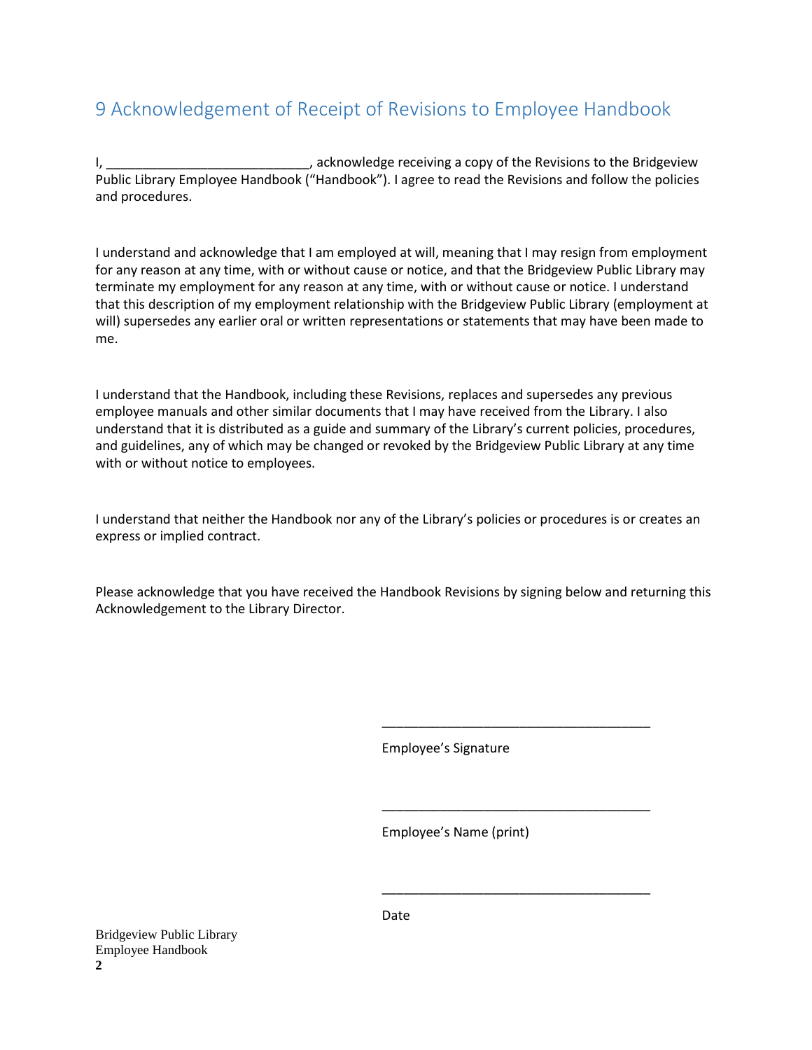# 9 Acknowledgement of Receipt of Revisions to Employee Handbook

I, ____________________________, acknowledge receiving a copy of the Revisions to the Bridgeview Public Library Employee Handbook ("Handbook"). I agree to read the Revisions and follow the policies and procedures.

I understand and acknowledge that I am employed at will, meaning that I may resign from employment for any reason at any time, with or without cause or notice, and that the Bridgeview Public Library may terminate my employment for any reason at any time, with or without cause or notice. I understand that this description of my employment relationship with the Bridgeview Public Library (employment at will) supersedes any earlier oral or written representations or statements that may have been made to me.

I understand that the Handbook, including these Revisions, replaces and supersedes any previous employee manuals and other similar documents that I may have received from the Library. I also understand that it is distributed as a guide and summary of the Library's current policies, procedures, and guidelines, any of which may be changed or revoked by the Bridgeview Public Library at any time with or without notice to employees.

I understand that neither the Handbook nor any of the Library's policies or procedures is or creates an express or implied contract.

Please acknowledge that you have received the Handbook Revisions by signing below and returning this Acknowledgement to the Library Director.

_____________________________________

Employee's Signature

_____________________________________

Employee's Name (print)

_____________________________________

Date